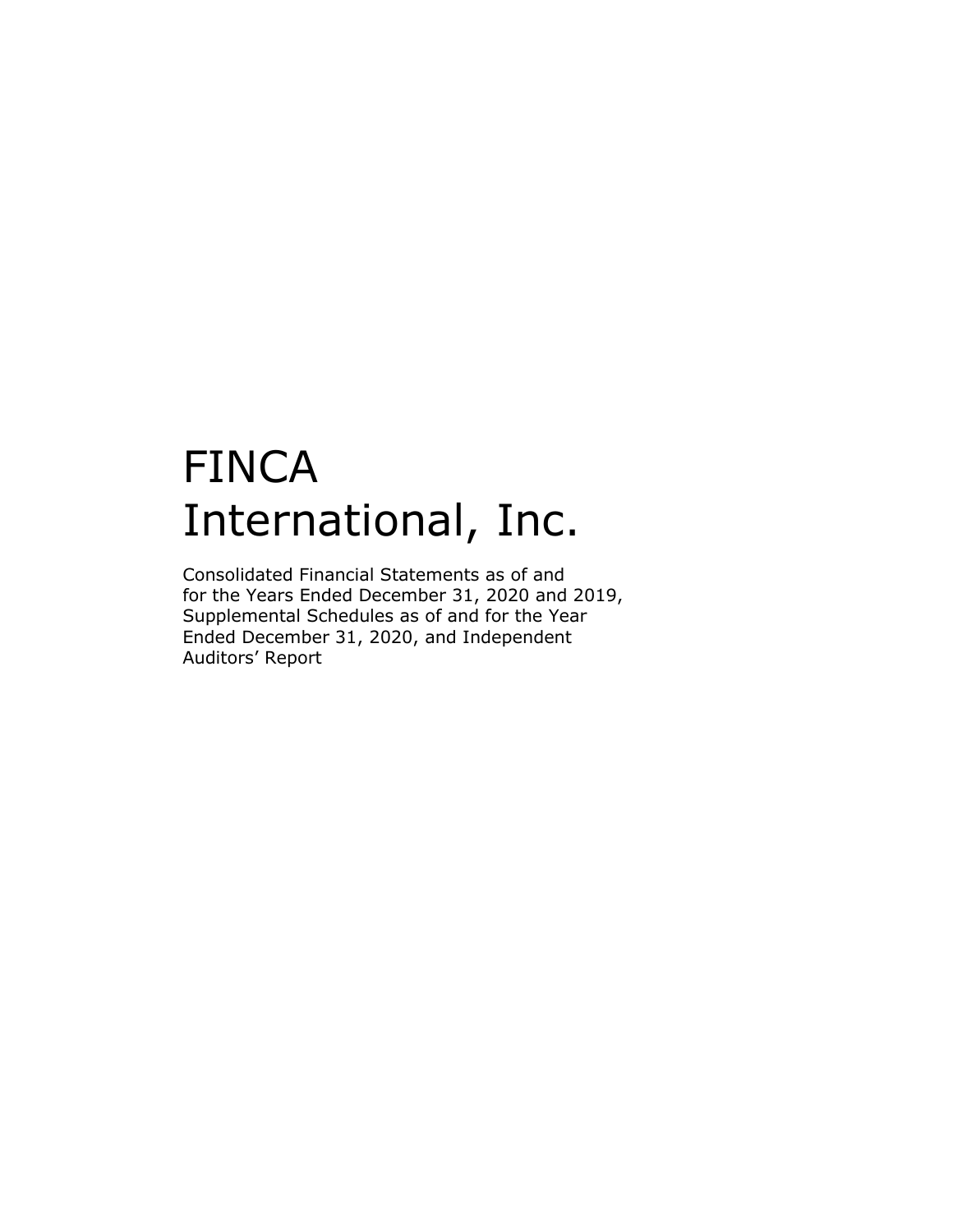# FINCA International, Inc.

Consolidated Financial Statements as of and for the Years Ended December 31, 2020 and 2019, Supplemental Schedules as of and for the Year Ended December 31, 2020, and Independent Auditors' Report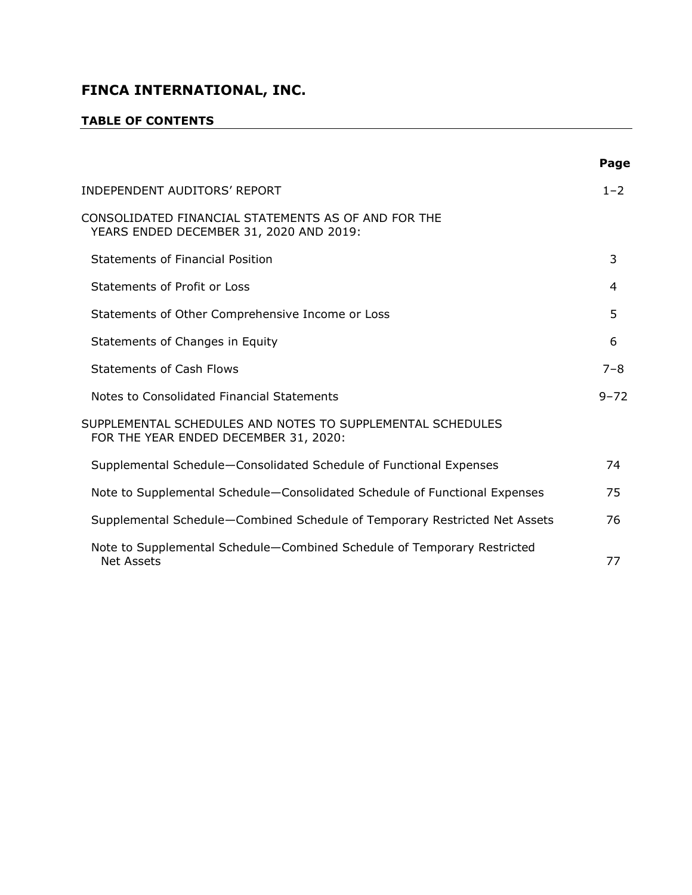# FINCA INTERNATIONAL, INC.

## TABLE OF CONTENTS

| | Page |
|---|---|
| INDEPENDENT AUDITORS' REPORT | 1–2 |
| CONSOLIDATED FINANCIAL STATEMENTS AS OF AND FOR THE YEARS ENDED DECEMBER 31, 2020 AND 2019: | |
| Statements of Financial Position | 3 |
| Statements of Profit or Loss | 4 |
| Statements of Other Comprehensive Income or Loss | 5 |
| Statements of Changes in Equity | 6 |
| Statements of Cash Flows | 7–8 |
| Notes to Consolidated Financial Statements | 9–72 |
| SUPPLEMENTAL SCHEDULES AND NOTES TO SUPPLEMENTAL SCHEDULES FOR THE YEAR ENDED DECEMBER 31, 2020: | |
| Supplemental Schedule—Consolidated Schedule of Functional Expenses | 74 |
| Note to Supplemental Schedule—Consolidated Schedule of Functional Expenses | 75 |
| Supplemental Schedule—Combined Schedule of Temporary Restricted Net Assets | 76 |
| Note to Supplemental Schedule—Combined Schedule of Temporary Restricted Net Assets | 77 |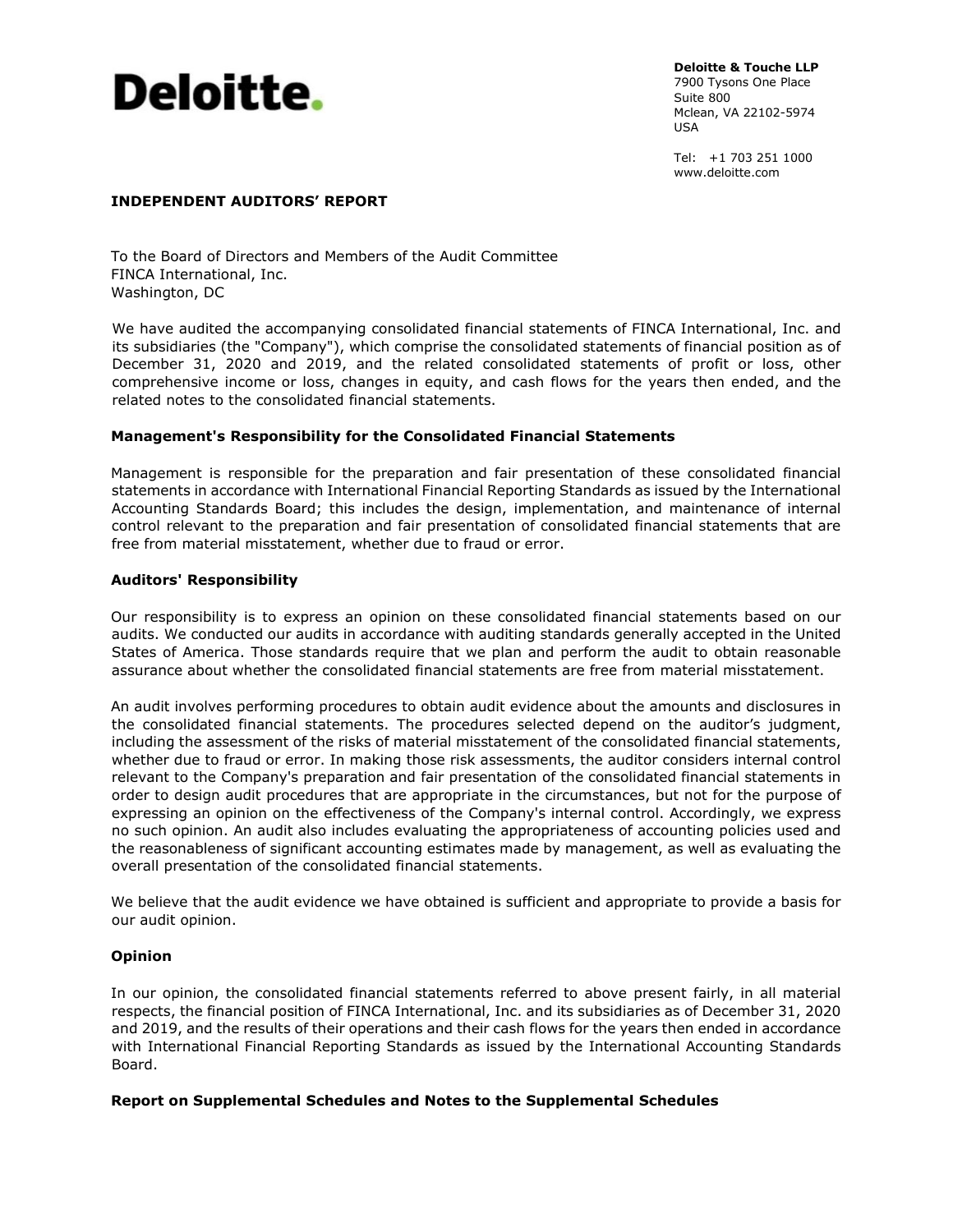**Deloitte.**

**Deloitte & Touche LLP**
7900 Tysons One Place
Suite 800
Mclean, VA 22102-5974
USA

Tel: +1 703 251 1000
www.deloitte.com

## INDEPENDENT AUDITORS' REPORT

To the Board of Directors and Members of the Audit Committee
FINCA International, Inc.
Washington, DC

We have audited the accompanying consolidated financial statements of FINCA International, Inc. and its subsidiaries (the "Company"), which comprise the consolidated statements of financial position as of December 31, 2020 and 2019, and the related consolidated statements of profit or loss, other comprehensive income or loss, changes in equity, and cash flows for the years then ended, and the related notes to the consolidated financial statements.

### Management's Responsibility for the Consolidated Financial Statements

Management is responsible for the preparation and fair presentation of these consolidated financial statements in accordance with International Financial Reporting Standards as issued by the International Accounting Standards Board; this includes the design, implementation, and maintenance of internal control relevant to the preparation and fair presentation of consolidated financial statements that are free from material misstatement, whether due to fraud or error.

### Auditors' Responsibility

Our responsibility is to express an opinion on these consolidated financial statements based on our audits. We conducted our audits in accordance with auditing standards generally accepted in the United States of America. Those standards require that we plan and perform the audit to obtain reasonable assurance about whether the consolidated financial statements are free from material misstatement.

An audit involves performing procedures to obtain audit evidence about the amounts and disclosures in the consolidated financial statements. The procedures selected depend on the auditor's judgment, including the assessment of the risks of material misstatement of the consolidated financial statements, whether due to fraud or error. In making those risk assessments, the auditor considers internal control relevant to the Company's preparation and fair presentation of the consolidated financial statements in order to design audit procedures that are appropriate in the circumstances, but not for the purpose of expressing an opinion on the effectiveness of the Company's internal control. Accordingly, we express no such opinion. An audit also includes evaluating the appropriateness of accounting policies used and the reasonableness of significant accounting estimates made by management, as well as evaluating the overall presentation of the consolidated financial statements.

We believe that the audit evidence we have obtained is sufficient and appropriate to provide a basis for our audit opinion.

### Opinion

In our opinion, the consolidated financial statements referred to above present fairly, in all material respects, the financial position of FINCA International, Inc. and its subsidiaries as of December 31, 2020 and 2019, and the results of their operations and their cash flows for the years then ended in accordance with International Financial Reporting Standards as issued by the International Accounting Standards Board.

### Report on Supplemental Schedules and Notes to the Supplemental Schedules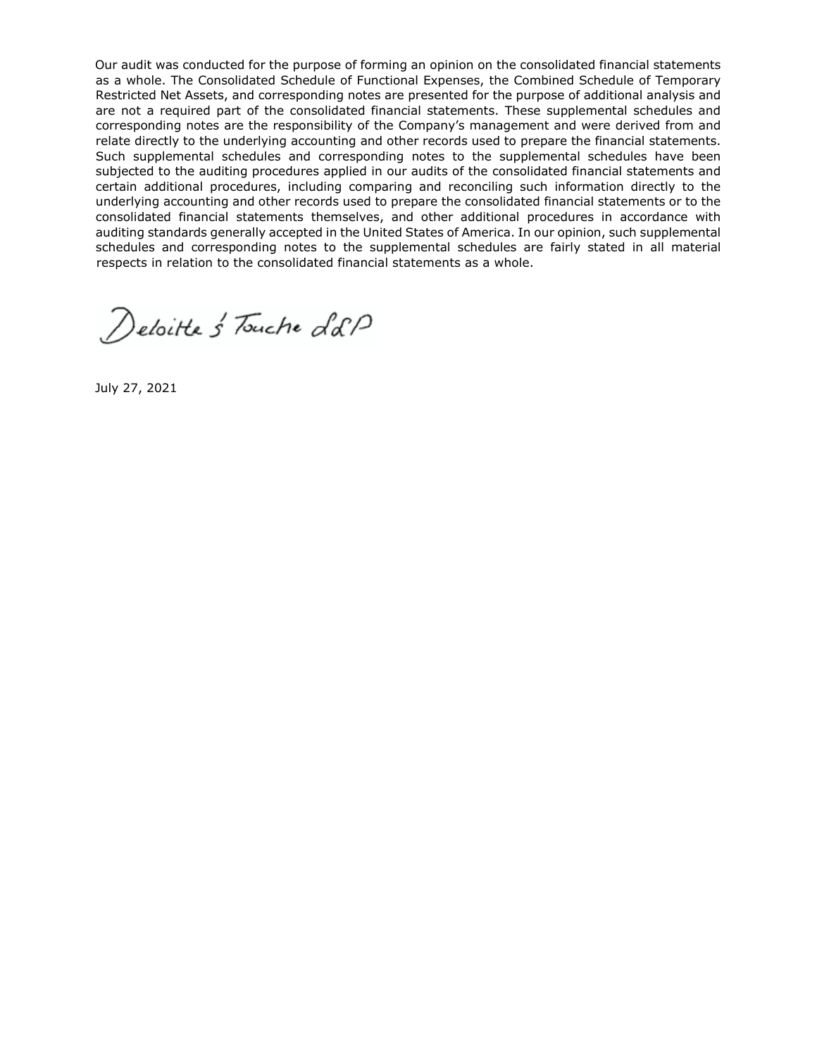Our audit was conducted for the purpose of forming an opinion on the consolidated financial statements as a whole. The Consolidated Schedule of Functional Expenses, the Combined Schedule of Temporary Restricted Net Assets, and corresponding notes are presented for the purpose of additional analysis and are not a required part of the consolidated financial statements. These supplemental schedules and corresponding notes are the responsibility of the Company's management and were derived from and relate directly to the underlying accounting and other records used to prepare the financial statements. Such supplemental schedules and corresponding notes to the supplemental schedules have been subjected to the auditing procedures applied in our audits of the consolidated financial statements and certain additional procedures, including comparing and reconciling such information directly to the underlying accounting and other records used to prepare the consolidated financial statements or to the consolidated financial statements themselves, and other additional procedures in accordance with auditing standards generally accepted in the United States of America. In our opinion, such supplemental schedules and corresponding notes to the supplemental schedules are fairly stated in all material respects in relation to the consolidated financial statements as a whole.

Deloitte & Touche LLP

July 27, 2021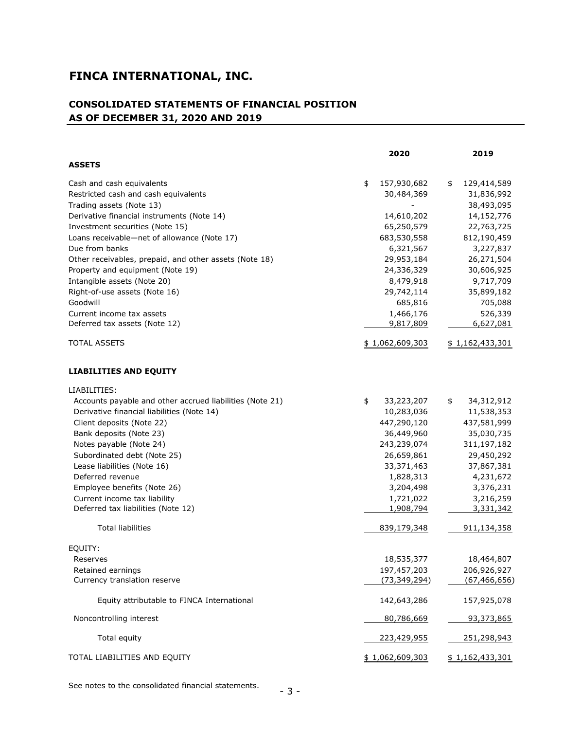# FINCA INTERNATIONAL, INC.

## CONSOLIDATED STATEMENTS OF FINANCIAL POSITION
## AS OF DECEMBER 31, 2020 AND 2019

| | 2020 | 2019 |
|---|---|---|
| **ASSETS** | | |
| Cash and cash equivalents | $ 157,930,682 | $ 129,414,589 |
| Restricted cash and cash equivalents | 30,484,369 | 31,836,992 |
| Trading assets (Note 13) | - | 38,493,095 |
| Derivative financial instruments (Note 14) | 14,610,202 | 14,152,776 |
| Investment securities (Note 15) | 65,250,579 | 22,763,725 |
| Loans receivable—net of allowance (Note 17) | 683,530,558 | 812,190,459 |
| Due from banks | 6,321,567 | 3,227,837 |
| Other receivables, prepaid, and other assets (Note 18) | 29,953,184 | 26,271,504 |
| Property and equipment (Note 19) | 24,336,329 | 30,606,925 |
| Intangible assets (Note 20) | 8,479,918 | 9,717,709 |
| Right-of-use assets (Note 16) | 29,742,114 | 35,899,182 |
| Goodwill | 685,816 | 705,088 |
| Current income tax assets | 1,466,176 | 526,339 |
| Deferred tax assets (Note 12) | 9,817,809 | 6,627,081 |
| TOTAL ASSETS | $ 1,062,609,303 | $ 1,162,433,301 |
| **LIABILITIES AND EQUITY** | | |
| LIABILITIES: | | |
| Accounts payable and other accrued liabilities (Note 21) | $ 33,223,207 | $ 34,312,912 |
| Derivative financial liabilities (Note 14) | 10,283,036 | 11,538,353 |
| Client deposits (Note 22) | 447,290,120 | 437,581,999 |
| Bank deposits (Note 23) | 36,449,960 | 35,030,735 |
| Notes payable (Note 24) | 243,239,074 | 311,197,182 |
| Subordinated debt (Note 25) | 26,659,861 | 29,450,292 |
| Lease liabilities (Note 16) | 33,371,463 | 37,867,381 |
| Deferred revenue | 1,828,313 | 4,231,672 |
| Employee benefits (Note 26) | 3,204,498 | 3,376,231 |
| Current income tax liability | 1,721,022 | 3,216,259 |
| Deferred tax liabilities (Note 12) | 1,908,794 | 3,331,342 |
| Total liabilities | 839,179,348 | 911,134,358 |
| EQUITY: | | |
| Reserves | 18,535,377 | 18,464,807 |
| Retained earnings | 197,457,203 | 206,926,927 |
| Currency translation reserve | (73,349,294) | (67,466,656) |
| Equity attributable to FINCA International | 142,643,286 | 157,925,078 |
| Noncontrolling interest | 80,786,669 | 93,373,865 |
| Total equity | 223,429,955 | 251,298,943 |
| TOTAL LIABILITIES AND EQUITY | $ 1,062,609,303 | $ 1,162,433,301 |

See notes to the consolidated financial statements.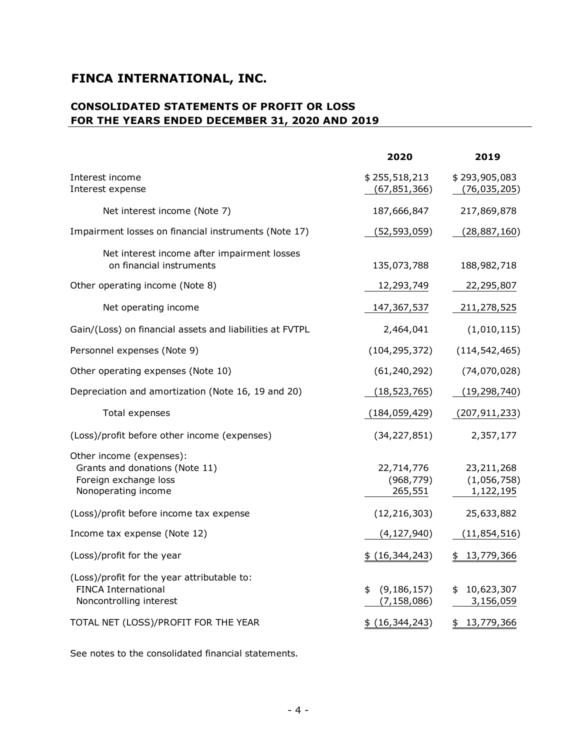# FINCA INTERNATIONAL, INC.

## CONSOLIDATED STATEMENTS OF PROFIT OR LOSS FOR THE YEARS ENDED DECEMBER 31, 2020 AND 2019

| | 2020 | 2019 |
|---|---|---|
| Interest income | $ 255,518,213 | $ 293,905,083 |
| Interest expense | (67,851,366) | (76,035,205) |
| Net interest income (Note 7) | 187,666,847 | 217,869,878 |
| Impairment losses on financial instruments (Note 17) | (52,593,059) | (28,887,160) |
| Net interest income after impairment losses on financial instruments | 135,073,788 | 188,982,718 |
| Other operating income (Note 8) | 12,293,749 | 22,295,807 |
| Net operating income | 147,367,537 | 211,278,525 |
| Gain/(Loss) on financial assets and liabilities at FVTPL | 2,464,041 | (1,010,115) |
| Personnel expenses (Note 9) | (104,295,372) | (114,542,465) |
| Other operating expenses (Note 10) | (61,240,292) | (74,070,028) |
| Depreciation and amortization (Note 16, 19 and 20) | (18,523,765) | (19,298,740) |
| Total expenses | (184,059,429) | (207,911,233) |
| (Loss)/profit before other income (expenses) | (34,227,851) | 2,357,177 |
| Other income (expenses): | | |
| Grants and donations (Note 11) | 22,714,776 | 23,211,268 |
| Foreign exchange loss | (968,779) | (1,056,758) |
| Nonoperating income | 265,551 | 1,122,195 |
| (Loss)/profit before income tax expense | (12,216,303) | 25,633,882 |
| Income tax expense (Note 12) | (4,127,940) | (11,854,516) |
| (Loss)/profit for the year | $ (16,344,243) | $ 13,779,366 |
| (Loss)/profit for the year attributable to: | | |
| FINCA International | $ (9,186,157) | $ 10,623,307 |
| Noncontrolling interest | (7,158,086) | 3,156,059 |
| TOTAL NET (LOSS)/PROFIT FOR THE YEAR | $ (16,344,243) | $ 13,779,366 |

See notes to the consolidated financial statements.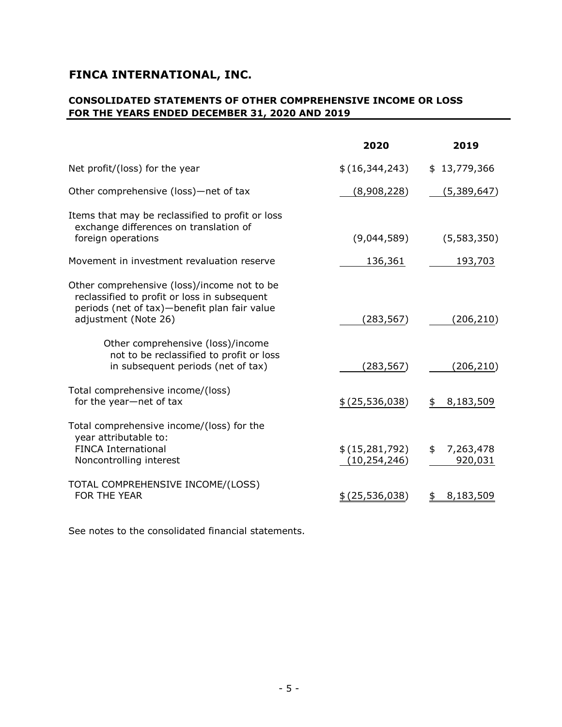# FINCA INTERNATIONAL, INC.

## CONSOLIDATED STATEMENTS OF OTHER COMPREHENSIVE INCOME OR LOSS FOR THE YEARS ENDED DECEMBER 31, 2020 AND 2019

| | 2020 | 2019 |
|---|---|---|
| Net profit/(loss) for the year | $ (16,344,243) | $ 13,779,366 |
| Other comprehensive (loss)—net of tax | (8,908,228) | (5,389,647) |
| Items that may be reclassified to profit or loss exchange differences on translation of foreign operations | (9,044,589) | (5,583,350) |
| Movement in investment revaluation reserve | 136,361 | 193,703 |
| Other comprehensive (loss)/income not to be reclassified to profit or loss in subsequent periods (net of tax)—benefit plan fair value adjustment (Note 26) | (283,567) | (206,210) |
| Other comprehensive (loss)/income not to be reclassified to profit or loss in subsequent periods (net of tax) | (283,567) | (206,210) |
| Total comprehensive income/(loss) for the year—net of tax | $ (25,536,038) | $ 8,183,509 |
| Total comprehensive income/(loss) for the year attributable to: | | |
| FINCA International | $ (15,281,792) | $ 7,263,478 |
| Noncontrolling interest | (10,254,246) | 920,031 |
| TOTAL COMPREHENSIVE INCOME/(LOSS) FOR THE YEAR | $ (25,536,038) | $ 8,183,509 |

See notes to the consolidated financial statements.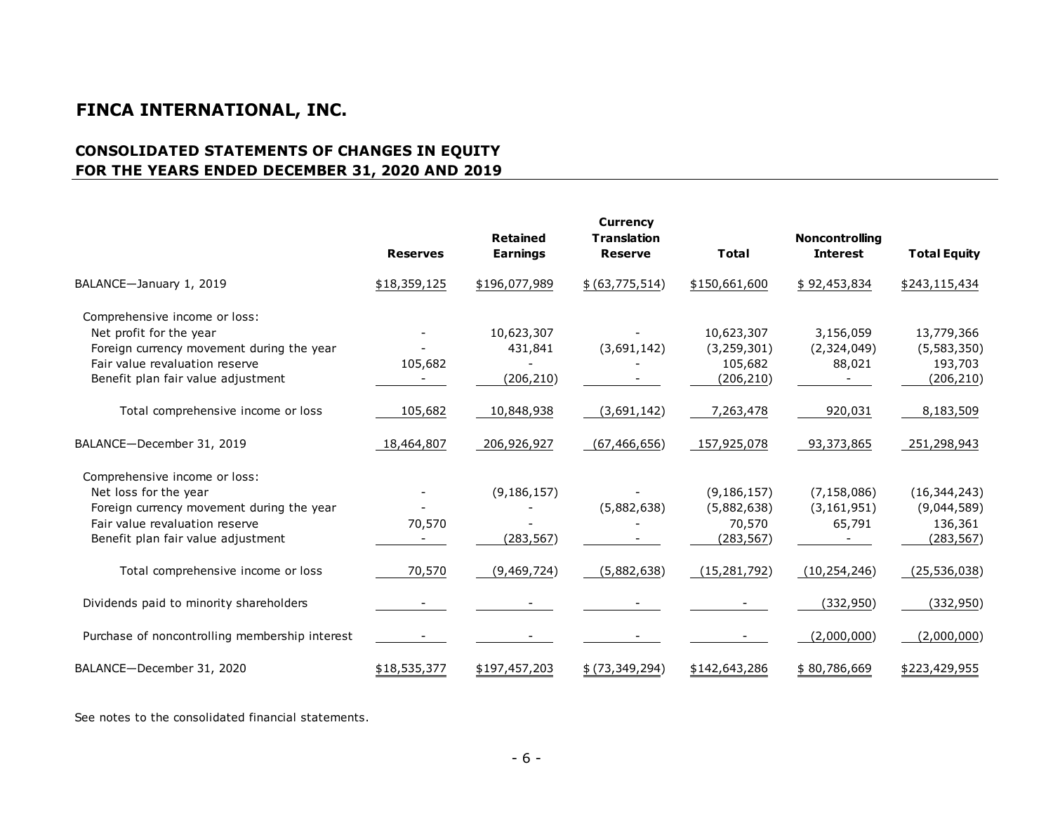# FINCA INTERNATIONAL, INC.

## CONSOLIDATED STATEMENTS OF CHANGES IN EQUITY
## FOR THE YEARS ENDED DECEMBER 31, 2020 AND 2019

| | Reserves | Retained Earnings | Currency Translation Reserve | Total | Noncontrolling Interest | Total Equity |
|---|---|---|---|---|---|---|
| BALANCE—January 1, 2019 | $18,359,125 | $196,077,989 | $ (63,775,514) | $150,661,600 | $ 92,453,834 | $243,115,434 |
| Comprehensive income or loss: | | | | | | |
| Net profit for the year | - | 10,623,307 | - | 10,623,307 | 3,156,059 | 13,779,366 |
| Foreign currency movement during the year | - | 431,841 | (3,691,142) | (3,259,301) | (2,324,049) | (5,583,350) |
| Fair value revaluation reserve | 105,682 | - | - | 105,682 | 88,021 | 193,703 |
| Benefit plan fair value adjustment | - | (206,210) | - | (206,210) | - | (206,210) |
| Total comprehensive income or loss | 105,682 | 10,848,938 | (3,691,142) | 7,263,478 | 920,031 | 8,183,509 |
| BALANCE—December 31, 2019 | 18,464,807 | 206,926,927 | (67,466,656) | 157,925,078 | 93,373,865 | 251,298,943 |
| Comprehensive income or loss: | | | | | | |
| Net loss for the year | - | (9,186,157) | - | (9,186,157) | (7,158,086) | (16,344,243) |
| Foreign currency movement during the year | - | - | (5,882,638) | (5,882,638) | (3,161,951) | (9,044,589) |
| Fair value revaluation reserve | 70,570 | - | - | 70,570 | 65,791 | 136,361 |
| Benefit plan fair value adjustment | - | (283,567) | - | (283,567) | - | (283,567) |
| Total comprehensive income or loss | 70,570 | (9,469,724) | (5,882,638) | (15,281,792) | (10,254,246) | (25,536,038) |
| Dividends paid to minority shareholders | - | - | - | - | (332,950) | (332,950) |
| Purchase of noncontrolling membership interest | - | - | - | - | (2,000,000) | (2,000,000) |
| BALANCE—December 31, 2020 | $18,535,377 | $197,457,203 | $ (73,349,294) | $142,643,286 | $ 80,786,669 | $223,429,955 |

See notes to the consolidated financial statements.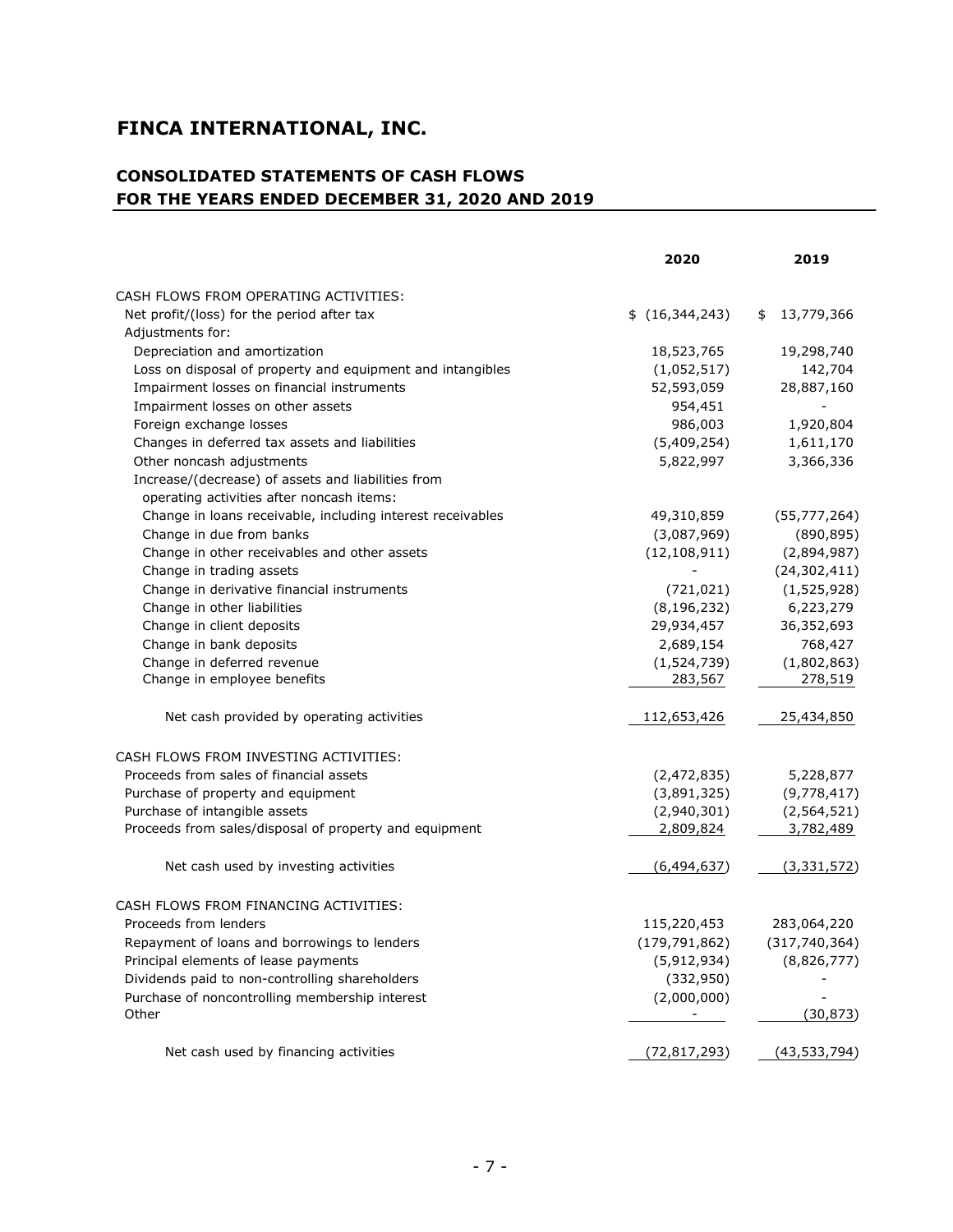# FINCA INTERNATIONAL, INC.

## CONSOLIDATED STATEMENTS OF CASH FLOWS
## FOR THE YEARS ENDED DECEMBER 31, 2020 AND 2019

| | 2020 | 2019 |
|---|---|---|
| CASH FLOWS FROM OPERATING ACTIVITIES: | | |
| Net profit/(loss) for the period after tax | $ (16,344,243) | $ 13,779,366 |
| Adjustments for: | | |
| Depreciation and amortization | 18,523,765 | 19,298,740 |
| Loss on disposal of property and equipment and intangibles | (1,052,517) | 142,704 |
| Impairment losses on financial instruments | 52,593,059 | 28,887,160 |
| Impairment losses on other assets | 954,451 | - |
| Foreign exchange losses | 986,003 | 1,920,804 |
| Changes in deferred tax assets and liabilities | (5,409,254) | 1,611,170 |
| Other noncash adjustments | 5,822,997 | 3,366,336 |
| Increase/(decrease) of assets and liabilities from operating activities after noncash items: | | |
| Change in loans receivable, including interest receivables | 49,310,859 | (55,777,264) |
| Change in due from banks | (3,087,969) | (890,895) |
| Change in other receivables and other assets | (12,108,911) | (2,894,987) |
| Change in trading assets | - | (24,302,411) |
| Change in derivative financial instruments | (721,021) | (1,525,928) |
| Change in other liabilities | (8,196,232) | 6,223,279 |
| Change in client deposits | 29,934,457 | 36,352,693 |
| Change in bank deposits | 2,689,154 | 768,427 |
| Change in deferred revenue | (1,524,739) | (1,802,863) |
| Change in employee benefits | 283,567 | 278,519 |
| Net cash provided by operating activities | 112,653,426 | 25,434,850 |
| CASH FLOWS FROM INVESTING ACTIVITIES: | | |
| Proceeds from sales of financial assets | (2,472,835) | 5,228,877 |
| Purchase of property and equipment | (3,891,325) | (9,778,417) |
| Purchase of intangible assets | (2,940,301) | (2,564,521) |
| Proceeds from sales/disposal of property and equipment | 2,809,824 | 3,782,489 |
| Net cash used by investing activities | (6,494,637) | (3,331,572) |
| CASH FLOWS FROM FINANCING ACTIVITIES: | | |
| Proceeds from lenders | 115,220,453 | 283,064,220 |
| Repayment of loans and borrowings to lenders | (179,791,862) | (317,740,364) |
| Principal elements of lease payments | (5,912,934) | (8,826,777) |
| Dividends paid to non-controlling shareholders | (332,950) | - |
| Purchase of noncontrolling membership interest | (2,000,000) | - |
| Other | - | (30,873) |
| Net cash used by financing activities | (72,817,293) | (43,533,794) |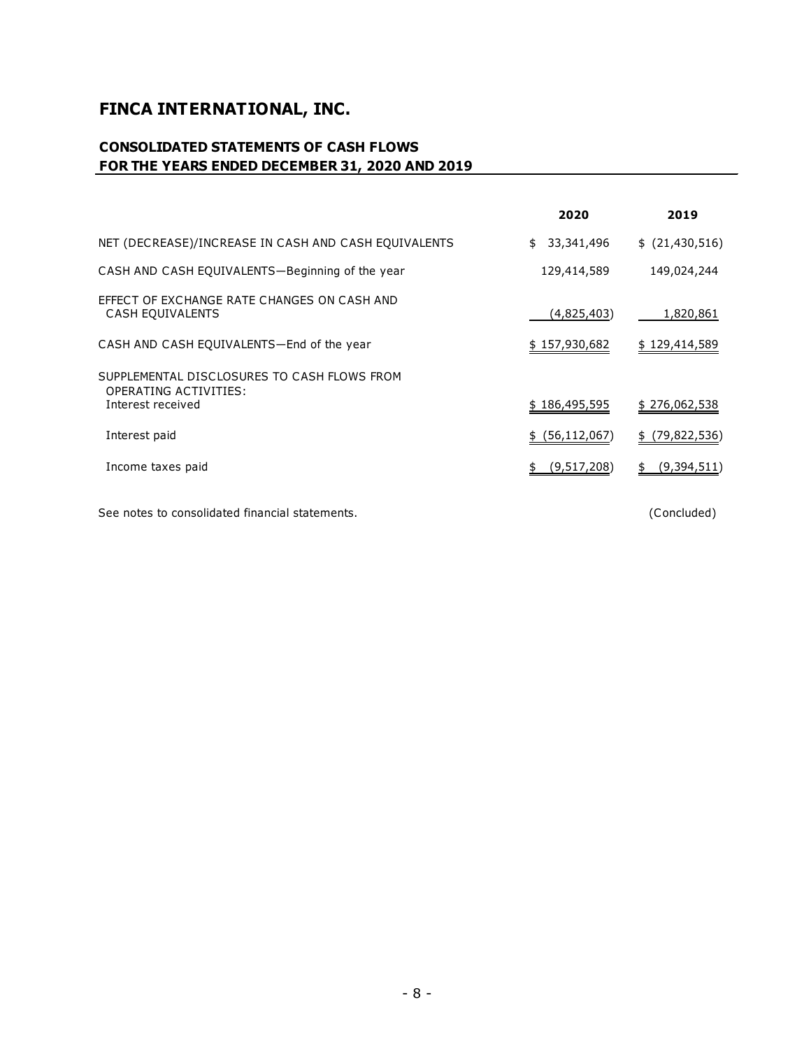# FINCA INTERNATIONAL, INC.

## CONSOLIDATED STATEMENTS OF CASH FLOWS
## FOR THE YEARS ENDED DECEMBER 31, 2020 AND 2019

| | 2020 | 2019 |
|---|---|---|
| NET (DECREASE)/INCREASE IN CASH AND CASH EQUIVALENTS | $ 33,341,496 | $ (21,430,516) |
| CASH AND CASH EQUIVALENTS—Beginning of the year | 129,414,589 | 149,024,244 |
| EFFECT OF EXCHANGE RATE CHANGES ON CASH AND CASH EQUIVALENTS | (4,825,403) | 1,820,861 |
| CASH AND CASH EQUIVALENTS—End of the year | $ 157,930,682 | $ 129,414,589 |
| SUPPLEMENTAL DISCLOSURES TO CASH FLOWS FROM OPERATING ACTIVITIES: | | |
| Interest received | $ 186,495,595 | $ 276,062,538 |
| Interest paid | $ (56,112,067) | $ (79,822,536) |
| Income taxes paid | $ (9,517,208) | $ (9,394,511) |

See notes to consolidated financial statements. (Concluded)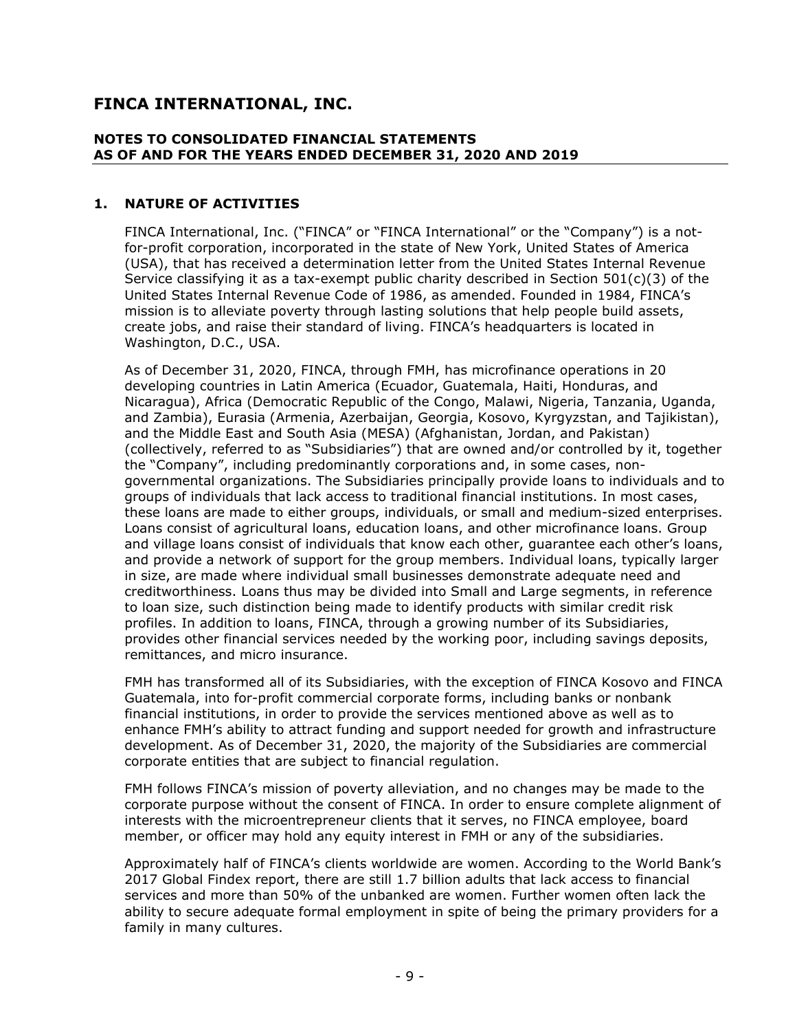# FINCA INTERNATIONAL, INC.

**NOTES TO CONSOLIDATED FINANCIAL STATEMENTS AS OF AND FOR THE YEARS ENDED DECEMBER 31, 2020 AND 2019**

## 1. NATURE OF ACTIVITIES

FINCA International, Inc. ("FINCA" or "FINCA International" or the "Company") is a not-for-profit corporation, incorporated in the state of New York, United States of America (USA), that has received a determination letter from the United States Internal Revenue Service classifying it as a tax-exempt public charity described in Section 501(c)(3) of the United States Internal Revenue Code of 1986, as amended. Founded in 1984, FINCA's mission is to alleviate poverty through lasting solutions that help people build assets, create jobs, and raise their standard of living. FINCA's headquarters is located in Washington, D.C., USA.

As of December 31, 2020, FINCA, through FMH, has microfinance operations in 20 developing countries in Latin America (Ecuador, Guatemala, Haiti, Honduras, and Nicaragua), Africa (Democratic Republic of the Congo, Malawi, Nigeria, Tanzania, Uganda, and Zambia), Eurasia (Armenia, Azerbaijan, Georgia, Kosovo, Kyrgyzstan, and Tajikistan), and the Middle East and South Asia (MESA) (Afghanistan, Jordan, and Pakistan) (collectively, referred to as "Subsidiaries") that are owned and/or controlled by it, together the "Company", including predominantly corporations and, in some cases, non-governmental organizations. The Subsidiaries principally provide loans to individuals and to groups of individuals that lack access to traditional financial institutions. In most cases, these loans are made to either groups, individuals, or small and medium-sized enterprises. Loans consist of agricultural loans, education loans, and other microfinance loans. Group and village loans consist of individuals that know each other, guarantee each other's loans, and provide a network of support for the group members. Individual loans, typically larger in size, are made where individual small businesses demonstrate adequate need and creditworthiness. Loans thus may be divided into Small and Large segments, in reference to loan size, such distinction being made to identify products with similar credit risk profiles. In addition to loans, FINCA, through a growing number of its Subsidiaries, provides other financial services needed by the working poor, including savings deposits, remittances, and micro insurance.

FMH has transformed all of its Subsidiaries, with the exception of FINCA Kosovo and FINCA Guatemala, into for-profit commercial corporate forms, including banks or nonbank financial institutions, in order to provide the services mentioned above as well as to enhance FMH's ability to attract funding and support needed for growth and infrastructure development. As of December 31, 2020, the majority of the Subsidiaries are commercial corporate entities that are subject to financial regulation.

FMH follows FINCA's mission of poverty alleviation, and no changes may be made to the corporate purpose without the consent of FINCA. In order to ensure complete alignment of interests with the microentrepreneur clients that it serves, no FINCA employee, board member, or officer may hold any equity interest in FMH or any of the subsidiaries.

Approximately half of FINCA's clients worldwide are women. According to the World Bank's 2017 Global Findex report, there are still 1.7 billion adults that lack access to financial services and more than 50% of the unbanked are women. Further women often lack the ability to secure adequate formal employment in spite of being the primary providers for a family in many cultures.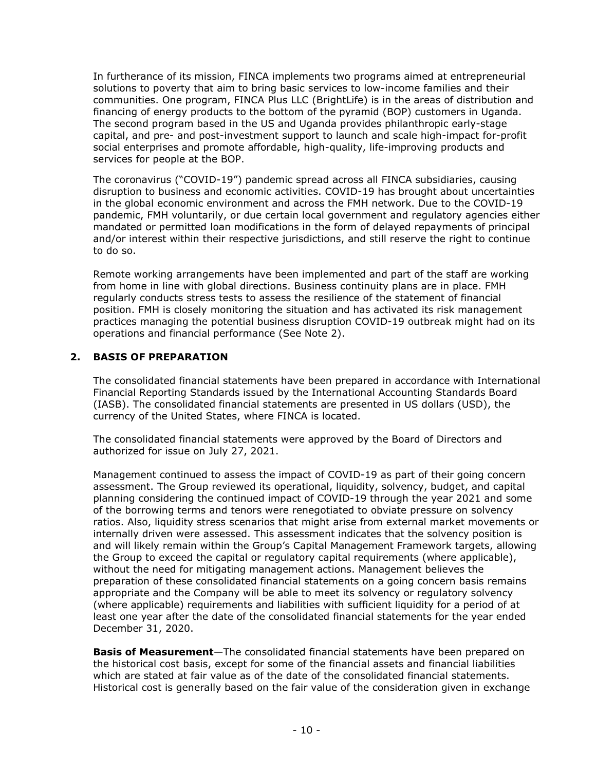In furtherance of its mission, FINCA implements two programs aimed at entrepreneurial solutions to poverty that aim to bring basic services to low-income families and their communities. One program, FINCA Plus LLC (BrightLife) is in the areas of distribution and financing of energy products to the bottom of the pyramid (BOP) customers in Uganda. The second program based in the US and Uganda provides philanthropic early-stage capital, and pre- and post-investment support to launch and scale high-impact for-profit social enterprises and promote affordable, high-quality, life-improving products and services for people at the BOP.

The coronavirus ("COVID-19") pandemic spread across all FINCA subsidiaries, causing disruption to business and economic activities. COVID-19 has brought about uncertainties in the global economic environment and across the FMH network. Due to the COVID-19 pandemic, FMH voluntarily, or due certain local government and regulatory agencies either mandated or permitted loan modifications in the form of delayed repayments of principal and/or interest within their respective jurisdictions, and still reserve the right to continue to do so.

Remote working arrangements have been implemented and part of the staff are working from home in line with global directions. Business continuity plans are in place. FMH regularly conducts stress tests to assess the resilience of the statement of financial position. FMH is closely monitoring the situation and has activated its risk management practices managing the potential business disruption COVID-19 outbreak might had on its operations and financial performance (See Note 2).

## 2. BASIS OF PREPARATION

The consolidated financial statements have been prepared in accordance with International Financial Reporting Standards issued by the International Accounting Standards Board (IASB). The consolidated financial statements are presented in US dollars (USD), the currency of the United States, where FINCA is located.

The consolidated financial statements were approved by the Board of Directors and authorized for issue on July 27, 2021.

Management continued to assess the impact of COVID-19 as part of their going concern assessment. The Group reviewed its operational, liquidity, solvency, budget, and capital planning considering the continued impact of COVID-19 through the year 2021 and some of the borrowing terms and tenors were renegotiated to obviate pressure on solvency ratios. Also, liquidity stress scenarios that might arise from external market movements or internally driven were assessed. This assessment indicates that the solvency position is and will likely remain within the Group's Capital Management Framework targets, allowing the Group to exceed the capital or regulatory capital requirements (where applicable), without the need for mitigating management actions. Management believes the preparation of these consolidated financial statements on a going concern basis remains appropriate and the Company will be able to meet its solvency or regulatory solvency (where applicable) requirements and liabilities with sufficient liquidity for a period of at least one year after the date of the consolidated financial statements for the year ended December 31, 2020.

**Basis of Measurement**—The consolidated financial statements have been prepared on the historical cost basis, except for some of the financial assets and financial liabilities which are stated at fair value as of the date of the consolidated financial statements. Historical cost is generally based on the fair value of the consideration given in exchange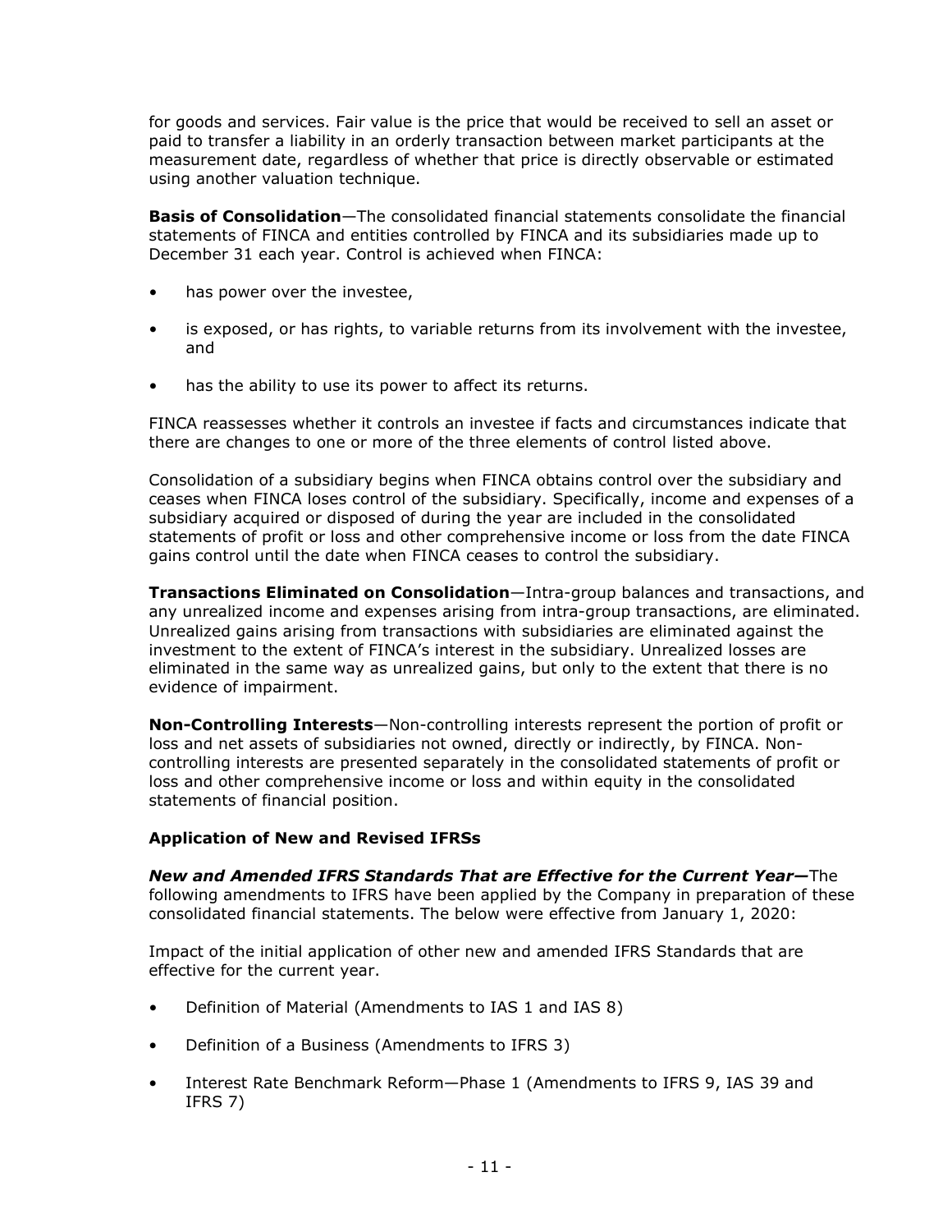for goods and services. Fair value is the price that would be received to sell an asset or paid to transfer a liability in an orderly transaction between market participants at the measurement date, regardless of whether that price is directly observable or estimated using another valuation technique.

**Basis of Consolidation**—The consolidated financial statements consolidate the financial statements of FINCA and entities controlled by FINCA and its subsidiaries made up to December 31 each year. Control is achieved when FINCA:

- has power over the investee,
- is exposed, or has rights, to variable returns from its involvement with the investee, and
- has the ability to use its power to affect its returns.

FINCA reassesses whether it controls an investee if facts and circumstances indicate that there are changes to one or more of the three elements of control listed above.

Consolidation of a subsidiary begins when FINCA obtains control over the subsidiary and ceases when FINCA loses control of the subsidiary. Specifically, income and expenses of a subsidiary acquired or disposed of during the year are included in the consolidated statements of profit or loss and other comprehensive income or loss from the date FINCA gains control until the date when FINCA ceases to control the subsidiary.

**Transactions Eliminated on Consolidation**—Intra-group balances and transactions, and any unrealized income and expenses arising from intra-group transactions, are eliminated. Unrealized gains arising from transactions with subsidiaries are eliminated against the investment to the extent of FINCA's interest in the subsidiary. Unrealized losses are eliminated in the same way as unrealized gains, but only to the extent that there is no evidence of impairment.

**Non-Controlling Interests**—Non-controlling interests represent the portion of profit or loss and net assets of subsidiaries not owned, directly or indirectly, by FINCA. Non-controlling interests are presented separately in the consolidated statements of profit or loss and other comprehensive income or loss and within equity in the consolidated statements of financial position.

**Application of New and Revised IFRSs**

***New and Amended IFRS Standards That are Effective for the Current Year—***The following amendments to IFRS have been applied by the Company in preparation of these consolidated financial statements. The below were effective from January 1, 2020:

Impact of the initial application of other new and amended IFRS Standards that are effective for the current year.

- Definition of Material (Amendments to IAS 1 and IAS 8)
- Definition of a Business (Amendments to IFRS 3)
- Interest Rate Benchmark Reform—Phase 1 (Amendments to IFRS 9, IAS 39 and IFRS 7)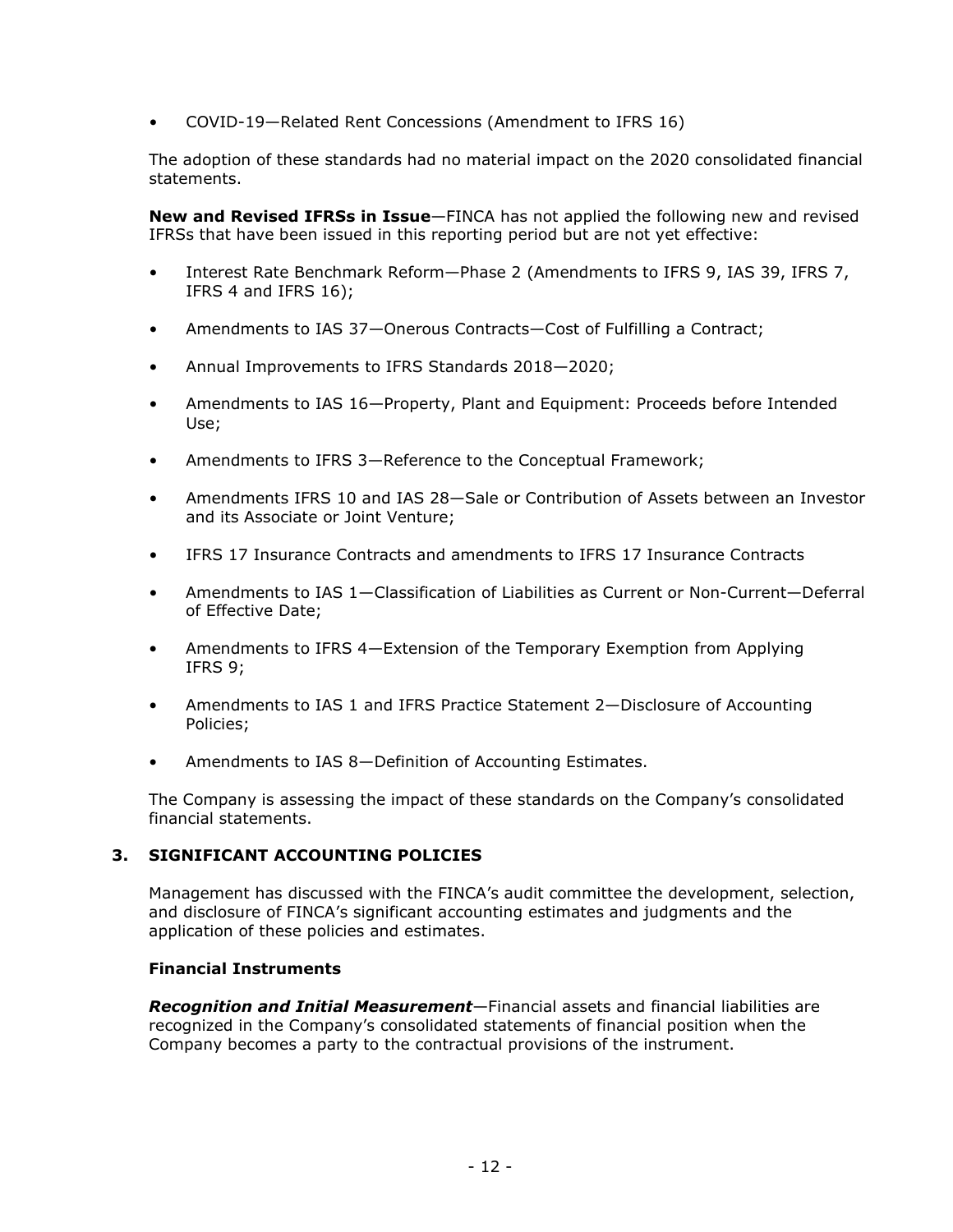- COVID-19—Related Rent Concessions (Amendment to IFRS 16)

The adoption of these standards had no material impact on the 2020 consolidated financial statements.

**New and Revised IFRSs in Issue**—FINCA has not applied the following new and revised IFRSs that have been issued in this reporting period but are not yet effective:

- Interest Rate Benchmark Reform—Phase 2 (Amendments to IFRS 9, IAS 39, IFRS 7, IFRS 4 and IFRS 16);
- Amendments to IAS 37—Onerous Contracts—Cost of Fulfilling a Contract;
- Annual Improvements to IFRS Standards 2018—2020;
- Amendments to IAS 16—Property, Plant and Equipment: Proceeds before Intended Use;
- Amendments to IFRS 3—Reference to the Conceptual Framework;
- Amendments IFRS 10 and IAS 28—Sale or Contribution of Assets between an Investor and its Associate or Joint Venture;
- IFRS 17 Insurance Contracts and amendments to IFRS 17 Insurance Contracts
- Amendments to IAS 1—Classification of Liabilities as Current or Non-Current—Deferral of Effective Date;
- Amendments to IFRS 4—Extension of the Temporary Exemption from Applying IFRS 9;
- Amendments to IAS 1 and IFRS Practice Statement 2—Disclosure of Accounting Policies;
- Amendments to IAS 8—Definition of Accounting Estimates.

The Company is assessing the impact of these standards on the Company's consolidated financial statements.

## 3. SIGNIFICANT ACCOUNTING POLICIES

Management has discussed with the FINCA's audit committee the development, selection, and disclosure of FINCA's significant accounting estimates and judgments and the application of these policies and estimates.

### Financial Instruments

***Recognition and Initial Measurement***—Financial assets and financial liabilities are recognized in the Company's consolidated statements of financial position when the Company becomes a party to the contractual provisions of the instrument.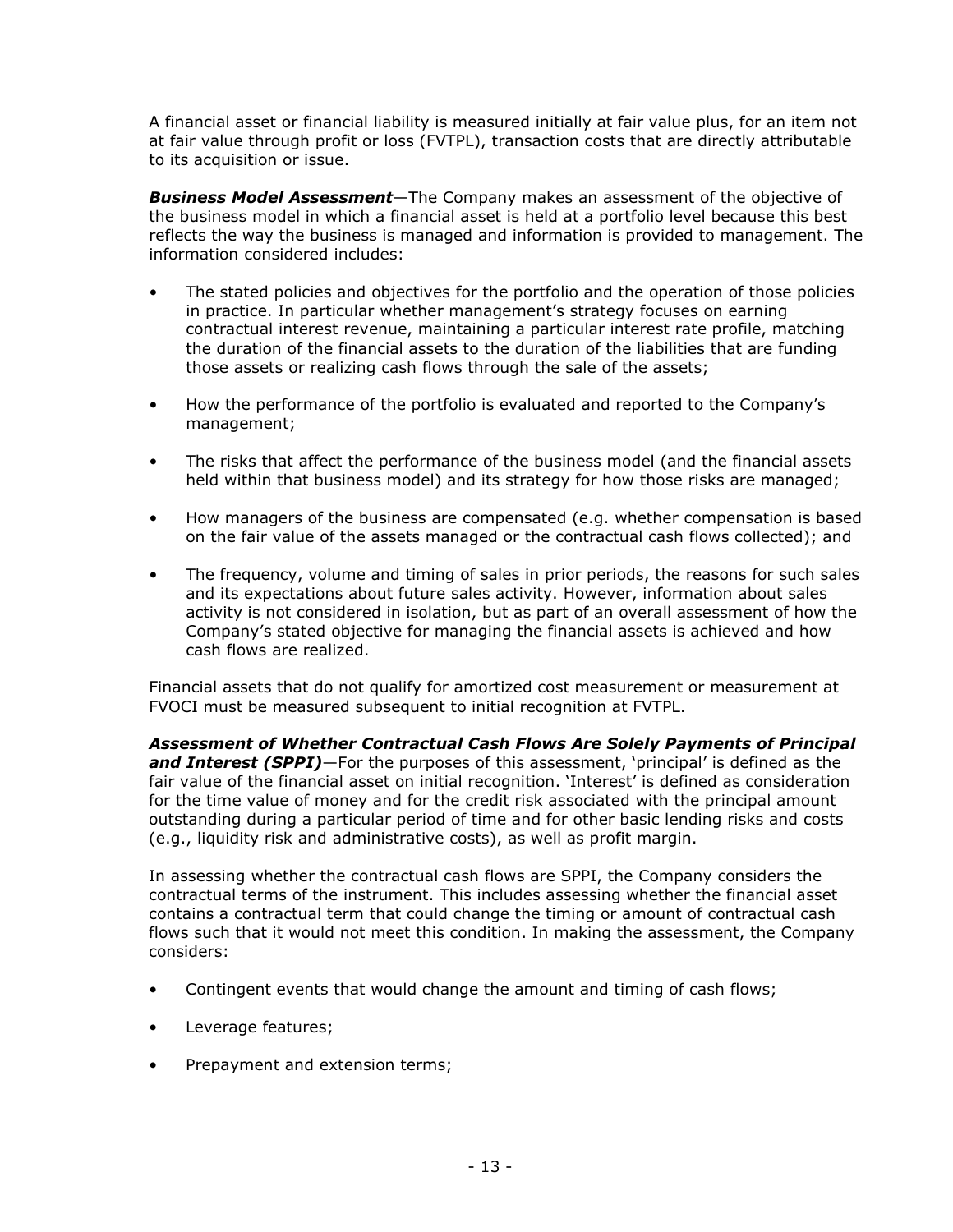A financial asset or financial liability is measured initially at fair value plus, for an item not at fair value through profit or loss (FVTPL), transaction costs that are directly attributable to its acquisition or issue.

***Business Model Assessment***—The Company makes an assessment of the objective of the business model in which a financial asset is held at a portfolio level because this best reflects the way the business is managed and information is provided to management. The information considered includes:

- The stated policies and objectives for the portfolio and the operation of those policies in practice. In particular whether management's strategy focuses on earning contractual interest revenue, maintaining a particular interest rate profile, matching the duration of the financial assets to the duration of the liabilities that are funding those assets or realizing cash flows through the sale of the assets;
- How the performance of the portfolio is evaluated and reported to the Company's management;
- The risks that affect the performance of the business model (and the financial assets held within that business model) and its strategy for how those risks are managed;
- How managers of the business are compensated (e.g. whether compensation is based on the fair value of the assets managed or the contractual cash flows collected); and
- The frequency, volume and timing of sales in prior periods, the reasons for such sales and its expectations about future sales activity. However, information about sales activity is not considered in isolation, but as part of an overall assessment of how the Company's stated objective for managing the financial assets is achieved and how cash flows are realized.

Financial assets that do not qualify for amortized cost measurement or measurement at FVOCI must be measured subsequent to initial recognition at FVTPL.

***Assessment of Whether Contractual Cash Flows Are Solely Payments of Principal and Interest (SPPI)***—For the purposes of this assessment, 'principal' is defined as the fair value of the financial asset on initial recognition. 'Interest' is defined as consideration for the time value of money and for the credit risk associated with the principal amount outstanding during a particular period of time and for other basic lending risks and costs (e.g., liquidity risk and administrative costs), as well as profit margin.

In assessing whether the contractual cash flows are SPPI, the Company considers the contractual terms of the instrument. This includes assessing whether the financial asset contains a contractual term that could change the timing or amount of contractual cash flows such that it would not meet this condition. In making the assessment, the Company considers:

- Contingent events that would change the amount and timing of cash flows;
- Leverage features;
- Prepayment and extension terms;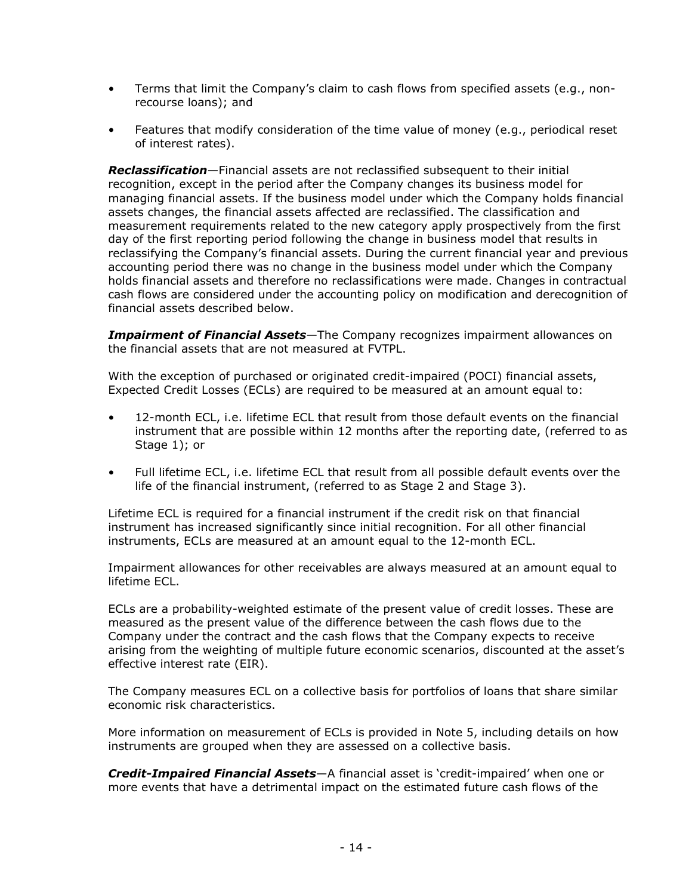- Terms that limit the Company's claim to cash flows from specified assets (e.g., non-recourse loans); and
- Features that modify consideration of the time value of money (e.g., periodical reset of interest rates).

***Reclassification***—Financial assets are not reclassified subsequent to their initial recognition, except in the period after the Company changes its business model for managing financial assets. If the business model under which the Company holds financial assets changes, the financial assets affected are reclassified. The classification and measurement requirements related to the new category apply prospectively from the first day of the first reporting period following the change in business model that results in reclassifying the Company's financial assets. During the current financial year and previous accounting period there was no change in the business model under which the Company holds financial assets and therefore no reclassifications were made. Changes in contractual cash flows are considered under the accounting policy on modification and derecognition of financial assets described below.

***Impairment of Financial Assets***—The Company recognizes impairment allowances on the financial assets that are not measured at FVTPL.

With the exception of purchased or originated credit-impaired (POCI) financial assets, Expected Credit Losses (ECLs) are required to be measured at an amount equal to:

- 12-month ECL, i.e. lifetime ECL that result from those default events on the financial instrument that are possible within 12 months after the reporting date, (referred to as Stage 1); or
- Full lifetime ECL, i.e. lifetime ECL that result from all possible default events over the life of the financial instrument, (referred to as Stage 2 and Stage 3).

Lifetime ECL is required for a financial instrument if the credit risk on that financial instrument has increased significantly since initial recognition. For all other financial instruments, ECLs are measured at an amount equal to the 12-month ECL.

Impairment allowances for other receivables are always measured at an amount equal to lifetime ECL.

ECLs are a probability-weighted estimate of the present value of credit losses. These are measured as the present value of the difference between the cash flows due to the Company under the contract and the cash flows that the Company expects to receive arising from the weighting of multiple future economic scenarios, discounted at the asset's effective interest rate (EIR).

The Company measures ECL on a collective basis for portfolios of loans that share similar economic risk characteristics.

More information on measurement of ECLs is provided in Note 5, including details on how instruments are grouped when they are assessed on a collective basis.

***Credit-Impaired Financial Assets***—A financial asset is 'credit-impaired' when one or more events that have a detrimental impact on the estimated future cash flows of the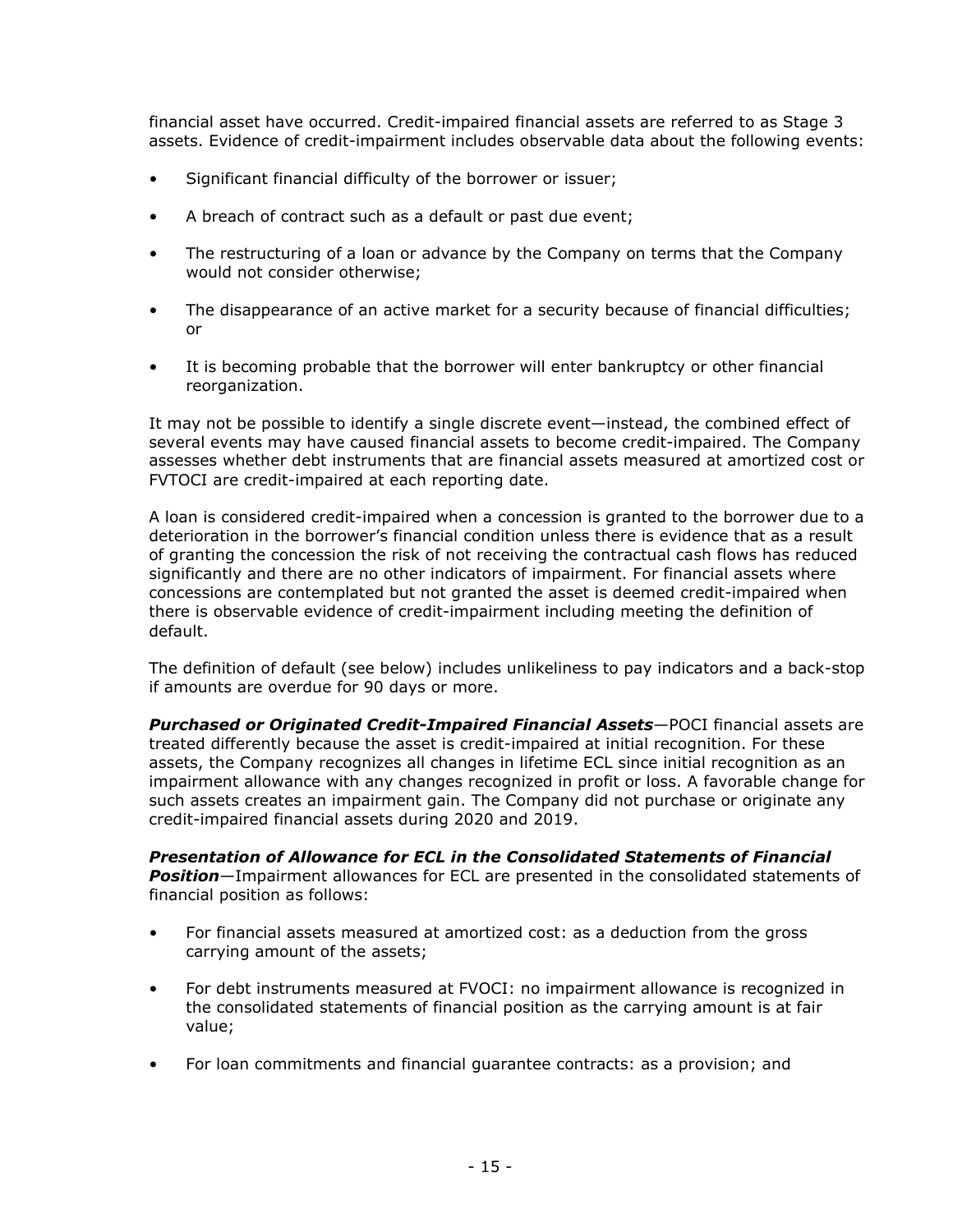financial asset have occurred. Credit-impaired financial assets are referred to as Stage 3 assets. Evidence of credit-impairment includes observable data about the following events:

- Significant financial difficulty of the borrower or issuer;
- A breach of contract such as a default or past due event;
- The restructuring of a loan or advance by the Company on terms that the Company would not consider otherwise;
- The disappearance of an active market for a security because of financial difficulties; or
- It is becoming probable that the borrower will enter bankruptcy or other financial reorganization.

It may not be possible to identify a single discrete event—instead, the combined effect of several events may have caused financial assets to become credit-impaired. The Company assesses whether debt instruments that are financial assets measured at amortized cost or FVTOCI are credit-impaired at each reporting date.

A loan is considered credit-impaired when a concession is granted to the borrower due to a deterioration in the borrower's financial condition unless there is evidence that as a result of granting the concession the risk of not receiving the contractual cash flows has reduced significantly and there are no other indicators of impairment. For financial assets where concessions are contemplated but not granted the asset is deemed credit-impaired when there is observable evidence of credit-impairment including meeting the definition of default.

The definition of default (see below) includes unlikeliness to pay indicators and a back-stop if amounts are overdue for 90 days or more.

***Purchased or Originated Credit-Impaired Financial Assets***—POCI financial assets are treated differently because the asset is credit-impaired at initial recognition. For these assets, the Company recognizes all changes in lifetime ECL since initial recognition as an impairment allowance with any changes recognized in profit or loss. A favorable change for such assets creates an impairment gain. The Company did not purchase or originate any credit-impaired financial assets during 2020 and 2019.

***Presentation of Allowance for ECL in the Consolidated Statements of Financial Position***—Impairment allowances for ECL are presented in the consolidated statements of financial position as follows:

- For financial assets measured at amortized cost: as a deduction from the gross carrying amount of the assets;
- For debt instruments measured at FVOCI: no impairment allowance is recognized in the consolidated statements of financial position as the carrying amount is at fair value;
- For loan commitments and financial guarantee contracts: as a provision; and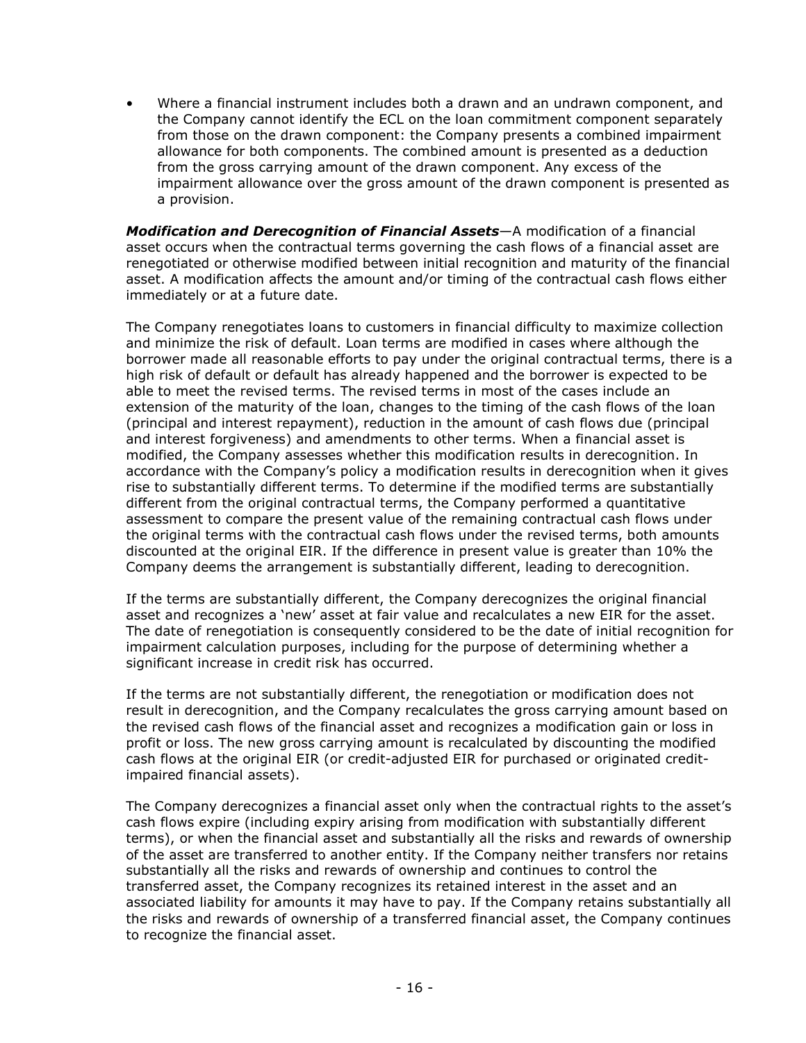- Where a financial instrument includes both a drawn and an undrawn component, and the Company cannot identify the ECL on the loan commitment component separately from those on the drawn component: the Company presents a combined impairment allowance for both components. The combined amount is presented as a deduction from the gross carrying amount of the drawn component. Any excess of the impairment allowance over the gross amount of the drawn component is presented as a provision.

***Modification and Derecognition of Financial Assets***—A modification of a financial asset occurs when the contractual terms governing the cash flows of a financial asset are renegotiated or otherwise modified between initial recognition and maturity of the financial asset. A modification affects the amount and/or timing of the contractual cash flows either immediately or at a future date.

The Company renegotiates loans to customers in financial difficulty to maximize collection and minimize the risk of default. Loan terms are modified in cases where although the borrower made all reasonable efforts to pay under the original contractual terms, there is a high risk of default or default has already happened and the borrower is expected to be able to meet the revised terms. The revised terms in most of the cases include an extension of the maturity of the loan, changes to the timing of the cash flows of the loan (principal and interest repayment), reduction in the amount of cash flows due (principal and interest forgiveness) and amendments to other terms. When a financial asset is modified, the Company assesses whether this modification results in derecognition. In accordance with the Company's policy a modification results in derecognition when it gives rise to substantially different terms. To determine if the modified terms are substantially different from the original contractual terms, the Company performed a quantitative assessment to compare the present value of the remaining contractual cash flows under the original terms with the contractual cash flows under the revised terms, both amounts discounted at the original EIR. If the difference in present value is greater than 10% the Company deems the arrangement is substantially different, leading to derecognition.

If the terms are substantially different, the Company derecognizes the original financial asset and recognizes a 'new' asset at fair value and recalculates a new EIR for the asset. The date of renegotiation is consequently considered to be the date of initial recognition for impairment calculation purposes, including for the purpose of determining whether a significant increase in credit risk has occurred.

If the terms are not substantially different, the renegotiation or modification does not result in derecognition, and the Company recalculates the gross carrying amount based on the revised cash flows of the financial asset and recognizes a modification gain or loss in profit or loss. The new gross carrying amount is recalculated by discounting the modified cash flows at the original EIR (or credit-adjusted EIR for purchased or originated credit-impaired financial assets).

The Company derecognizes a financial asset only when the contractual rights to the asset's cash flows expire (including expiry arising from modification with substantially different terms), or when the financial asset and substantially all the risks and rewards of ownership of the asset are transferred to another entity. If the Company neither transfers nor retains substantially all the risks and rewards of ownership and continues to control the transferred asset, the Company recognizes its retained interest in the asset and an associated liability for amounts it may have to pay. If the Company retains substantially all the risks and rewards of ownership of a transferred financial asset, the Company continues to recognize the financial asset.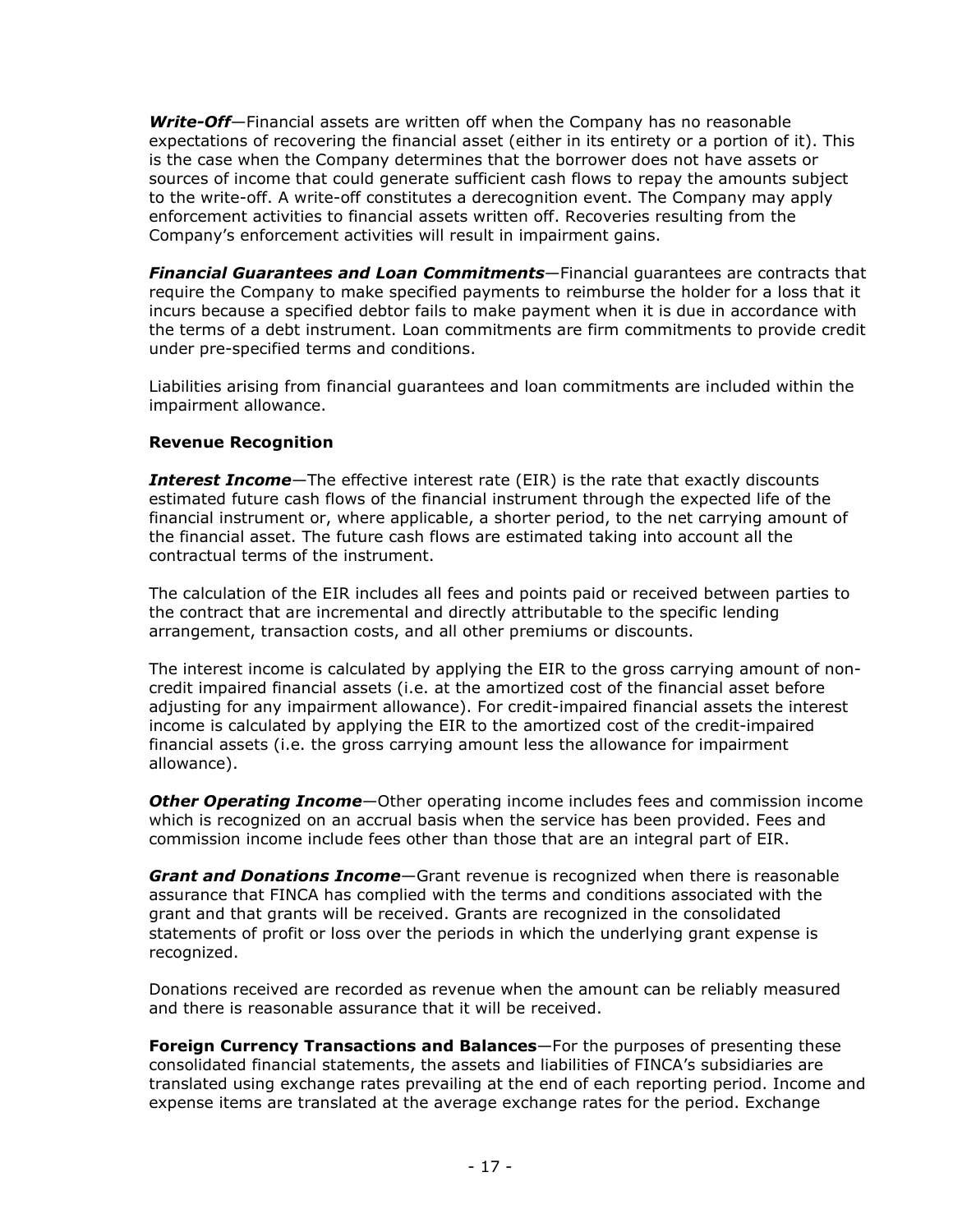***Write-Off***—Financial assets are written off when the Company has no reasonable expectations of recovering the financial asset (either in its entirety or a portion of it). This is the case when the Company determines that the borrower does not have assets or sources of income that could generate sufficient cash flows to repay the amounts subject to the write-off. A write-off constitutes a derecognition event. The Company may apply enforcement activities to financial assets written off. Recoveries resulting from the Company's enforcement activities will result in impairment gains.

***Financial Guarantees and Loan Commitments***—Financial guarantees are contracts that require the Company to make specified payments to reimburse the holder for a loss that it incurs because a specified debtor fails to make payment when it is due in accordance with the terms of a debt instrument. Loan commitments are firm commitments to provide credit under pre-specified terms and conditions.

Liabilities arising from financial guarantees and loan commitments are included within the impairment allowance.

**Revenue Recognition**

***Interest Income***—The effective interest rate (EIR) is the rate that exactly discounts estimated future cash flows of the financial instrument through the expected life of the financial instrument or, where applicable, a shorter period, to the net carrying amount of the financial asset. The future cash flows are estimated taking into account all the contractual terms of the instrument.

The calculation of the EIR includes all fees and points paid or received between parties to the contract that are incremental and directly attributable to the specific lending arrangement, transaction costs, and all other premiums or discounts.

The interest income is calculated by applying the EIR to the gross carrying amount of non-credit impaired financial assets (i.e. at the amortized cost of the financial asset before adjusting for any impairment allowance). For credit-impaired financial assets the interest income is calculated by applying the EIR to the amortized cost of the credit-impaired financial assets (i.e. the gross carrying amount less the allowance for impairment allowance).

***Other Operating Income***—Other operating income includes fees and commission income which is recognized on an accrual basis when the service has been provided. Fees and commission income include fees other than those that are an integral part of EIR.

***Grant and Donations Income***—Grant revenue is recognized when there is reasonable assurance that FINCA has complied with the terms and conditions associated with the grant and that grants will be received. Grants are recognized in the consolidated statements of profit or loss over the periods in which the underlying grant expense is recognized.

Donations received are recorded as revenue when the amount can be reliably measured and there is reasonable assurance that it will be received.

**Foreign Currency Transactions and Balances**—For the purposes of presenting these consolidated financial statements, the assets and liabilities of FINCA's subsidiaries are translated using exchange rates prevailing at the end of each reporting period. Income and expense items are translated at the average exchange rates for the period. Exchange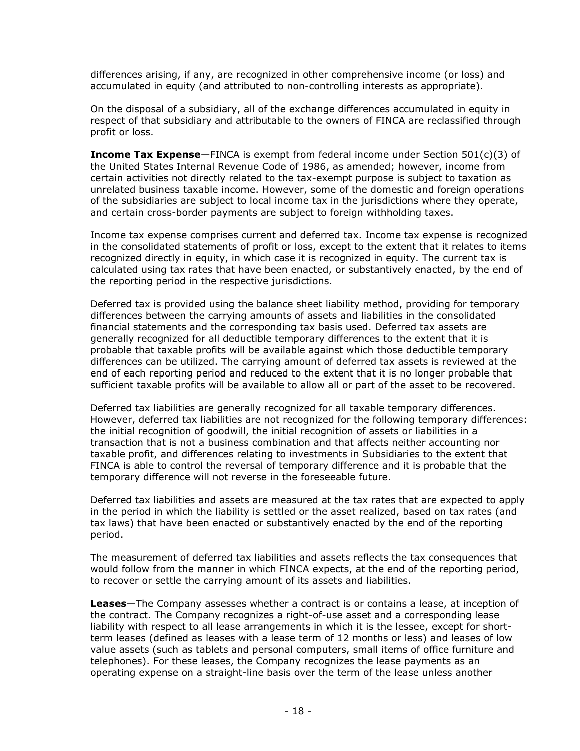differences arising, if any, are recognized in other comprehensive income (or loss) and accumulated in equity (and attributed to non-controlling interests as appropriate).

On the disposal of a subsidiary, all of the exchange differences accumulated in equity in respect of that subsidiary and attributable to the owners of FINCA are reclassified through profit or loss.

**Income Tax Expense**—FINCA is exempt from federal income under Section 501(c)(3) of the United States Internal Revenue Code of 1986, as amended; however, income from certain activities not directly related to the tax-exempt purpose is subject to taxation as unrelated business taxable income. However, some of the domestic and foreign operations of the subsidiaries are subject to local income tax in the jurisdictions where they operate, and certain cross-border payments are subject to foreign withholding taxes.

Income tax expense comprises current and deferred tax. Income tax expense is recognized in the consolidated statements of profit or loss, except to the extent that it relates to items recognized directly in equity, in which case it is recognized in equity. The current tax is calculated using tax rates that have been enacted, or substantively enacted, by the end of the reporting period in the respective jurisdictions.

Deferred tax is provided using the balance sheet liability method, providing for temporary differences between the carrying amounts of assets and liabilities in the consolidated financial statements and the corresponding tax basis used. Deferred tax assets are generally recognized for all deductible temporary differences to the extent that it is probable that taxable profits will be available against which those deductible temporary differences can be utilized. The carrying amount of deferred tax assets is reviewed at the end of each reporting period and reduced to the extent that it is no longer probable that sufficient taxable profits will be available to allow all or part of the asset to be recovered.

Deferred tax liabilities are generally recognized for all taxable temporary differences. However, deferred tax liabilities are not recognized for the following temporary differences: the initial recognition of goodwill, the initial recognition of assets or liabilities in a transaction that is not a business combination and that affects neither accounting nor taxable profit, and differences relating to investments in Subsidiaries to the extent that FINCA is able to control the reversal of temporary difference and it is probable that the temporary difference will not reverse in the foreseeable future.

Deferred tax liabilities and assets are measured at the tax rates that are expected to apply in the period in which the liability is settled or the asset realized, based on tax rates (and tax laws) that have been enacted or substantively enacted by the end of the reporting period.

The measurement of deferred tax liabilities and assets reflects the tax consequences that would follow from the manner in which FINCA expects, at the end of the reporting period, to recover or settle the carrying amount of its assets and liabilities.

**Leases**—The Company assesses whether a contract is or contains a lease, at inception of the contract. The Company recognizes a right-of-use asset and a corresponding lease liability with respect to all lease arrangements in which it is the lessee, except for short-term leases (defined as leases with a lease term of 12 months or less) and leases of low value assets (such as tablets and personal computers, small items of office furniture and telephones). For these leases, the Company recognizes the lease payments as an operating expense on a straight-line basis over the term of the lease unless another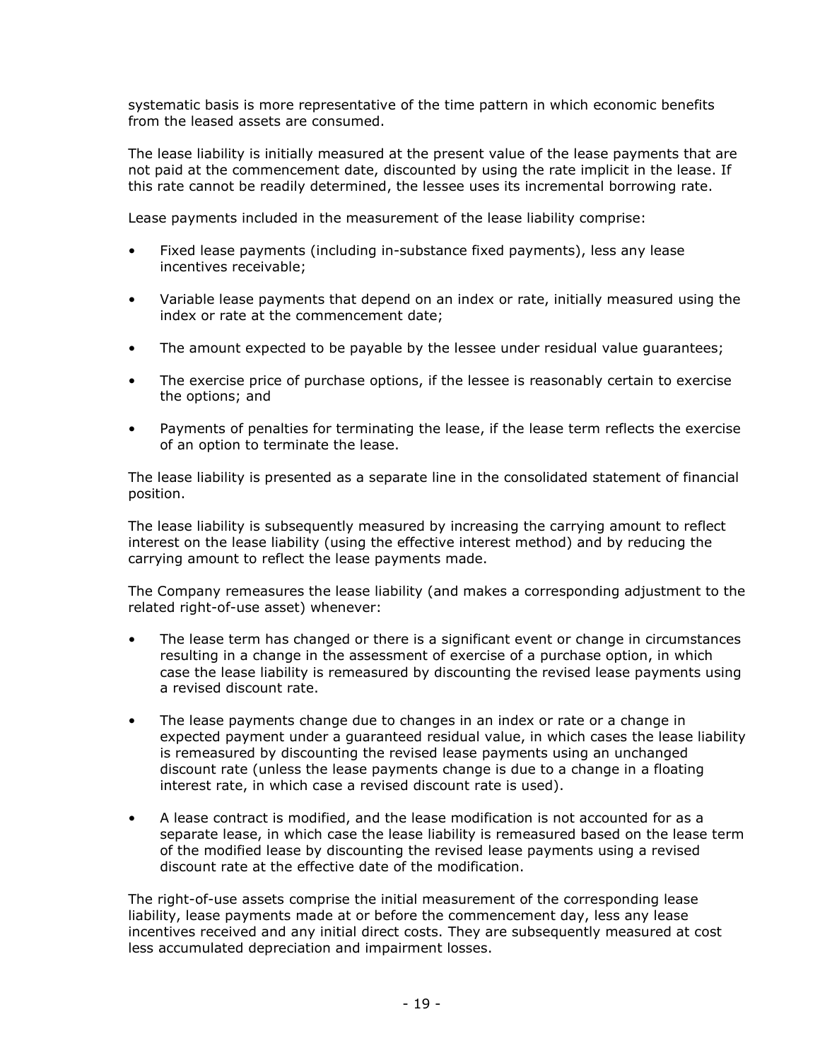systematic basis is more representative of the time pattern in which economic benefits from the leased assets are consumed.

The lease liability is initially measured at the present value of the lease payments that are not paid at the commencement date, discounted by using the rate implicit in the lease. If this rate cannot be readily determined, the lessee uses its incremental borrowing rate.

Lease payments included in the measurement of the lease liability comprise:

- Fixed lease payments (including in-substance fixed payments), less any lease incentives receivable;
- Variable lease payments that depend on an index or rate, initially measured using the index or rate at the commencement date;
- The amount expected to be payable by the lessee under residual value guarantees;
- The exercise price of purchase options, if the lessee is reasonably certain to exercise the options; and
- Payments of penalties for terminating the lease, if the lease term reflects the exercise of an option to terminate the lease.

The lease liability is presented as a separate line in the consolidated statement of financial position.

The lease liability is subsequently measured by increasing the carrying amount to reflect interest on the lease liability (using the effective interest method) and by reducing the carrying amount to reflect the lease payments made.

The Company remeasures the lease liability (and makes a corresponding adjustment to the related right-of-use asset) whenever:

- The lease term has changed or there is a significant event or change in circumstances resulting in a change in the assessment of exercise of a purchase option, in which case the lease liability is remeasured by discounting the revised lease payments using a revised discount rate.
- The lease payments change due to changes in an index or rate or a change in expected payment under a guaranteed residual value, in which cases the lease liability is remeasured by discounting the revised lease payments using an unchanged discount rate (unless the lease payments change is due to a change in a floating interest rate, in which case a revised discount rate is used).
- A lease contract is modified, and the lease modification is not accounted for as a separate lease, in which case the lease liability is remeasured based on the lease term of the modified lease by discounting the revised lease payments using a revised discount rate at the effective date of the modification.

The right-of-use assets comprise the initial measurement of the corresponding lease liability, lease payments made at or before the commencement day, less any lease incentives received and any initial direct costs. They are subsequently measured at cost less accumulated depreciation and impairment losses.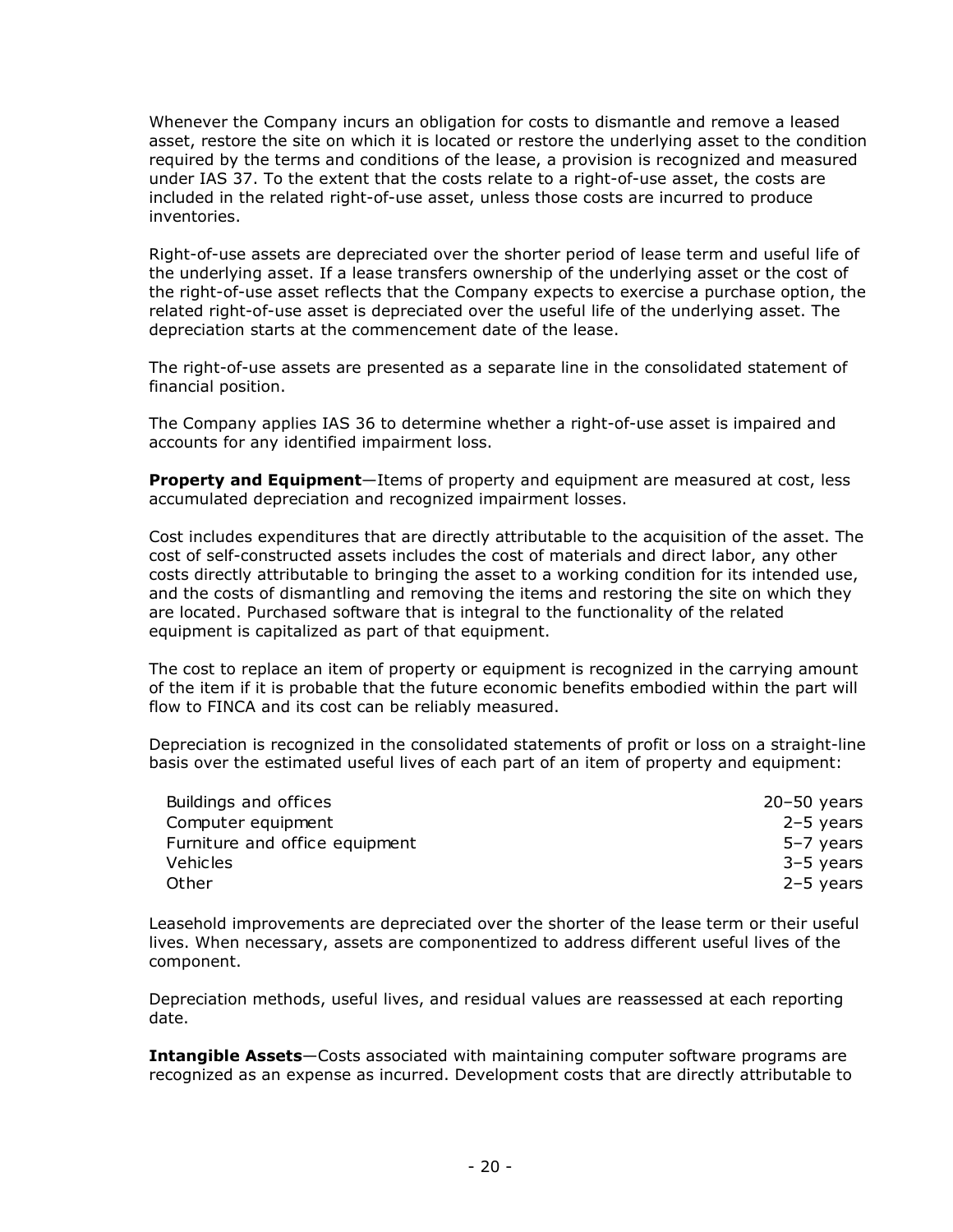Whenever the Company incurs an obligation for costs to dismantle and remove a leased asset, restore the site on which it is located or restore the underlying asset to the condition required by the terms and conditions of the lease, a provision is recognized and measured under IAS 37. To the extent that the costs relate to a right-of-use asset, the costs are included in the related right-of-use asset, unless those costs are incurred to produce inventories.

Right-of-use assets are depreciated over the shorter period of lease term and useful life of the underlying asset. If a lease transfers ownership of the underlying asset or the cost of the right-of-use asset reflects that the Company expects to exercise a purchase option, the related right-of-use asset is depreciated over the useful life of the underlying asset. The depreciation starts at the commencement date of the lease.

The right-of-use assets are presented as a separate line in the consolidated statement of financial position.

The Company applies IAS 36 to determine whether a right-of-use asset is impaired and accounts for any identified impairment loss.

**Property and Equipment**—Items of property and equipment are measured at cost, less accumulated depreciation and recognized impairment losses.

Cost includes expenditures that are directly attributable to the acquisition of the asset. The cost of self-constructed assets includes the cost of materials and direct labor, any other costs directly attributable to bringing the asset to a working condition for its intended use, and the costs of dismantling and removing the items and restoring the site on which they are located. Purchased software that is integral to the functionality of the related equipment is capitalized as part of that equipment.

The cost to replace an item of property or equipment is recognized in the carrying amount of the item if it is probable that the future economic benefits embodied within the part will flow to FINCA and its cost can be reliably measured.

Depreciation is recognized in the consolidated statements of profit or loss on a straight-line basis over the estimated useful lives of each part of an item of property and equipment:

| | |
|---|---|
| Buildings and offices | 20–50 years |
| Computer equipment | 2–5 years |
| Furniture and office equipment | 5–7 years |
| Vehicles | 3–5 years |
| Other | 2–5 years |

Leasehold improvements are depreciated over the shorter of the lease term or their useful lives. When necessary, assets are componentized to address different useful lives of the component.

Depreciation methods, useful lives, and residual values are reassessed at each reporting date.

**Intangible Assets**—Costs associated with maintaining computer software programs are recognized as an expense as incurred. Development costs that are directly attributable to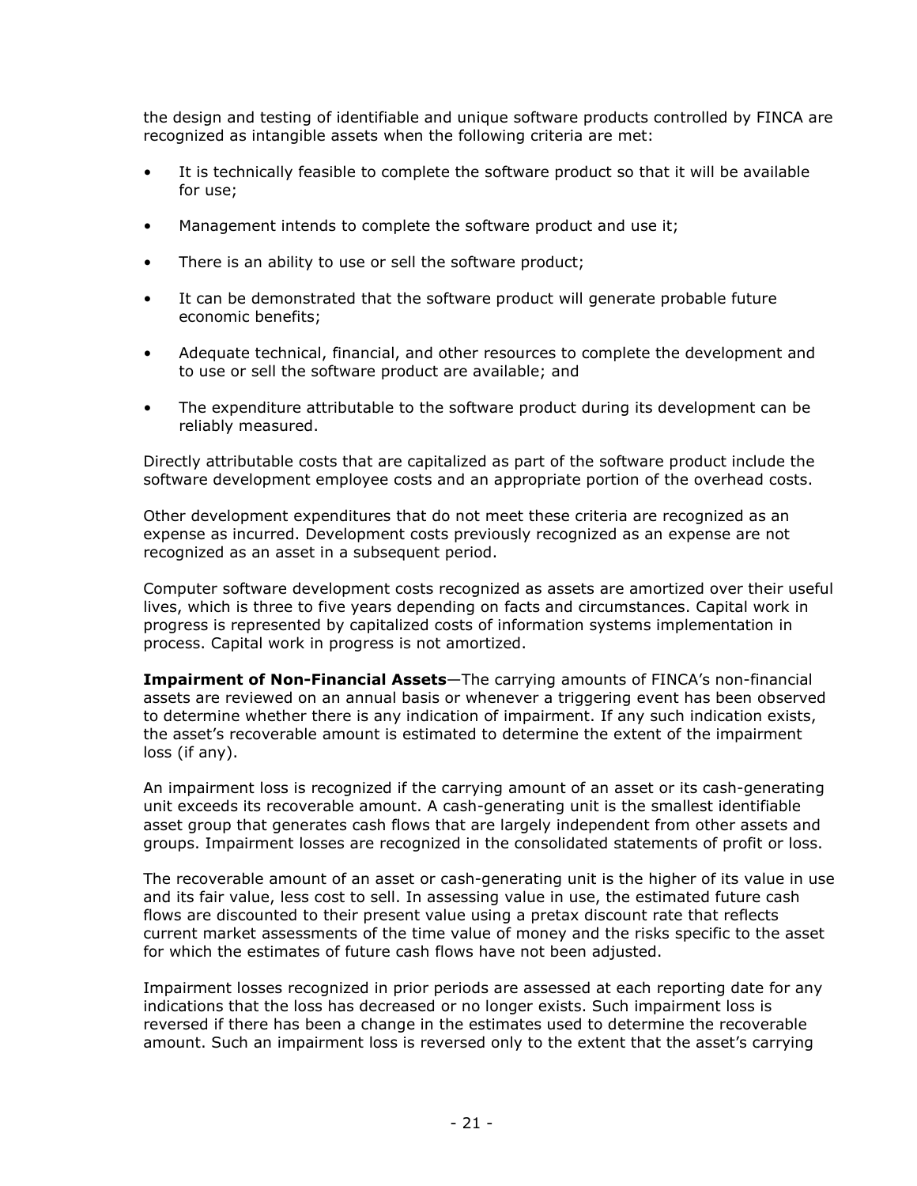the design and testing of identifiable and unique software products controlled by FINCA are recognized as intangible assets when the following criteria are met:

- It is technically feasible to complete the software product so that it will be available for use;
- Management intends to complete the software product and use it;
- There is an ability to use or sell the software product;
- It can be demonstrated that the software product will generate probable future economic benefits;
- Adequate technical, financial, and other resources to complete the development and to use or sell the software product are available; and
- The expenditure attributable to the software product during its development can be reliably measured.

Directly attributable costs that are capitalized as part of the software product include the software development employee costs and an appropriate portion of the overhead costs.

Other development expenditures that do not meet these criteria are recognized as an expense as incurred. Development costs previously recognized as an expense are not recognized as an asset in a subsequent period.

Computer software development costs recognized as assets are amortized over their useful lives, which is three to five years depending on facts and circumstances. Capital work in progress is represented by capitalized costs of information systems implementation in process. Capital work in progress is not amortized.

**Impairment of Non-Financial Assets**—The carrying amounts of FINCA's non-financial assets are reviewed on an annual basis or whenever a triggering event has been observed to determine whether there is any indication of impairment. If any such indication exists, the asset's recoverable amount is estimated to determine the extent of the impairment loss (if any).

An impairment loss is recognized if the carrying amount of an asset or its cash-generating unit exceeds its recoverable amount. A cash-generating unit is the smallest identifiable asset group that generates cash flows that are largely independent from other assets and groups. Impairment losses are recognized in the consolidated statements of profit or loss.

The recoverable amount of an asset or cash-generating unit is the higher of its value in use and its fair value, less cost to sell. In assessing value in use, the estimated future cash flows are discounted to their present value using a pretax discount rate that reflects current market assessments of the time value of money and the risks specific to the asset for which the estimates of future cash flows have not been adjusted.

Impairment losses recognized in prior periods are assessed at each reporting date for any indications that the loss has decreased or no longer exists. Such impairment loss is reversed if there has been a change in the estimates used to determine the recoverable amount. Such an impairment loss is reversed only to the extent that the asset's carrying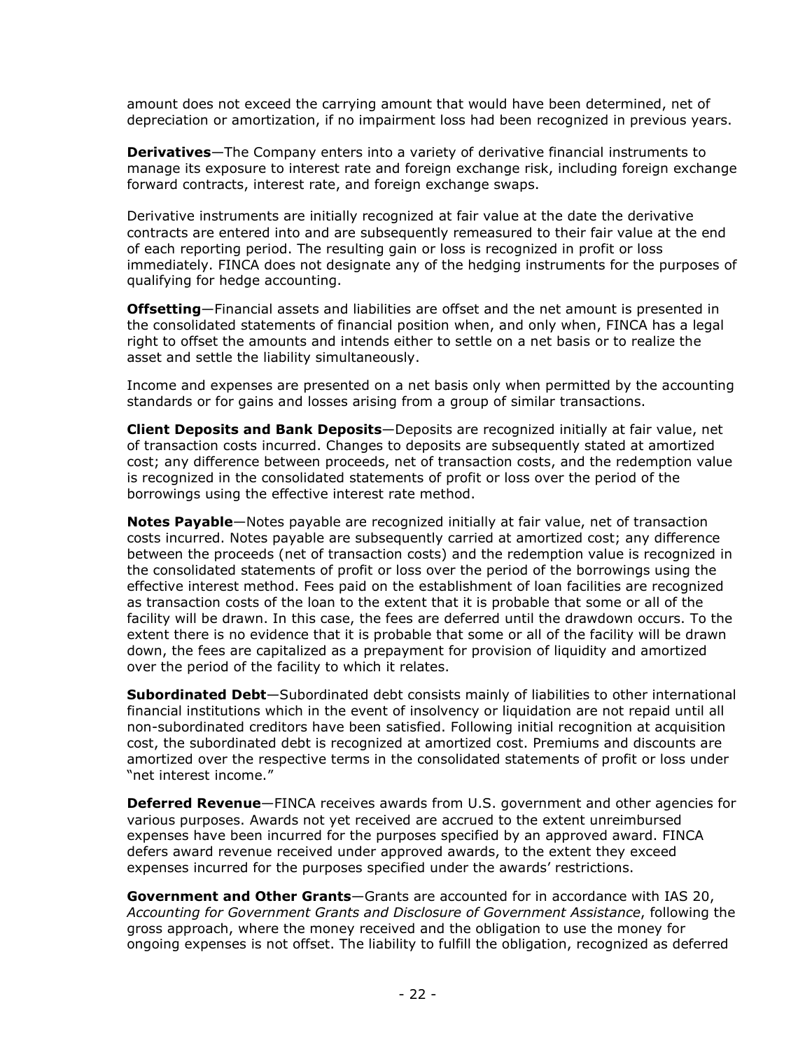amount does not exceed the carrying amount that would have been determined, net of depreciation or amortization, if no impairment loss had been recognized in previous years.

**Derivatives**—The Company enters into a variety of derivative financial instruments to manage its exposure to interest rate and foreign exchange risk, including foreign exchange forward contracts, interest rate, and foreign exchange swaps.

Derivative instruments are initially recognized at fair value at the date the derivative contracts are entered into and are subsequently remeasured to their fair value at the end of each reporting period. The resulting gain or loss is recognized in profit or loss immediately. FINCA does not designate any of the hedging instruments for the purposes of qualifying for hedge accounting.

**Offsetting**—Financial assets and liabilities are offset and the net amount is presented in the consolidated statements of financial position when, and only when, FINCA has a legal right to offset the amounts and intends either to settle on a net basis or to realize the asset and settle the liability simultaneously.

Income and expenses are presented on a net basis only when permitted by the accounting standards or for gains and losses arising from a group of similar transactions.

**Client Deposits and Bank Deposits**—Deposits are recognized initially at fair value, net of transaction costs incurred. Changes to deposits are subsequently stated at amortized cost; any difference between proceeds, net of transaction costs, and the redemption value is recognized in the consolidated statements of profit or loss over the period of the borrowings using the effective interest rate method.

**Notes Payable**—Notes payable are recognized initially at fair value, net of transaction costs incurred. Notes payable are subsequently carried at amortized cost; any difference between the proceeds (net of transaction costs) and the redemption value is recognized in the consolidated statements of profit or loss over the period of the borrowings using the effective interest method. Fees paid on the establishment of loan facilities are recognized as transaction costs of the loan to the extent that it is probable that some or all of the facility will be drawn. In this case, the fees are deferred until the drawdown occurs. To the extent there is no evidence that it is probable that some or all of the facility will be drawn down, the fees are capitalized as a prepayment for provision of liquidity and amortized over the period of the facility to which it relates.

**Subordinated Debt**—Subordinated debt consists mainly of liabilities to other international financial institutions which in the event of insolvency or liquidation are not repaid until all non-subordinated creditors have been satisfied. Following initial recognition at acquisition cost, the subordinated debt is recognized at amortized cost. Premiums and discounts are amortized over the respective terms in the consolidated statements of profit or loss under "net interest income."

**Deferred Revenue**—FINCA receives awards from U.S. government and other agencies for various purposes. Awards not yet received are accrued to the extent unreimbursed expenses have been incurred for the purposes specified by an approved award. FINCA defers award revenue received under approved awards, to the extent they exceed expenses incurred for the purposes specified under the awards' restrictions.

**Government and Other Grants**—Grants are accounted for in accordance with IAS 20, *Accounting for Government Grants and Disclosure of Government Assistance*, following the gross approach, where the money received and the obligation to use the money for ongoing expenses is not offset. The liability to fulfill the obligation, recognized as deferred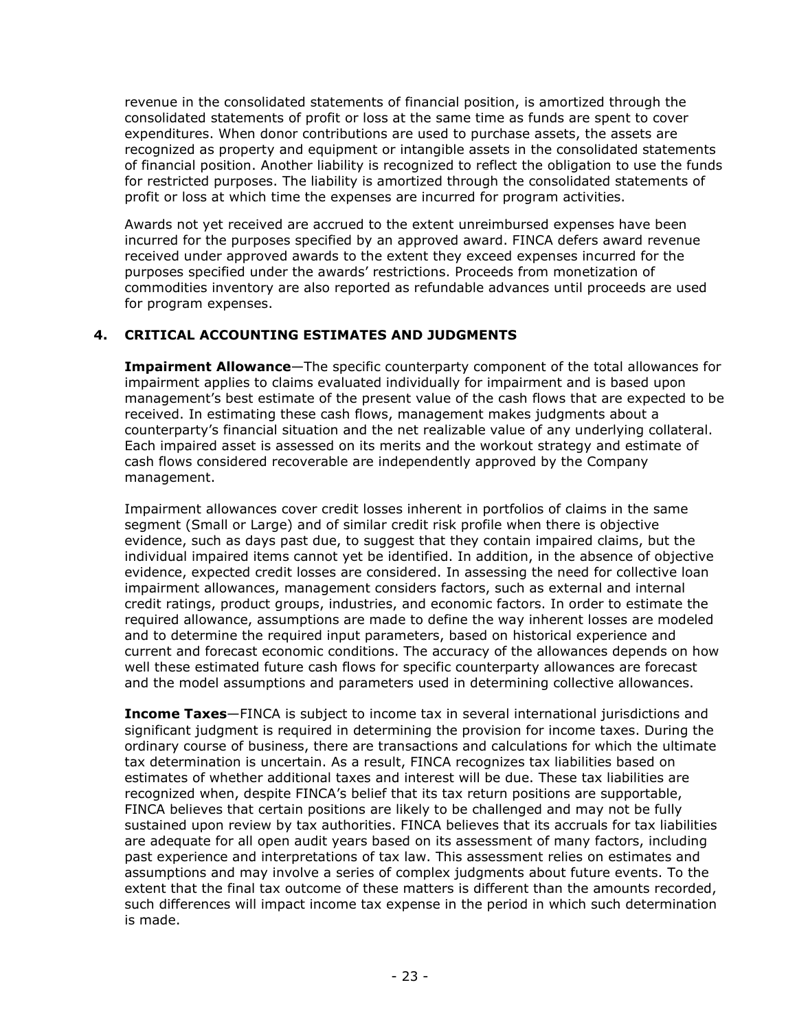revenue in the consolidated statements of financial position, is amortized through the consolidated statements of profit or loss at the same time as funds are spent to cover expenditures. When donor contributions are used to purchase assets, the assets are recognized as property and equipment or intangible assets in the consolidated statements of financial position. Another liability is recognized to reflect the obligation to use the funds for restricted purposes. The liability is amortized through the consolidated statements of profit or loss at which time the expenses are incurred for program activities.

Awards not yet received are accrued to the extent unreimbursed expenses have been incurred for the purposes specified by an approved award. FINCA defers award revenue received under approved awards to the extent they exceed expenses incurred for the purposes specified under the awards' restrictions. Proceeds from monetization of commodities inventory are also reported as refundable advances until proceeds are used for program expenses.

## 4. CRITICAL ACCOUNTING ESTIMATES AND JUDGMENTS

**Impairment Allowance**—The specific counterparty component of the total allowances for impairment applies to claims evaluated individually for impairment and is based upon management's best estimate of the present value of the cash flows that are expected to be received. In estimating these cash flows, management makes judgments about a counterparty's financial situation and the net realizable value of any underlying collateral. Each impaired asset is assessed on its merits and the workout strategy and estimate of cash flows considered recoverable are independently approved by the Company management.

Impairment allowances cover credit losses inherent in portfolios of claims in the same segment (Small or Large) and of similar credit risk profile when there is objective evidence, such as days past due, to suggest that they contain impaired claims, but the individual impaired items cannot yet be identified. In addition, in the absence of objective evidence, expected credit losses are considered. In assessing the need for collective loan impairment allowances, management considers factors, such as external and internal credit ratings, product groups, industries, and economic factors. In order to estimate the required allowance, assumptions are made to define the way inherent losses are modeled and to determine the required input parameters, based on historical experience and current and forecast economic conditions. The accuracy of the allowances depends on how well these estimated future cash flows for specific counterparty allowances are forecast and the model assumptions and parameters used in determining collective allowances.

**Income Taxes**—FINCA is subject to income tax in several international jurisdictions and significant judgment is required in determining the provision for income taxes. During the ordinary course of business, there are transactions and calculations for which the ultimate tax determination is uncertain. As a result, FINCA recognizes tax liabilities based on estimates of whether additional taxes and interest will be due. These tax liabilities are recognized when, despite FINCA's belief that its tax return positions are supportable, FINCA believes that certain positions are likely to be challenged and may not be fully sustained upon review by tax authorities. FINCA believes that its accruals for tax liabilities are adequate for all open audit years based on its assessment of many factors, including past experience and interpretations of tax law. This assessment relies on estimates and assumptions and may involve a series of complex judgments about future events. To the extent that the final tax outcome of these matters is different than the amounts recorded, such differences will impact income tax expense in the period in which such determination is made.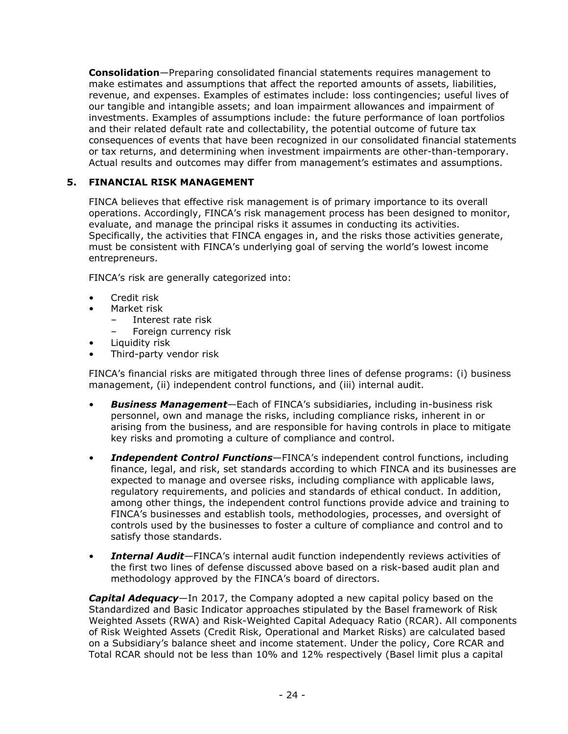**Consolidation**—Preparing consolidated financial statements requires management to make estimates and assumptions that affect the reported amounts of assets, liabilities, revenue, and expenses. Examples of estimates include: loss contingencies; useful lives of our tangible and intangible assets; and loan impairment allowances and impairment of investments. Examples of assumptions include: the future performance of loan portfolios and their related default rate and collectability, the potential outcome of future tax consequences of events that have been recognized in our consolidated financial statements or tax returns, and determining when investment impairments are other-than-temporary. Actual results and outcomes may differ from management's estimates and assumptions.

## 5. FINANCIAL RISK MANAGEMENT

FINCA believes that effective risk management is of primary importance to its overall operations. Accordingly, FINCA's risk management process has been designed to monitor, evaluate, and manage the principal risks it assumes in conducting its activities. Specifically, the activities that FINCA engages in, and the risks those activities generate, must be consistent with FINCA's underlying goal of serving the world's lowest income entrepreneurs.

FINCA's risk are generally categorized into:

- Credit risk
- Market risk
  - Interest rate risk
  - Foreign currency risk
- Liquidity risk
- Third-party vendor risk

FINCA's financial risks are mitigated through three lines of defense programs: (i) business management, (ii) independent control functions, and (iii) internal audit.

- ***Business Management***—Each of FINCA's subsidiaries, including in-business risk personnel, own and manage the risks, including compliance risks, inherent in or arising from the business, and are responsible for having controls in place to mitigate key risks and promoting a culture of compliance and control.
- ***Independent Control Functions***—FINCA's independent control functions, including finance, legal, and risk, set standards according to which FINCA and its businesses are expected to manage and oversee risks, including compliance with applicable laws, regulatory requirements, and policies and standards of ethical conduct. In addition, among other things, the independent control functions provide advice and training to FINCA's businesses and establish tools, methodologies, processes, and oversight of controls used by the businesses to foster a culture of compliance and control and to satisfy those standards.
- ***Internal Audit***—FINCA's internal audit function independently reviews activities of the first two lines of defense discussed above based on a risk-based audit plan and methodology approved by the FINCA's board of directors.

***Capital Adequacy***—In 2017, the Company adopted a new capital policy based on the Standardized and Basic Indicator approaches stipulated by the Basel framework of Risk Weighted Assets (RWA) and Risk-Weighted Capital Adequacy Ratio (RCAR). All components of Risk Weighted Assets (Credit Risk, Operational and Market Risks) are calculated based on a Subsidiary's balance sheet and income statement. Under the policy, Core RCAR and Total RCAR should not be less than 10% and 12% respectively (Basel limit plus a capital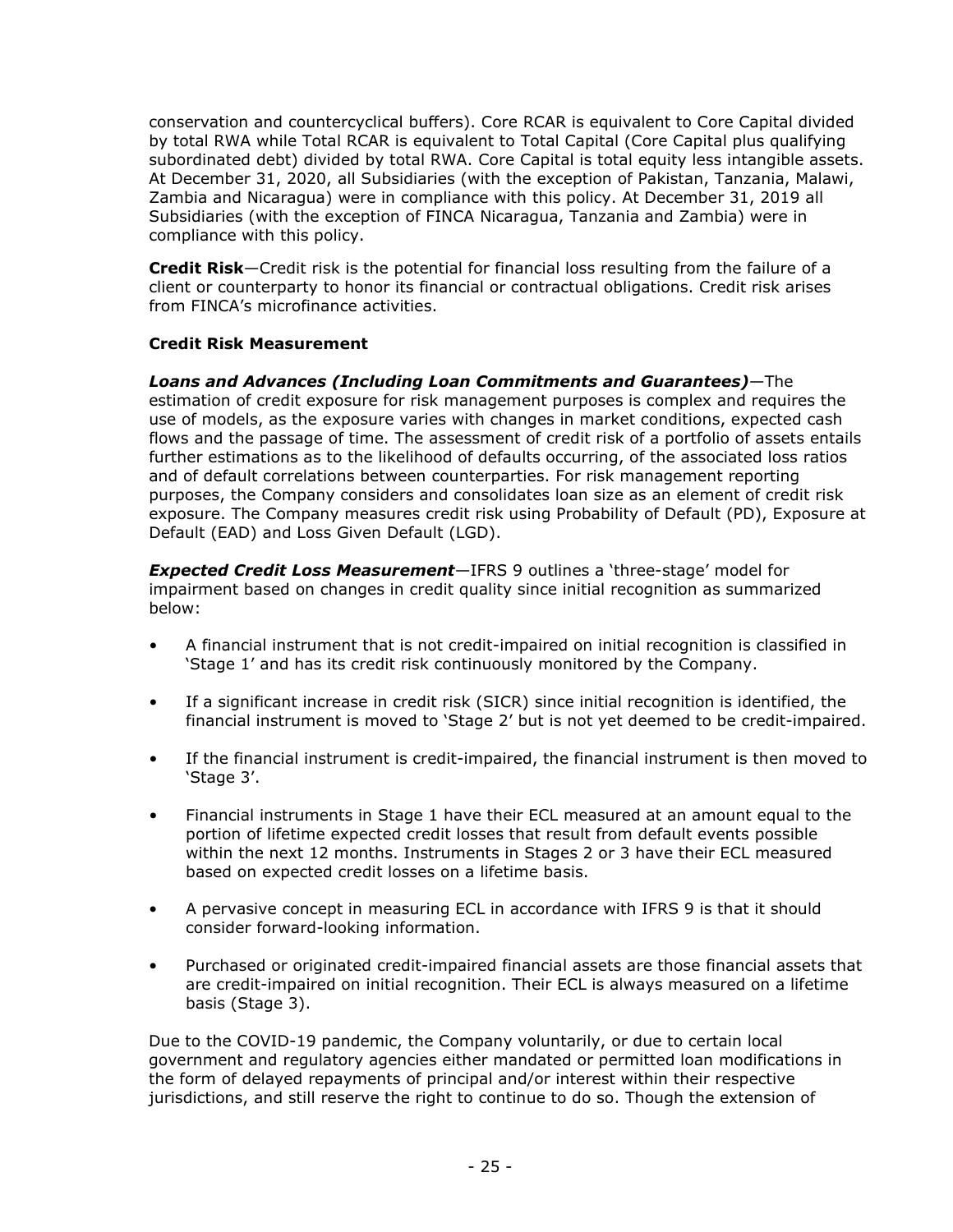conservation and countercyclical buffers). Core RCAR is equivalent to Core Capital divided by total RWA while Total RCAR is equivalent to Total Capital (Core Capital plus qualifying subordinated debt) divided by total RWA. Core Capital is total equity less intangible assets. At December 31, 2020, all Subsidiaries (with the exception of Pakistan, Tanzania, Malawi, Zambia and Nicaragua) were in compliance with this policy. At December 31, 2019 all Subsidiaries (with the exception of FINCA Nicaragua, Tanzania and Zambia) were in compliance with this policy.

**Credit Risk**—Credit risk is the potential for financial loss resulting from the failure of a client or counterparty to honor its financial or contractual obligations. Credit risk arises from FINCA's microfinance activities.

**Credit Risk Measurement**

***Loans and Advances (Including Loan Commitments and Guarantees)***—The estimation of credit exposure for risk management purposes is complex and requires the use of models, as the exposure varies with changes in market conditions, expected cash flows and the passage of time. The assessment of credit risk of a portfolio of assets entails further estimations as to the likelihood of defaults occurring, of the associated loss ratios and of default correlations between counterparties. For risk management reporting purposes, the Company considers and consolidates loan size as an element of credit risk exposure. The Company measures credit risk using Probability of Default (PD), Exposure at Default (EAD) and Loss Given Default (LGD).

***Expected Credit Loss Measurement***—IFRS 9 outlines a 'three-stage' model for impairment based on changes in credit quality since initial recognition as summarized below:

- A financial instrument that is not credit-impaired on initial recognition is classified in 'Stage 1' and has its credit risk continuously monitored by the Company.
- If a significant increase in credit risk (SICR) since initial recognition is identified, the financial instrument is moved to 'Stage 2' but is not yet deemed to be credit-impaired.
- If the financial instrument is credit-impaired, the financial instrument is then moved to 'Stage 3'.
- Financial instruments in Stage 1 have their ECL measured at an amount equal to the portion of lifetime expected credit losses that result from default events possible within the next 12 months. Instruments in Stages 2 or 3 have their ECL measured based on expected credit losses on a lifetime basis.
- A pervasive concept in measuring ECL in accordance with IFRS 9 is that it should consider forward-looking information.
- Purchased or originated credit-impaired financial assets are those financial assets that are credit-impaired on initial recognition. Their ECL is always measured on a lifetime basis (Stage 3).

Due to the COVID-19 pandemic, the Company voluntarily, or due to certain local government and regulatory agencies either mandated or permitted loan modifications in the form of delayed repayments of principal and/or interest within their respective jurisdictions, and still reserve the right to continue to do so. Though the extension of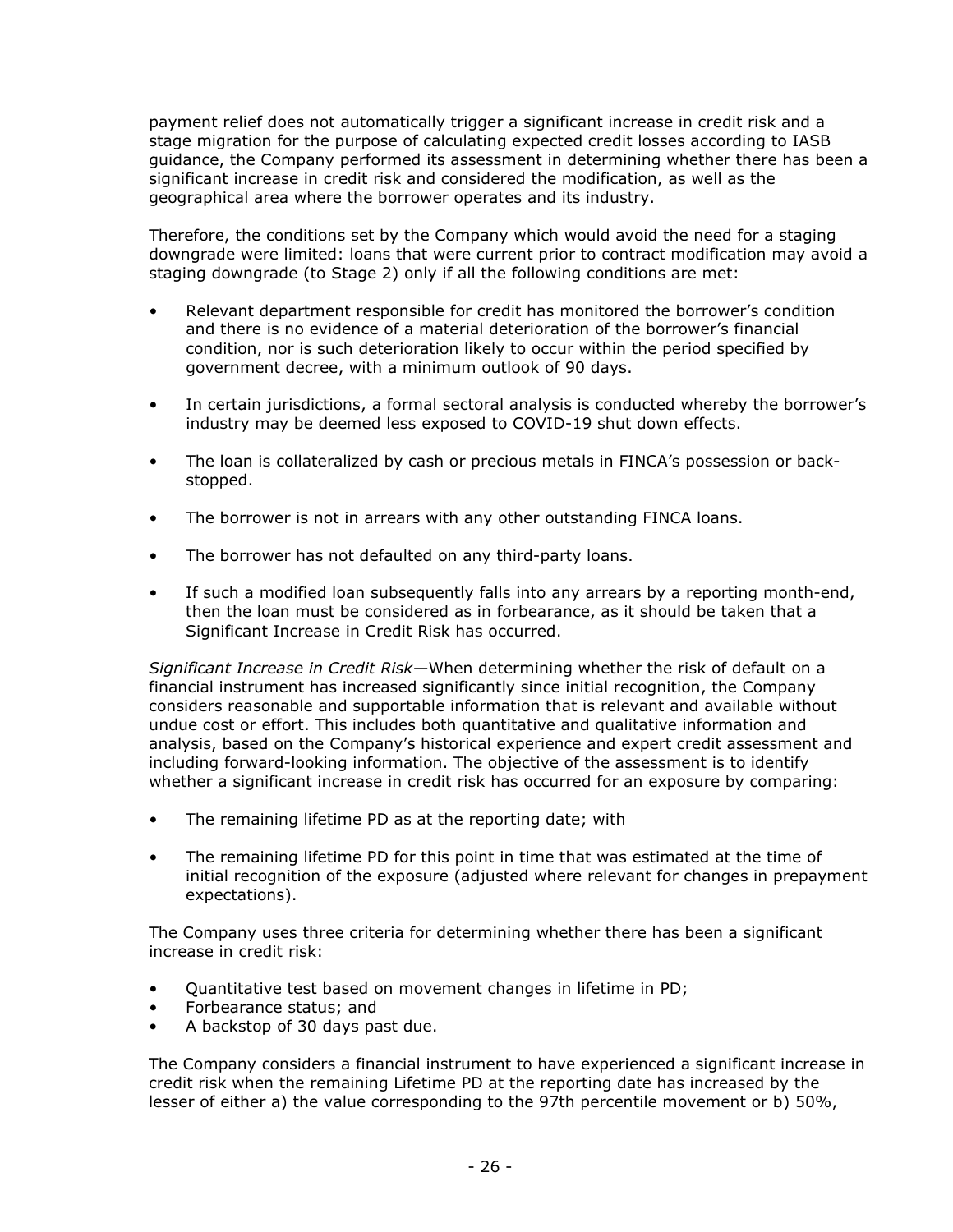payment relief does not automatically trigger a significant increase in credit risk and a stage migration for the purpose of calculating expected credit losses according to IASB guidance, the Company performed its assessment in determining whether there has been a significant increase in credit risk and considered the modification, as well as the geographical area where the borrower operates and its industry.

Therefore, the conditions set by the Company which would avoid the need for a staging downgrade were limited: loans that were current prior to contract modification may avoid a staging downgrade (to Stage 2) only if all the following conditions are met:

- Relevant department responsible for credit has monitored the borrower's condition and there is no evidence of a material deterioration of the borrower's financial condition, nor is such deterioration likely to occur within the period specified by government decree, with a minimum outlook of 90 days.
- In certain jurisdictions, a formal sectoral analysis is conducted whereby the borrower's industry may be deemed less exposed to COVID-19 shut down effects.
- The loan is collateralized by cash or precious metals in FINCA's possession or back-stopped.
- The borrower is not in arrears with any other outstanding FINCA loans.
- The borrower has not defaulted on any third-party loans.
- If such a modified loan subsequently falls into any arrears by a reporting month-end, then the loan must be considered as in forbearance, as it should be taken that a Significant Increase in Credit Risk has occurred.

*Significant Increase in Credit Risk*—When determining whether the risk of default on a financial instrument has increased significantly since initial recognition, the Company considers reasonable and supportable information that is relevant and available without undue cost or effort. This includes both quantitative and qualitative information and analysis, based on the Company's historical experience and expert credit assessment and including forward-looking information. The objective of the assessment is to identify whether a significant increase in credit risk has occurred for an exposure by comparing:

- The remaining lifetime PD as at the reporting date; with
- The remaining lifetime PD for this point in time that was estimated at the time of initial recognition of the exposure (adjusted where relevant for changes in prepayment expectations).

The Company uses three criteria for determining whether there has been a significant increase in credit risk:

- Quantitative test based on movement changes in lifetime in PD;
- Forbearance status; and
- A backstop of 30 days past due.

The Company considers a financial instrument to have experienced a significant increase in credit risk when the remaining Lifetime PD at the reporting date has increased by the lesser of either a) the value corresponding to the 97th percentile movement or b) 50%,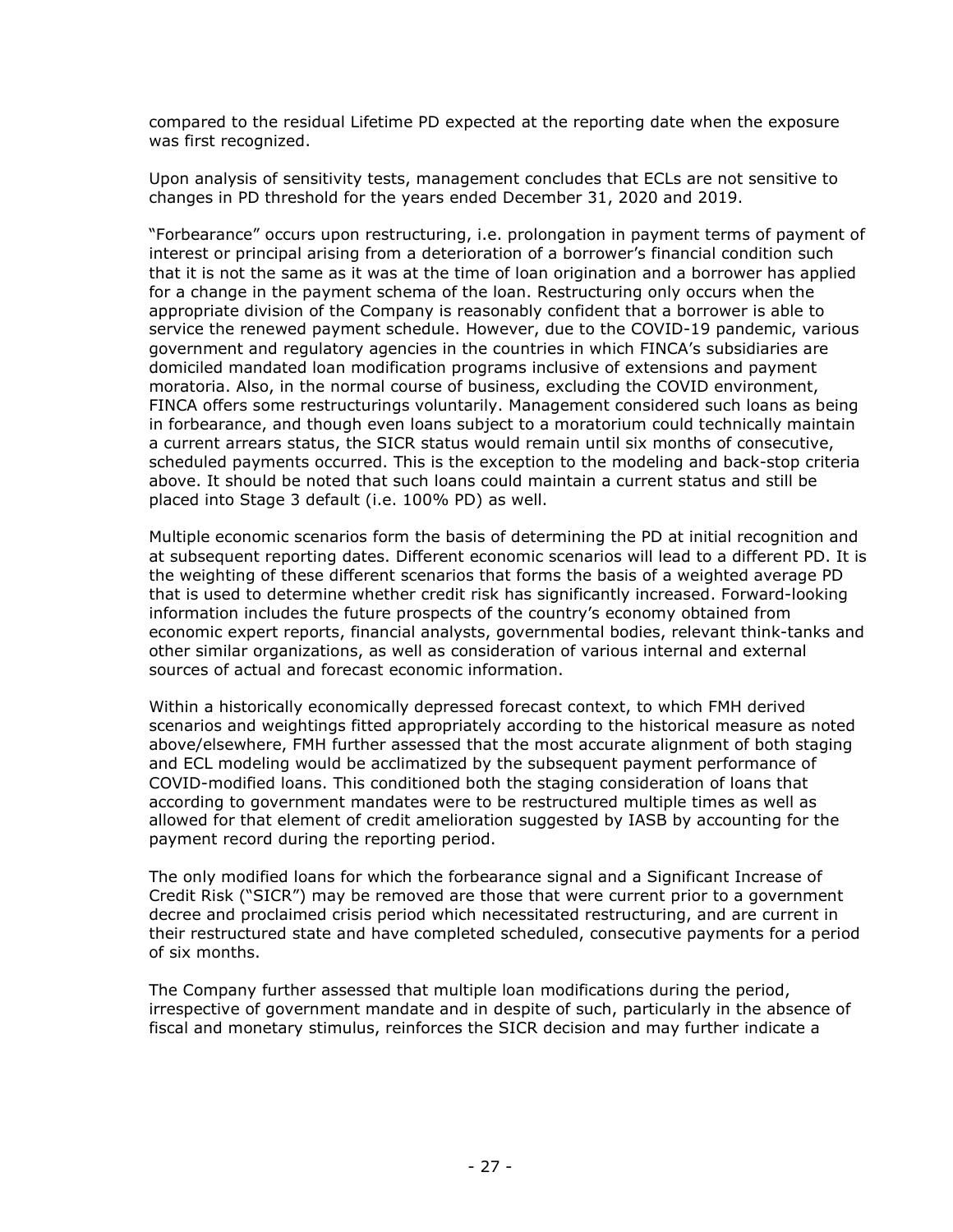compared to the residual Lifetime PD expected at the reporting date when the exposure was first recognized.

Upon analysis of sensitivity tests, management concludes that ECLs are not sensitive to changes in PD threshold for the years ended December 31, 2020 and 2019.

"Forbearance" occurs upon restructuring, i.e. prolongation in payment terms of payment of interest or principal arising from a deterioration of a borrower's financial condition such that it is not the same as it was at the time of loan origination and a borrower has applied for a change in the payment schema of the loan. Restructuring only occurs when the appropriate division of the Company is reasonably confident that a borrower is able to service the renewed payment schedule. However, due to the COVID-19 pandemic, various government and regulatory agencies in the countries in which FINCA's subsidiaries are domiciled mandated loan modification programs inclusive of extensions and payment moratoria. Also, in the normal course of business, excluding the COVID environment, FINCA offers some restructurings voluntarily. Management considered such loans as being in forbearance, and though even loans subject to a moratorium could technically maintain a current arrears status, the SICR status would remain until six months of consecutive, scheduled payments occurred. This is the exception to the modeling and back-stop criteria above. It should be noted that such loans could maintain a current status and still be placed into Stage 3 default (i.e. 100% PD) as well.

Multiple economic scenarios form the basis of determining the PD at initial recognition and at subsequent reporting dates. Different economic scenarios will lead to a different PD. It is the weighting of these different scenarios that forms the basis of a weighted average PD that is used to determine whether credit risk has significantly increased. Forward-looking information includes the future prospects of the country's economy obtained from economic expert reports, financial analysts, governmental bodies, relevant think-tanks and other similar organizations, as well as consideration of various internal and external sources of actual and forecast economic information.

Within a historically economically depressed forecast context, to which FMH derived scenarios and weightings fitted appropriately according to the historical measure as noted above/elsewhere, FMH further assessed that the most accurate alignment of both staging and ECL modeling would be acclimatized by the subsequent payment performance of COVID-modified loans. This conditioned both the staging consideration of loans that according to government mandates were to be restructured multiple times as well as allowed for that element of credit amelioration suggested by IASB by accounting for the payment record during the reporting period.

The only modified loans for which the forbearance signal and a Significant Increase of Credit Risk ("SICR") may be removed are those that were current prior to a government decree and proclaimed crisis period which necessitated restructuring, and are current in their restructured state and have completed scheduled, consecutive payments for a period of six months.

The Company further assessed that multiple loan modifications during the period, irrespective of government mandate and in despite of such, particularly in the absence of fiscal and monetary stimulus, reinforces the SICR decision and may further indicate a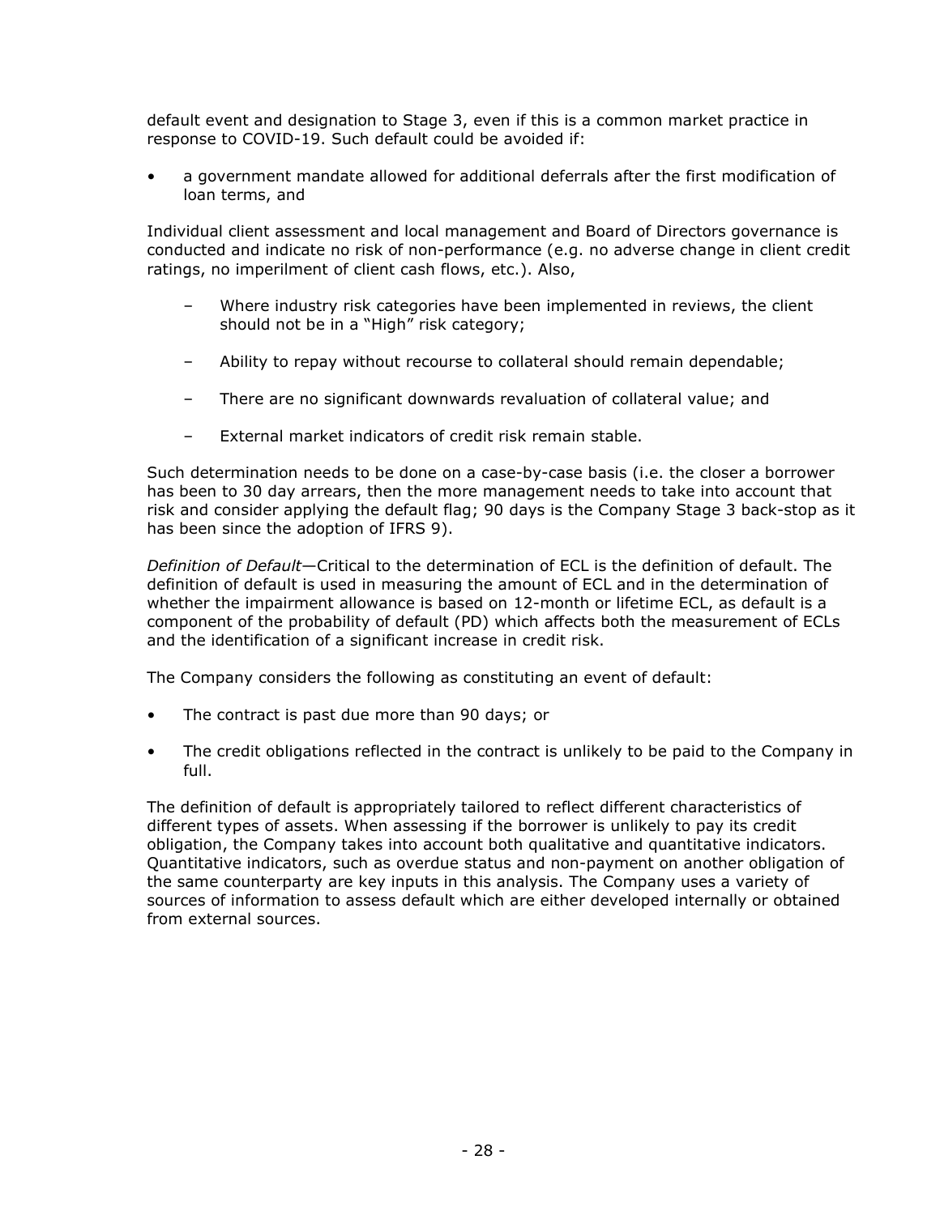default event and designation to Stage 3, even if this is a common market practice in response to COVID-19. Such default could be avoided if:

- a government mandate allowed for additional deferrals after the first modification of loan terms, and

Individual client assessment and local management and Board of Directors governance is conducted and indicate no risk of non-performance (e.g. no adverse change in client credit ratings, no imperilment of client cash flows, etc.). Also,

  - Where industry risk categories have been implemented in reviews, the client should not be in a "High" risk category;
  - Ability to repay without recourse to collateral should remain dependable;
  - There are no significant downwards revaluation of collateral value; and
  - External market indicators of credit risk remain stable.

Such determination needs to be done on a case-by-case basis (i.e. the closer a borrower has been to 30 day arrears, then the more management needs to take into account that risk and consider applying the default flag; 90 days is the Company Stage 3 back-stop as it has been since the adoption of IFRS 9).

*Definition of Default*—Critical to the determination of ECL is the definition of default. The definition of default is used in measuring the amount of ECL and in the determination of whether the impairment allowance is based on 12-month or lifetime ECL, as default is a component of the probability of default (PD) which affects both the measurement of ECLs and the identification of a significant increase in credit risk.

The Company considers the following as constituting an event of default:

- The contract is past due more than 90 days; or
- The credit obligations reflected in the contract is unlikely to be paid to the Company in full.

The definition of default is appropriately tailored to reflect different characteristics of different types of assets. When assessing if the borrower is unlikely to pay its credit obligation, the Company takes into account both qualitative and quantitative indicators. Quantitative indicators, such as overdue status and non-payment on another obligation of the same counterparty are key inputs in this analysis. The Company uses a variety of sources of information to assess default which are either developed internally or obtained from external sources.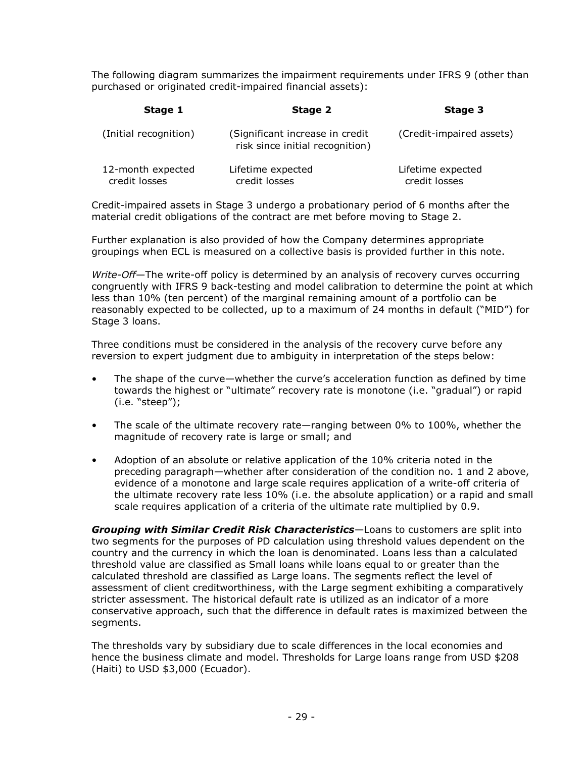The following diagram summarizes the impairment requirements under IFRS 9 (other than purchased or originated credit-impaired financial assets):

| Stage 1 | Stage 2 | Stage 3 |
|---|---|---|
| (Initial recognition) | (Significant increase in credit risk since initial recognition) | (Credit-impaired assets) |
| 12-month expected credit losses | Lifetime expected credit losses | Lifetime expected credit losses |

Credit-impaired assets in Stage 3 undergo a probationary period of 6 months after the material credit obligations of the contract are met before moving to Stage 2.

Further explanation is also provided of how the Company determines appropriate groupings when ECL is measured on a collective basis is provided further in this note.

*Write-Off*—The write-off policy is determined by an analysis of recovery curves occurring congruently with IFRS 9 back-testing and model calibration to determine the point at which less than 10% (ten percent) of the marginal remaining amount of a portfolio can be reasonably expected to be collected, up to a maximum of 24 months in default ("MID") for Stage 3 loans.

Three conditions must be considered in the analysis of the recovery curve before any reversion to expert judgment due to ambiguity in interpretation of the steps below:

- The shape of the curve—whether the curve's acceleration function as defined by time towards the highest or "ultimate" recovery rate is monotone (i.e. "gradual") or rapid (i.e. "steep");
- The scale of the ultimate recovery rate—ranging between 0% to 100%, whether the magnitude of recovery rate is large or small; and
- Adoption of an absolute or relative application of the 10% criteria noted in the preceding paragraph—whether after consideration of the condition no. 1 and 2 above, evidence of a monotone and large scale requires application of a write-off criteria of the ultimate recovery rate less 10% (i.e. the absolute application) or a rapid and small scale requires application of a criteria of the ultimate rate multiplied by 0.9.

***Grouping with Similar Credit Risk Characteristics***—Loans to customers are split into two segments for the purposes of PD calculation using threshold values dependent on the country and the currency in which the loan is denominated. Loans less than a calculated threshold value are classified as Small loans while loans equal to or greater than the calculated threshold are classified as Large loans. The segments reflect the level of assessment of client creditworthiness, with the Large segment exhibiting a comparatively stricter assessment. The historical default rate is utilized as an indicator of a more conservative approach, such that the difference in default rates is maximized between the segments.

The thresholds vary by subsidiary due to scale differences in the local economies and hence the business climate and model. Thresholds for Large loans range from USD $208 (Haiti) to USD $3,000 (Ecuador).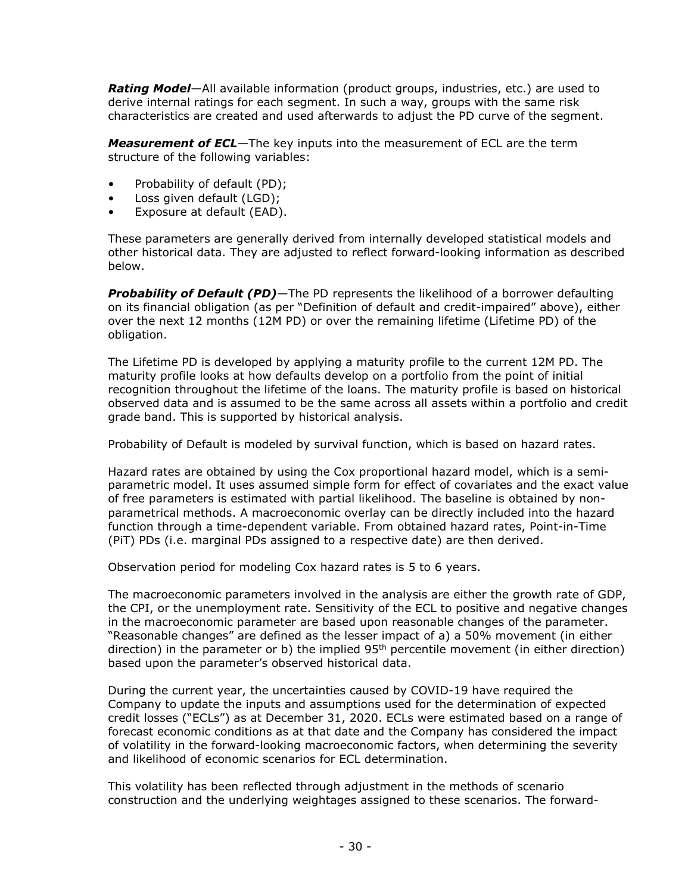***Rating Model***—All available information (product groups, industries, etc.) are used to derive internal ratings for each segment. In such a way, groups with the same risk characteristics are created and used afterwards to adjust the PD curve of the segment.

***Measurement of ECL***—The key inputs into the measurement of ECL are the term structure of the following variables:

- Probability of default (PD);
- Loss given default (LGD);
- Exposure at default (EAD).

These parameters are generally derived from internally developed statistical models and other historical data. They are adjusted to reflect forward-looking information as described below.

***Probability of Default (PD)***—The PD represents the likelihood of a borrower defaulting on its financial obligation (as per "Definition of default and credit-impaired" above), either over the next 12 months (12M PD) or over the remaining lifetime (Lifetime PD) of the obligation.

The Lifetime PD is developed by applying a maturity profile to the current 12M PD. The maturity profile looks at how defaults develop on a portfolio from the point of initial recognition throughout the lifetime of the loans. The maturity profile is based on historical observed data and is assumed to be the same across all assets within a portfolio and credit grade band. This is supported by historical analysis.

Probability of Default is modeled by survival function, which is based on hazard rates.

Hazard rates are obtained by using the Cox proportional hazard model, which is a semi-parametric model. It uses assumed simple form for effect of covariates and the exact value of free parameters is estimated with partial likelihood. The baseline is obtained by non-parametrical methods. A macroeconomic overlay can be directly included into the hazard function through a time-dependent variable. From obtained hazard rates, Point-in-Time (PiT) PDs (i.e. marginal PDs assigned to a respective date) are then derived.

Observation period for modeling Cox hazard rates is 5 to 6 years.

The macroeconomic parameters involved in the analysis are either the growth rate of GDP, the CPI, or the unemployment rate. Sensitivity of the ECL to positive and negative changes in the macroeconomic parameter are based upon reasonable changes of the parameter. "Reasonable changes" are defined as the lesser impact of a) a 50% movement (in either direction) in the parameter or b) the implied 95th percentile movement (in either direction) based upon the parameter's observed historical data.

During the current year, the uncertainties caused by COVID-19 have required the Company to update the inputs and assumptions used for the determination of expected credit losses ("ECLs") as at December 31, 2020. ECLs were estimated based on a range of forecast economic conditions as at that date and the Company has considered the impact of volatility in the forward-looking macroeconomic factors, when determining the severity and likelihood of economic scenarios for ECL determination.

This volatility has been reflected through adjustment in the methods of scenario construction and the underlying weightages assigned to these scenarios. The forward-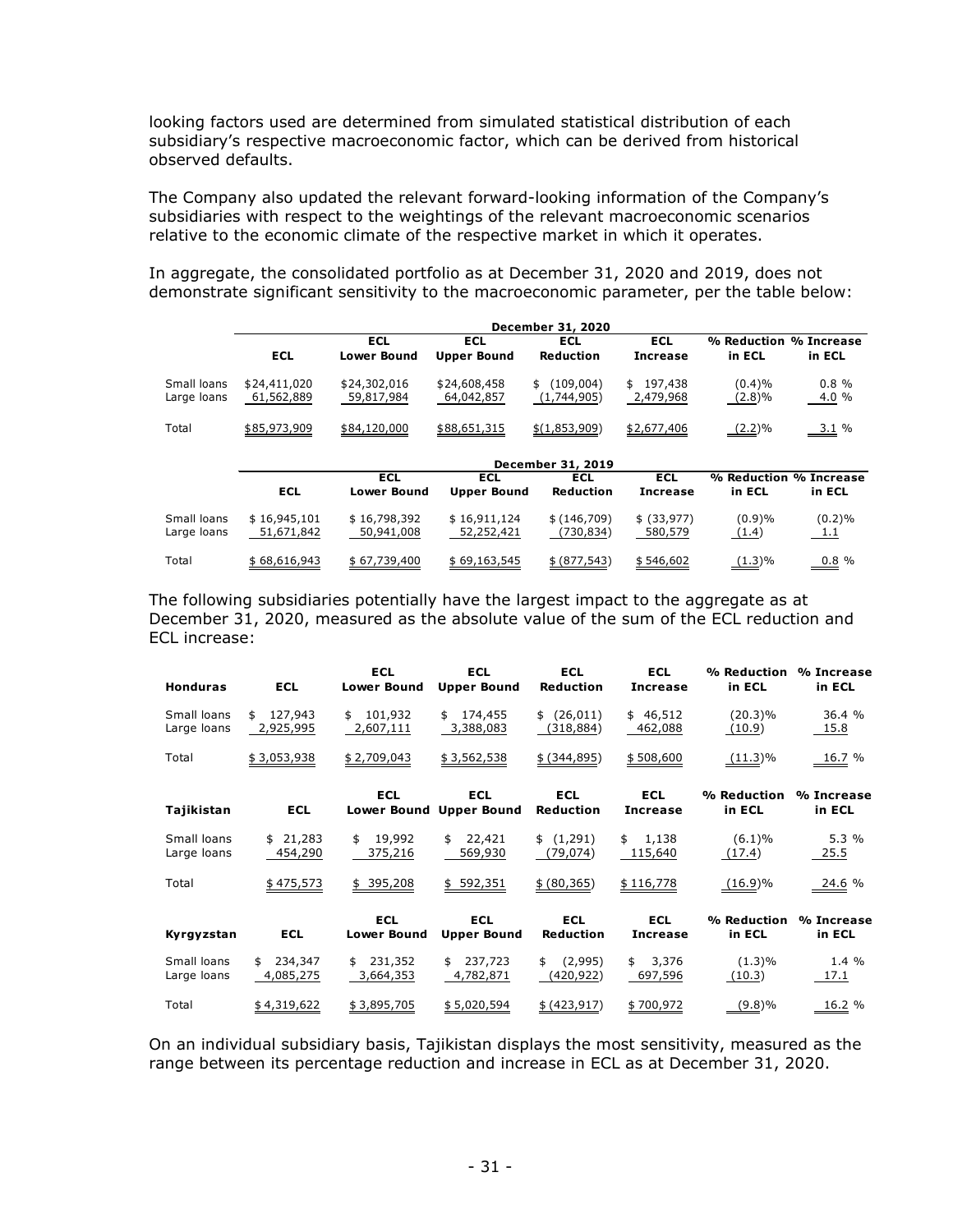looking factors used are determined from simulated statistical distribution of each subsidiary's respective macroeconomic factor, which can be derived from historical observed defaults.

The Company also updated the relevant forward-looking information of the Company's subsidiaries with respect to the weightings of the relevant macroeconomic scenarios relative to the economic climate of the respective market in which it operates.

In aggregate, the consolidated portfolio as at December 31, 2020 and 2019, does not demonstrate significant sensitivity to the macroeconomic parameter, per the table below:

| | December 31, 2020 | | | | | | |
|---|---|---|---|---|---|---|---|
| | ECL | ECL Lower Bound | ECL Upper Bound | ECL Reduction | ECL Increase | % Reduction in ECL | % Increase in ECL |
| Small loans | $24,411,020 | $24,302,016 | $24,608,458 | $ (109,004) | $ 197,438 | (0.4)% | 0.8 % |
| Large loans | 61,562,889 | 59,817,984 | 64,042,857 | (1,744,905) | 2,479,968 | (2.8)% | 4.0 % |
| Total | $85,973,909 | $84,120,000 | $88,651,315 | $(1,853,909) | $2,677,406 | (2.2)% | 3.1 % |

| | December 31, 2019 | | | | | | |
|---|---|---|---|---|---|---|---|
| | ECL | ECL Lower Bound | ECL Upper Bound | ECL Reduction | ECL Increase | % Reduction in ECL | % Increase in ECL |
| Small loans | $ 16,945,101 | $ 16,798,392 | $ 16,911,124 | $ (146,709) | $ (33,977) | (0.9)% | (0.2)% |
| Large loans | 51,671,842 | 50,941,008 | 52,252,421 | (730,834) | 580,579 | (1.4) | 1.1 |
| Total | $ 68,616,943 | $ 67,739,400 | $ 69,163,545 | $ (877,543) | $ 546,602 | (1.3)% | 0.8 % |

The following subsidiaries potentially have the largest impact to the aggregate as at December 31, 2020, measured as the absolute value of the sum of the ECL reduction and ECL increase:

| Honduras | ECL | ECL Lower Bound | ECL Upper Bound | ECL Reduction | ECL Increase | % Reduction in ECL | % Increase in ECL |
|---|---|---|---|---|---|---|---|
| Small loans | $ 127,943 | $ 101,932 | $ 174,455 | $ (26,011) | $ 46,512 | (20.3)% | 36.4 % |
| Large loans | 2,925,995 | 2,607,111 | 3,388,083 | (318,884) | 462,088 | (10.9) | 15.8 |
| Total | $ 3,053,938 | $ 2,709,043 | $ 3,562,538 | $ (344,895) | $ 508,600 | (11.3)% | 16.7 % |

| Tajikistan | ECL | ECL Lower Bound | ECL Upper Bound | ECL Reduction | ECL Increase | % Reduction in ECL | % Increase in ECL |
|---|---|---|---|---|---|---|---|
| Small loans | $ 21,283 | $ 19,992 | $ 22,421 | $ (1,291) | $ 1,138 | (6.1)% | 5.3 % |
| Large loans | 454,290 | 375,216 | 569,930 | (79,074) | 115,640 | (17.4) | 25.5 |
| Total | $ 475,573 | $ 395,208 | $ 592,351 | $ (80,365) | $ 116,778 | (16.9)% | 24.6 % |

| Kyrgyzstan | ECL | ECL Lower Bound | ECL Upper Bound | ECL Reduction | ECL Increase | % Reduction in ECL | % Increase in ECL |
|---|---|---|---|---|---|---|---|
| Small loans | $ 234,347 | $ 231,352 | $ 237,723 | $ (2,995) | $ 3,376 | (1.3)% | 1.4 % |
| Large loans | 4,085,275 | 3,664,353 | 4,782,871 | (420,922) | 697,596 | (10.3) | 17.1 |
| Total | $ 4,319,622 | $ 3,895,705 | $ 5,020,594 | $ (423,917) | $ 700,972 | (9.8)% | 16.2 % |

On an individual subsidiary basis, Tajikistan displays the most sensitivity, measured as the range between its percentage reduction and increase in ECL as at December 31, 2020.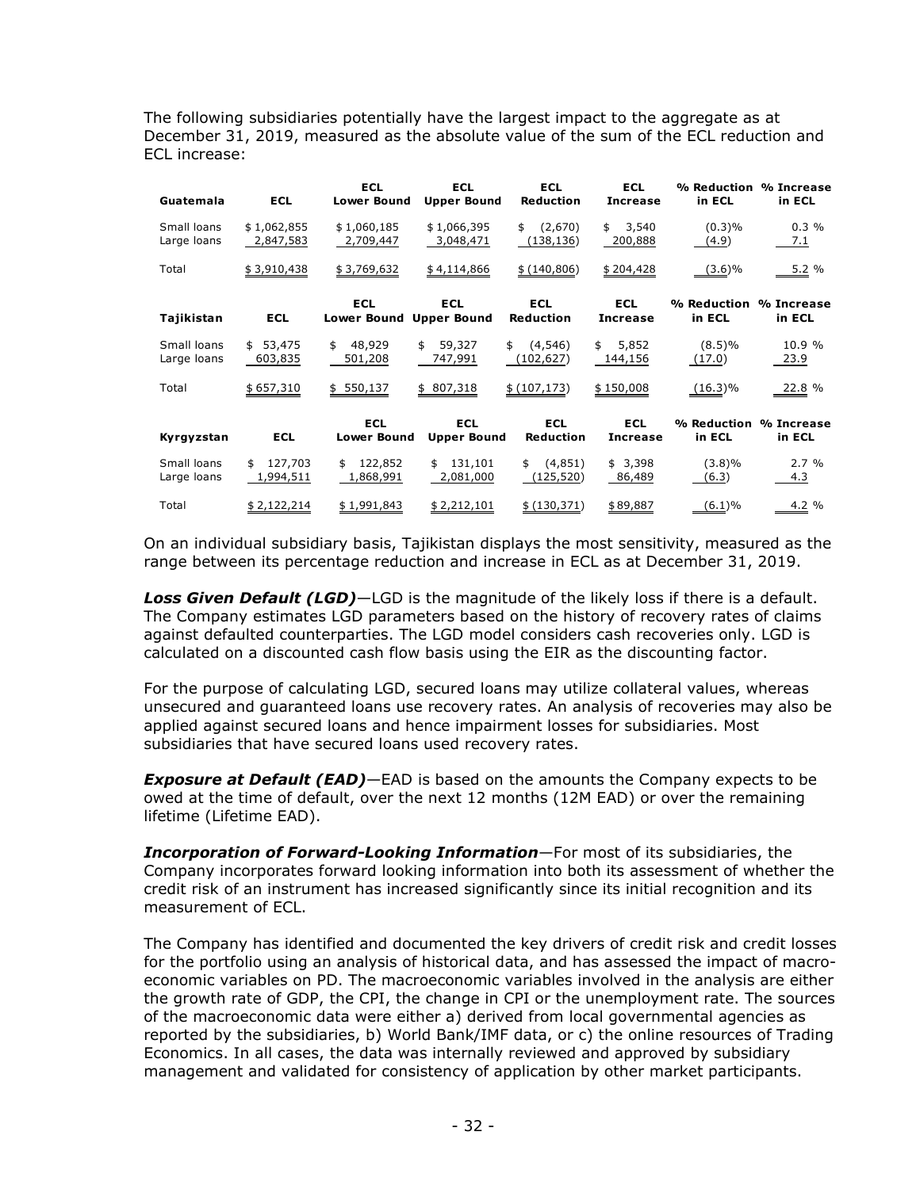The following subsidiaries potentially have the largest impact to the aggregate as at December 31, 2019, measured as the absolute value of the sum of the ECL reduction and ECL increase:

| Guatemala | ECL | ECL Lower Bound | ECL Upper Bound | ECL Reduction | ECL Increase | % Reduction in ECL | % Increase in ECL |
|---|---|---|---|---|---|---|---|
| Small loans | $ 1,062,855 | $ 1,060,185 | $ 1,066,395 | $ (2,670) | $ 3,540 | (0.3)% | 0.3 % |
| Large loans | 2,847,583 | 2,709,447 | 3,048,471 | (138,136) | 200,888 | (4.9) | 7.1 |
| Total | $ 3,910,438 | $ 3,769,632 | $ 4,114,866 | $ (140,806) | $ 204,428 | (3.6)% | 5.2 % |

| Tajikistan | ECL | ECL Lower Bound | ECL Upper Bound | ECL Reduction | ECL Increase | % Reduction in ECL | % Increase in ECL |
|---|---|---|---|---|---|---|---|
| Small loans | $ 53,475 | $ 48,929 | $ 59,327 | $ (4,546) | $ 5,852 | (8.5)% | 10.9 % |
| Large loans | 603,835 | 501,208 | 747,991 | (102,627) | 144,156 | (17.0) | 23.9 |
| Total | $ 657,310 | $ 550,137 | $ 807,318 | $ (107,173) | $ 150,008 | (16.3)% | 22.8 % |

| Kyrgyzstan | ECL | ECL Lower Bound | ECL Upper Bound | ECL Reduction | ECL Increase | % Reduction in ECL | % Increase in ECL |
|---|---|---|---|---|---|---|---|
| Small loans | $ 127,703 | $ 122,852 | $ 131,101 | $ (4,851) | $ 3,398 | (3.8)% | 2.7 % |
| Large loans | 1,994,511 | 1,868,991 | 2,081,000 | (125,520) | 86,489 | (6.3) | 4.3 |
| Total | $ 2,122,214 | $ 1,991,843 | $ 2,212,101 | $ (130,371) | $ 89,887 | (6.1)% | 4.2 % |

On an individual subsidiary basis, Tajikistan displays the most sensitivity, measured as the range between its percentage reduction and increase in ECL as at December 31, 2019.

***Loss Given Default (LGD)***—LGD is the magnitude of the likely loss if there is a default. The Company estimates LGD parameters based on the history of recovery rates of claims against defaulted counterparties. The LGD model considers cash recoveries only. LGD is calculated on a discounted cash flow basis using the EIR as the discounting factor.

For the purpose of calculating LGD, secured loans may utilize collateral values, whereas unsecured and guaranteed loans use recovery rates. An analysis of recoveries may also be applied against secured loans and hence impairment losses for subsidiaries. Most subsidiaries that have secured loans used recovery rates.

***Exposure at Default (EAD)***—EAD is based on the amounts the Company expects to be owed at the time of default, over the next 12 months (12M EAD) or over the remaining lifetime (Lifetime EAD).

***Incorporation of Forward-Looking Information***—For most of its subsidiaries, the Company incorporates forward looking information into both its assessment of whether the credit risk of an instrument has increased significantly since its initial recognition and its measurement of ECL.

The Company has identified and documented the key drivers of credit risk and credit losses for the portfolio using an analysis of historical data, and has assessed the impact of macro-economic variables on PD. The macroeconomic variables involved in the analysis are either the growth rate of GDP, the CPI, the change in CPI or the unemployment rate. The sources of the macroeconomic data were either a) derived from local governmental agencies as reported by the subsidiaries, b) World Bank/IMF data, or c) the online resources of Trading Economics. In all cases, the data was internally reviewed and approved by subsidiary management and validated for consistency of application by other market participants.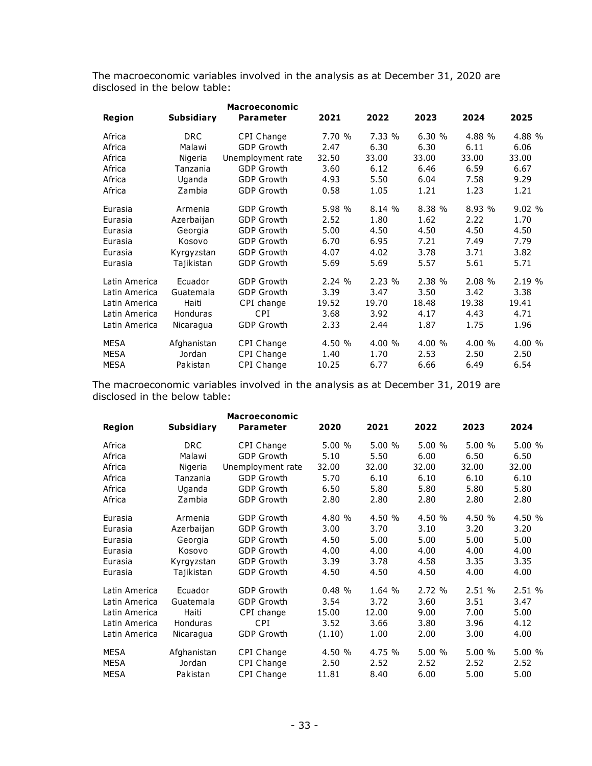The macroeconomic variables involved in the analysis as at December 31, 2020 are disclosed in the below table:

| Region | Subsidiary | Macroeconomic Parameter | 2021 | 2022 | 2023 | 2024 | 2025 |
|---|---|---|---|---|---|---|---|
| Africa | DRC | CPI Change | 7.70 % | 7.33 % | 6.30 % | 4.88 % | 4.88 % |
| Africa | Malawi | GDP Growth | 2.47 | 6.30 | 6.30 | 6.11 | 6.06 |
| Africa | Nigeria | Unemployment rate | 32.50 | 33.00 | 33.00 | 33.00 | 33.00 |
| Africa | Tanzania | GDP Growth | 3.60 | 6.12 | 6.46 | 6.59 | 6.67 |
| Africa | Uganda | GDP Growth | 4.93 | 5.50 | 6.04 | 7.58 | 9.29 |
| Africa | Zambia | GDP Growth | 0.58 | 1.05 | 1.21 | 1.23 | 1.21 |
| Eurasia | Armenia | GDP Growth | 5.98 % | 8.14 % | 8.38 % | 8.93 % | 9.02 % |
| Eurasia | Azerbaijan | GDP Growth | 2.52 | 1.80 | 1.62 | 2.22 | 1.70 |
| Eurasia | Georgia | GDP Growth | 5.00 | 4.50 | 4.50 | 4.50 | 4.50 |
| Eurasia | Kosovo | GDP Growth | 6.70 | 6.95 | 7.21 | 7.49 | 7.79 |
| Eurasia | Kyrgyzstan | GDP Growth | 4.07 | 4.02 | 3.78 | 3.71 | 3.82 |
| Eurasia | Tajikistan | GDP Growth | 5.69 | 5.69 | 5.57 | 5.61 | 5.71 |
| Latin America | Ecuador | GDP Growth | 2.24 % | 2.23 % | 2.38 % | 2.08 % | 2.19 % |
| Latin America | Guatemala | GDP Growth | 3.39 | 3.47 | 3.50 | 3.42 | 3.38 |
| Latin America | Haiti | CPI change | 19.52 | 19.70 | 18.48 | 19.38 | 19.41 |
| Latin America | Honduras | CPI | 3.68 | 3.92 | 4.17 | 4.43 | 4.71 |
| Latin America | Nicaragua | GDP Growth | 2.33 | 2.44 | 1.87 | 1.75 | 1.96 |
| MESA | Afghanistan | CPI Change | 4.50 % | 4.00 % | 4.00 % | 4.00 % | 4.00 % |
| MESA | Jordan | CPI Change | 1.40 | 1.70 | 2.53 | 2.50 | 2.50 |
| MESA | Pakistan | CPI Change | 10.25 | 6.77 | 6.66 | 6.49 | 6.54 |

The macroeconomic variables involved in the analysis as at December 31, 2019 are disclosed in the below table:

| Region | Subsidiary | Macroeconomic Parameter | 2020 | 2021 | 2022 | 2023 | 2024 |
|---|---|---|---|---|---|---|---|
| Africa | DRC | CPI Change | 5.00 % | 5.00 % | 5.00 % | 5.00 % | 5.00 % |
| Africa | Malawi | GDP Growth | 5.10 | 5.50 | 6.00 | 6.50 | 6.50 |
| Africa | Nigeria | Unemployment rate | 32.00 | 32.00 | 32.00 | 32.00 | 32.00 |
| Africa | Tanzania | GDP Growth | 5.70 | 6.10 | 6.10 | 6.10 | 6.10 |
| Africa | Uganda | GDP Growth | 6.50 | 5.80 | 5.80 | 5.80 | 5.80 |
| Africa | Zambia | GDP Growth | 2.80 | 2.80 | 2.80 | 2.80 | 2.80 |
| Eurasia | Armenia | GDP Growth | 4.80 % | 4.50 % | 4.50 % | 4.50 % | 4.50 % |
| Eurasia | Azerbaijan | GDP Growth | 3.00 | 3.70 | 3.10 | 3.20 | 3.20 |
| Eurasia | Georgia | GDP Growth | 4.50 | 5.00 | 5.00 | 5.00 | 5.00 |
| Eurasia | Kosovo | GDP Growth | 4.00 | 4.00 | 4.00 | 4.00 | 4.00 |
| Eurasia | Kyrgyzstan | GDP Growth | 3.39 | 3.78 | 4.58 | 3.35 | 3.35 |
| Eurasia | Tajikistan | GDP Growth | 4.50 | 4.50 | 4.50 | 4.00 | 4.00 |
| Latin America | Ecuador | GDP Growth | 0.48 % | 1.64 % | 2.72 % | 2.51 % | 2.51 % |
| Latin America | Guatemala | GDP Growth | 3.54 | 3.72 | 3.60 | 3.51 | 3.47 |
| Latin America | Haiti | CPI change | 15.00 | 12.00 | 9.00 | 7.00 | 5.00 |
| Latin America | Honduras | CPI | 3.52 | 3.66 | 3.80 | 3.96 | 4.12 |
| Latin America | Nicaragua | GDP Growth | (1.10) | 1.00 | 2.00 | 3.00 | 4.00 |
| MESA | Afghanistan | CPI Change | 4.50 % | 4.75 % | 5.00 % | 5.00 % | 5.00 % |
| MESA | Jordan | CPI Change | 2.50 | 2.52 | 2.52 | 2.52 | 2.52 |
| MESA | Pakistan | CPI Change | 11.81 | 8.40 | 6.00 | 5.00 | 5.00 |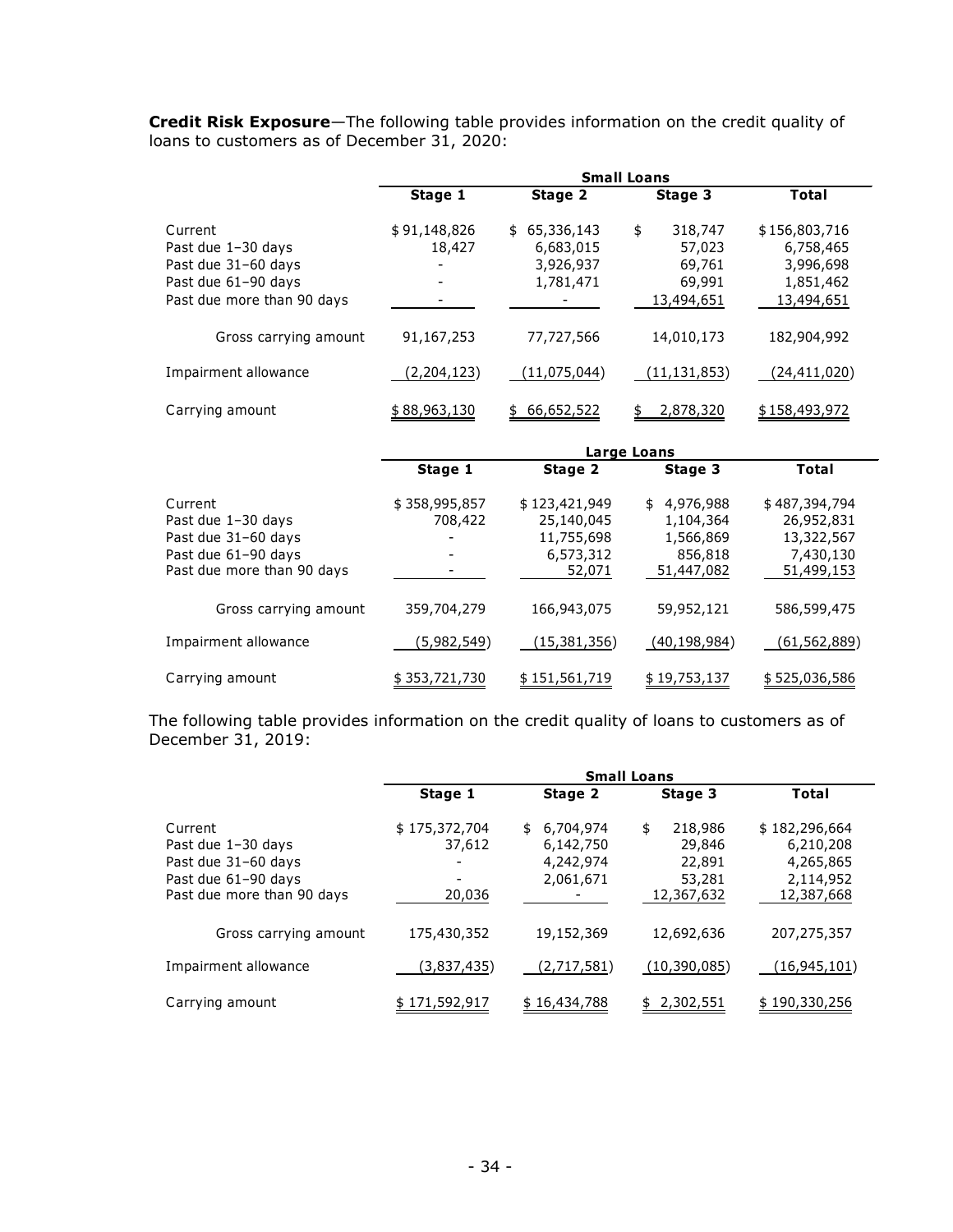**Credit Risk Exposure**—The following table provides information on the credit quality of loans to customers as of December 31, 2020:

| | Small Loans | | | |
|---|---|---|---|---|
| | **Stage 1** | **Stage 2** | **Stage 3** | **Total** |
| Current | $ 91,148,826 | $ 65,336,143 | $ 318,747 | $ 156,803,716 |
| Past due 1–30 days | 18,427 | 6,683,015 | 57,023 | 6,758,465 |
| Past due 31–60 days | - | 3,926,937 | 69,761 | 3,996,698 |
| Past due 61–90 days | - | 1,781,471 | 69,991 | 1,851,462 |
| Past due more than 90 days | - | - | 13,494,651 | 13,494,651 |
| Gross carrying amount | 91,167,253 | 77,727,566 | 14,010,173 | 182,904,992 |
| Impairment allowance | (2,204,123) | (11,075,044) | (11,131,853) | (24,411,020) |
| Carrying amount | $ 88,963,130 | $ 66,652,522 | $ 2,878,320 | $ 158,493,972 |

| | Large Loans | | | |
|---|---|---|---|---|
| | **Stage 1** | **Stage 2** | **Stage 3** | **Total** |
| Current | $ 358,995,857 | $ 123,421,949 | $ 4,976,988 | $ 487,394,794 |
| Past due 1–30 days | 708,422 | 25,140,045 | 1,104,364 | 26,952,831 |
| Past due 31–60 days | - | 11,755,698 | 1,566,869 | 13,322,567 |
| Past due 61–90 days | - | 6,573,312 | 856,818 | 7,430,130 |
| Past due more than 90 days | - | 52,071 | 51,447,082 | 51,499,153 |
| Gross carrying amount | 359,704,279 | 166,943,075 | 59,952,121 | 586,599,475 |
| Impairment allowance | (5,982,549) | (15,381,356) | (40,198,984) | (61,562,889) |
| Carrying amount | $ 353,721,730 | $ 151,561,719 | $ 19,753,137 | $ 525,036,586 |

The following table provides information on the credit quality of loans to customers as of December 31, 2019:

| | Small Loans | | | |
|---|---|---|---|---|
| | **Stage 1** | **Stage 2** | **Stage 3** | **Total** |
| Current | $ 175,372,704 | $ 6,704,974 | $ 218,986 | $ 182,296,664 |
| Past due 1–30 days | 37,612 | 6,142,750 | 29,846 | 6,210,208 |
| Past due 31–60 days | - | 4,242,974 | 22,891 | 4,265,865 |
| Past due 61–90 days | - | 2,061,671 | 53,281 | 2,114,952 |
| Past due more than 90 days | 20,036 | - | 12,367,632 | 12,387,668 |
| Gross carrying amount | 175,430,352 | 19,152,369 | 12,692,636 | 207,275,357 |
| Impairment allowance | (3,837,435) | (2,717,581) | (10,390,085) | (16,945,101) |
| Carrying amount | $ 171,592,917 | $ 16,434,788 | $ 2,302,551 | $ 190,330,256 |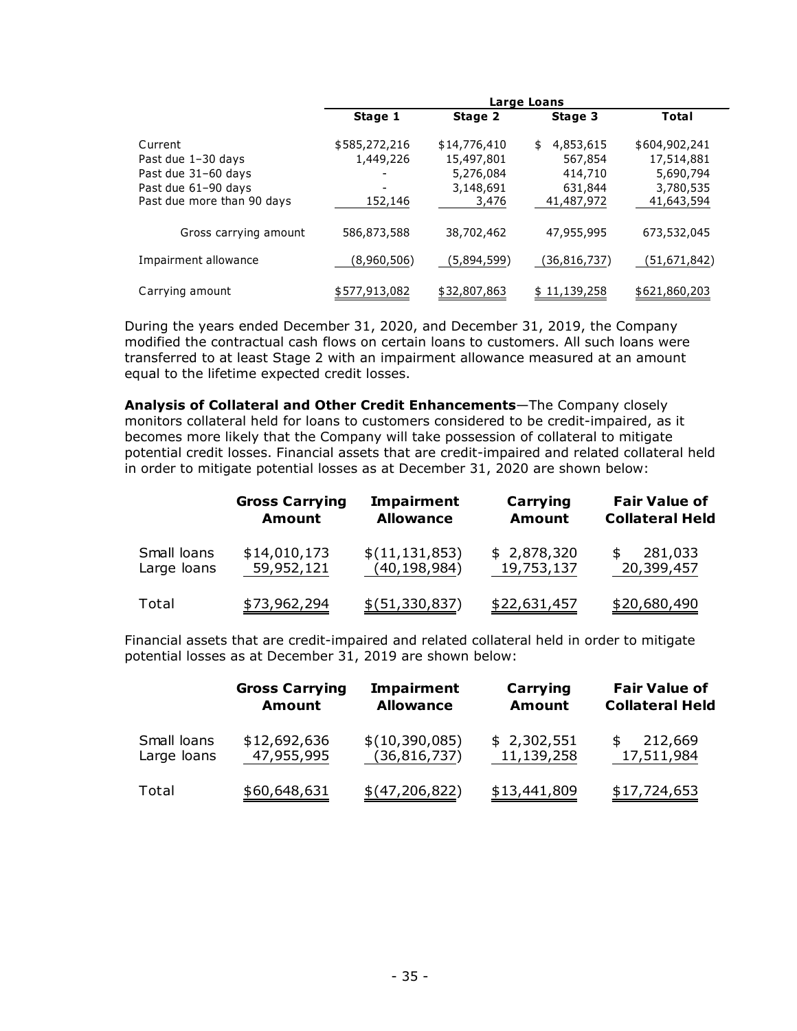| | Large Loans | | | |
|---|---|---|---|---|
| | Stage 1 | Stage 2 | Stage 3 | Total |
| Current | $585,272,216 | $14,776,410 | $ 4,853,615 | $604,902,241 |
| Past due 1–30 days | 1,449,226 | 15,497,801 | 567,854 | 17,514,881 |
| Past due 31–60 days | - | 5,276,084 | 414,710 | 5,690,794 |
| Past due 61–90 days | - | 3,148,691 | 631,844 | 3,780,535 |
| Past due more than 90 days | 152,146 | 3,476 | 41,487,972 | 41,643,594 |
| Gross carrying amount | 586,873,588 | 38,702,462 | 47,955,995 | 673,532,045 |
| Impairment allowance | (8,960,506) | (5,894,599) | (36,816,737) | (51,671,842) |
| Carrying amount | $577,913,082 | $32,807,863 | $ 11,139,258 | $621,860,203 |

During the years ended December 31, 2020, and December 31, 2019, the Company modified the contractual cash flows on certain loans to customers. All such loans were transferred to at least Stage 2 with an impairment allowance measured at an amount equal to the lifetime expected credit losses.

**Analysis of Collateral and Other Credit Enhancements**—The Company closely monitors collateral held for loans to customers considered to be credit-impaired, as it becomes more likely that the Company will take possession of collateral to mitigate potential credit losses. Financial assets that are credit-impaired and related collateral held in order to mitigate potential losses as at December 31, 2020 are shown below:

| | Gross Carrying Amount | Impairment Allowance | Carrying Amount | Fair Value of Collateral Held |
|---|---|---|---|---|
| Small loans | $14,010,173 | $(11,131,853) | $ 2,878,320 | $ 281,033 |
| Large loans | 59,952,121 | (40,198,984) | 19,753,137 | 20,399,457 |
| Total | $73,962,294 | $(51,330,837) | $22,631,457 | $20,680,490 |

Financial assets that are credit-impaired and related collateral held in order to mitigate potential losses as at December 31, 2019 are shown below:

| | Gross Carrying Amount | Impairment Allowance | Carrying Amount | Fair Value of Collateral Held |
|---|---|---|---|---|
| Small loans | $12,692,636 | $(10,390,085) | $ 2,302,551 | $ 212,669 |
| Large loans | 47,955,995 | (36,816,737) | 11,139,258 | 17,511,984 |
| Total | $60,648,631 | $(47,206,822) | $13,441,809 | $17,724,653 |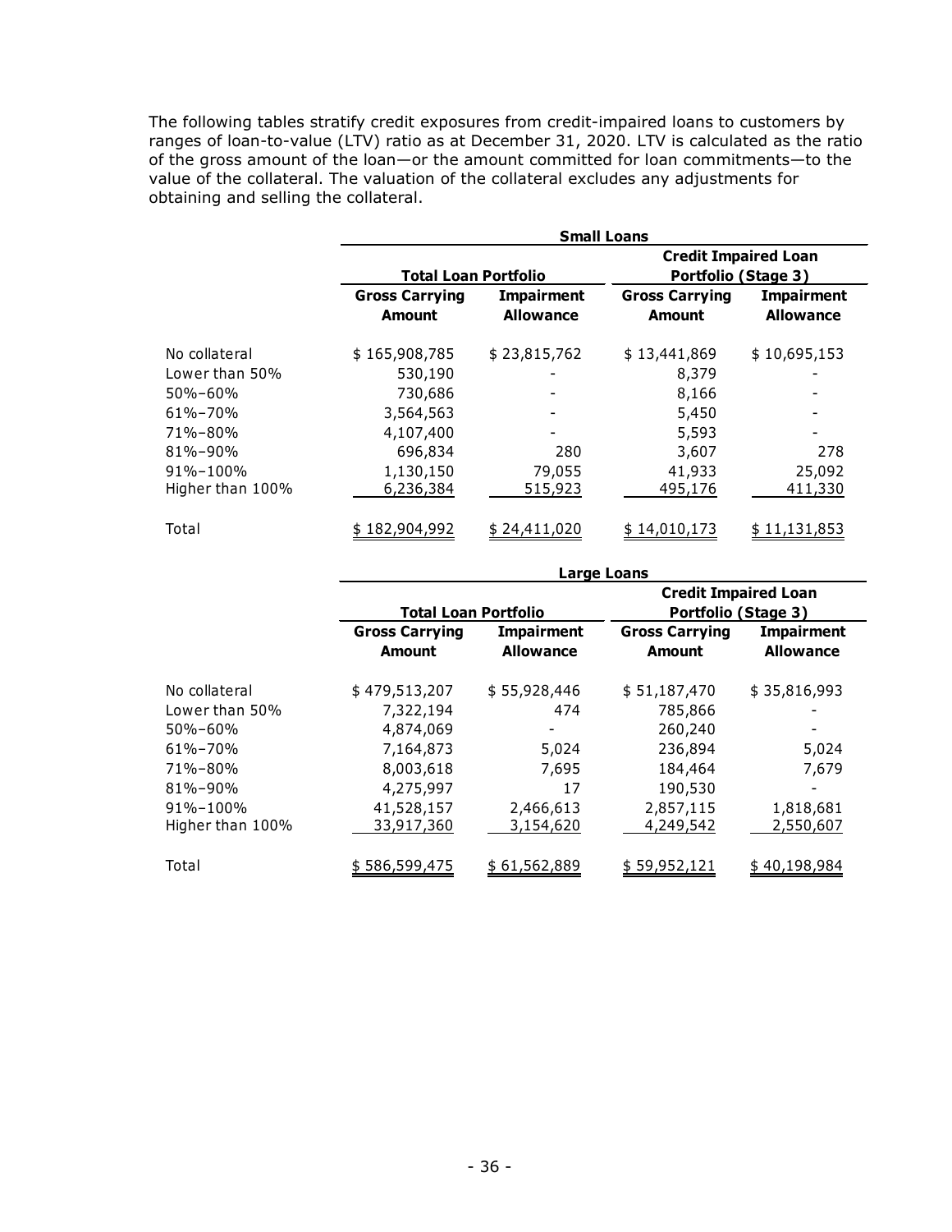The following tables stratify credit exposures from credit-impaired loans to customers by ranges of loan-to-value (LTV) ratio as at December 31, 2020. LTV is calculated as the ratio of the gross amount of the loan—or the amount committed for loan commitments—to the value of the collateral. The valuation of the collateral excludes any adjustments for obtaining and selling the collateral.

| | Small Loans | | | |
|---|---|---|---|---|
| | Total Loan Portfolio | | Credit Impaired Loan Portfolio (Stage 3) | |
| | Gross Carrying Amount | Impairment Allowance | Gross Carrying Amount | Impairment Allowance |
| No collateral | $ 165,908,785 | $ 23,815,762 | $ 13,441,869 | $ 10,695,153 |
| Lower than 50% | 530,190 | - | 8,379 | - |
| 50%–60% | 730,686 | - | 8,166 | - |
| 61%–70% | 3,564,563 | - | 5,450 | - |
| 71%–80% | 4,107,400 | - | 5,593 | - |
| 81%–90% | 696,834 | 280 | 3,607 | 278 |
| 91%–100% | 1,130,150 | 79,055 | 41,933 | 25,092 |
| Higher than 100% | 6,236,384 | 515,923 | 495,176 | 411,330 |
| Total | $ 182,904,992 | $ 24,411,020 | $ 14,010,173 | $ 11,131,853 |

| | Large Loans | | | |
|---|---|---|---|---|
| | Total Loan Portfolio | | Credit Impaired Loan Portfolio (Stage 3) | |
| | Gross Carrying Amount | Impairment Allowance | Gross Carrying Amount | Impairment Allowance |
| No collateral | $ 479,513,207 | $ 55,928,446 | $ 51,187,470 | $ 35,816,993 |
| Lower than 50% | 7,322,194 | 474 | 785,866 | - |
| 50%–60% | 4,874,069 | - | 260,240 | - |
| 61%–70% | 7,164,873 | 5,024 | 236,894 | 5,024 |
| 71%–80% | 8,003,618 | 7,695 | 184,464 | 7,679 |
| 81%–90% | 4,275,997 | 17 | 190,530 | - |
| 91%–100% | 41,528,157 | 2,466,613 | 2,857,115 | 1,818,681 |
| Higher than 100% | 33,917,360 | 3,154,620 | 4,249,542 | 2,550,607 |
| Total | $ 586,599,475 | $ 61,562,889 | $ 59,952,121 | $ 40,198,984 |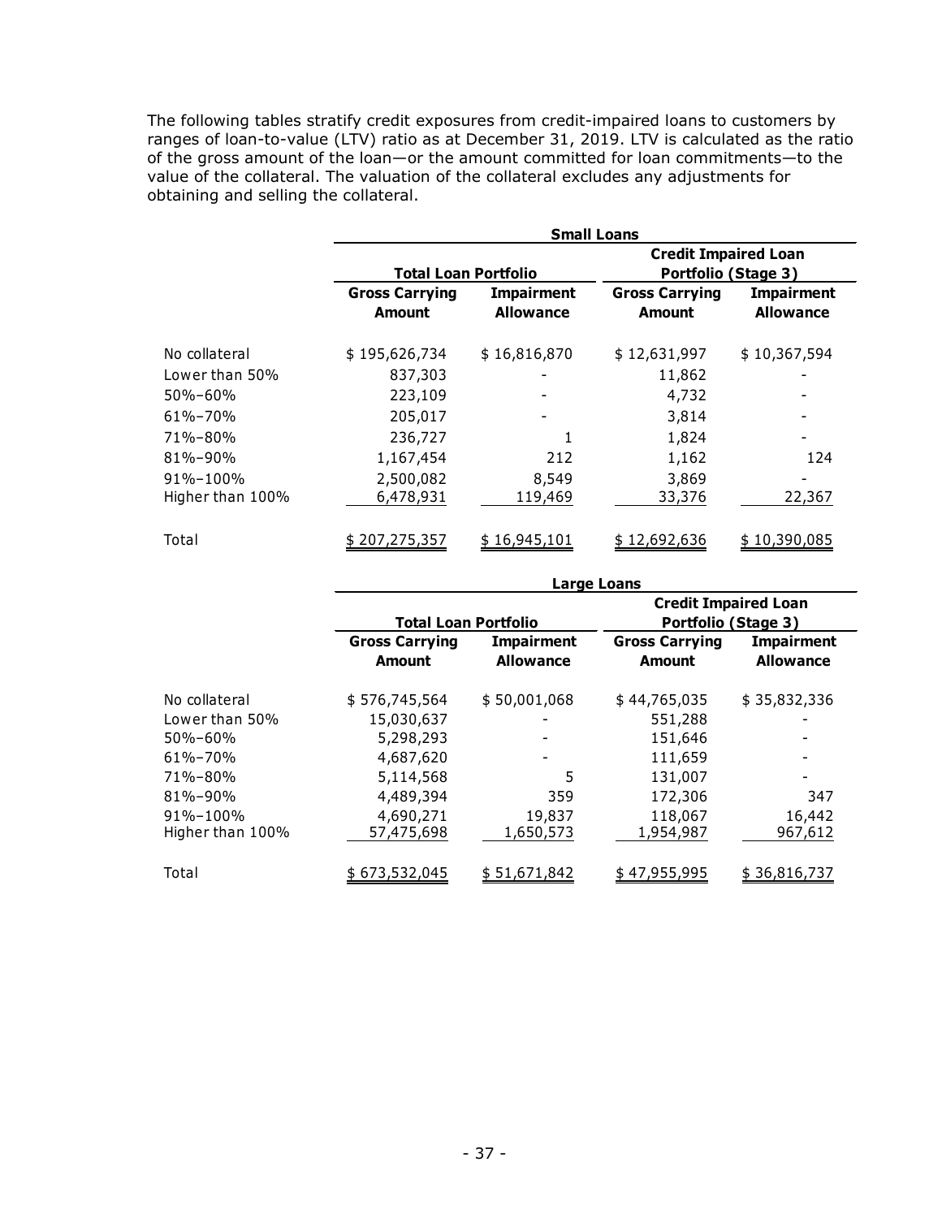The following tables stratify credit exposures from credit-impaired loans to customers by ranges of loan-to-value (LTV) ratio as at December 31, 2019. LTV is calculated as the ratio of the gross amount of the loan—or the amount committed for loan commitments—to the value of the collateral. The valuation of the collateral excludes any adjustments for obtaining and selling the collateral.

| | Small Loans | | | |
|---|---|---|---|---|
| | Total Loan Portfolio | | Credit Impaired Loan Portfolio (Stage 3) | |
| | **Gross Carrying Amount** | **Impairment Allowance** | **Gross Carrying Amount** | **Impairment Allowance** |
| No collateral | $ 195,626,734 | $ 16,816,870 | $ 12,631,997 | $ 10,367,594 |
| Lower than 50% | 837,303 | - | 11,862 | - |
| 50%–60% | 223,109 | - | 4,732 | - |
| 61%–70% | 205,017 | - | 3,814 | - |
| 71%–80% | 236,727 | 1 | 1,824 | - |
| 81%–90% | 1,167,454 | 212 | 1,162 | 124 |
| 91%–100% | 2,500,082 | 8,549 | 3,869 | - |
| Higher than 100% | 6,478,931 | 119,469 | 33,376 | 22,367 |
| Total | $ 207,275,357 | $ 16,945,101 | $ 12,692,636 | $ 10,390,085 |

| | Large Loans | | | |
|---|---|---|---|---|
| | Total Loan Portfolio | | Credit Impaired Loan Portfolio (Stage 3) | |
| | **Gross Carrying Amount** | **Impairment Allowance** | **Gross Carrying Amount** | **Impairment Allowance** |
| No collateral | $ 576,745,564 | $ 50,001,068 | $ 44,765,035 | $ 35,832,336 |
| Lower than 50% | 15,030,637 | - | 551,288 | - |
| 50%–60% | 5,298,293 | - | 151,646 | - |
| 61%–70% | 4,687,620 | - | 111,659 | - |
| 71%–80% | 5,114,568 | 5 | 131,007 | - |
| 81%–90% | 4,489,394 | 359 | 172,306 | 347 |
| 91%–100% | 4,690,271 | 19,837 | 118,067 | 16,442 |
| Higher than 100% | 57,475,698 | 1,650,573 | 1,954,987 | 967,612 |
| Total | $ 673,532,045 | $ 51,671,842 | $ 47,955,995 | $ 36,816,737 |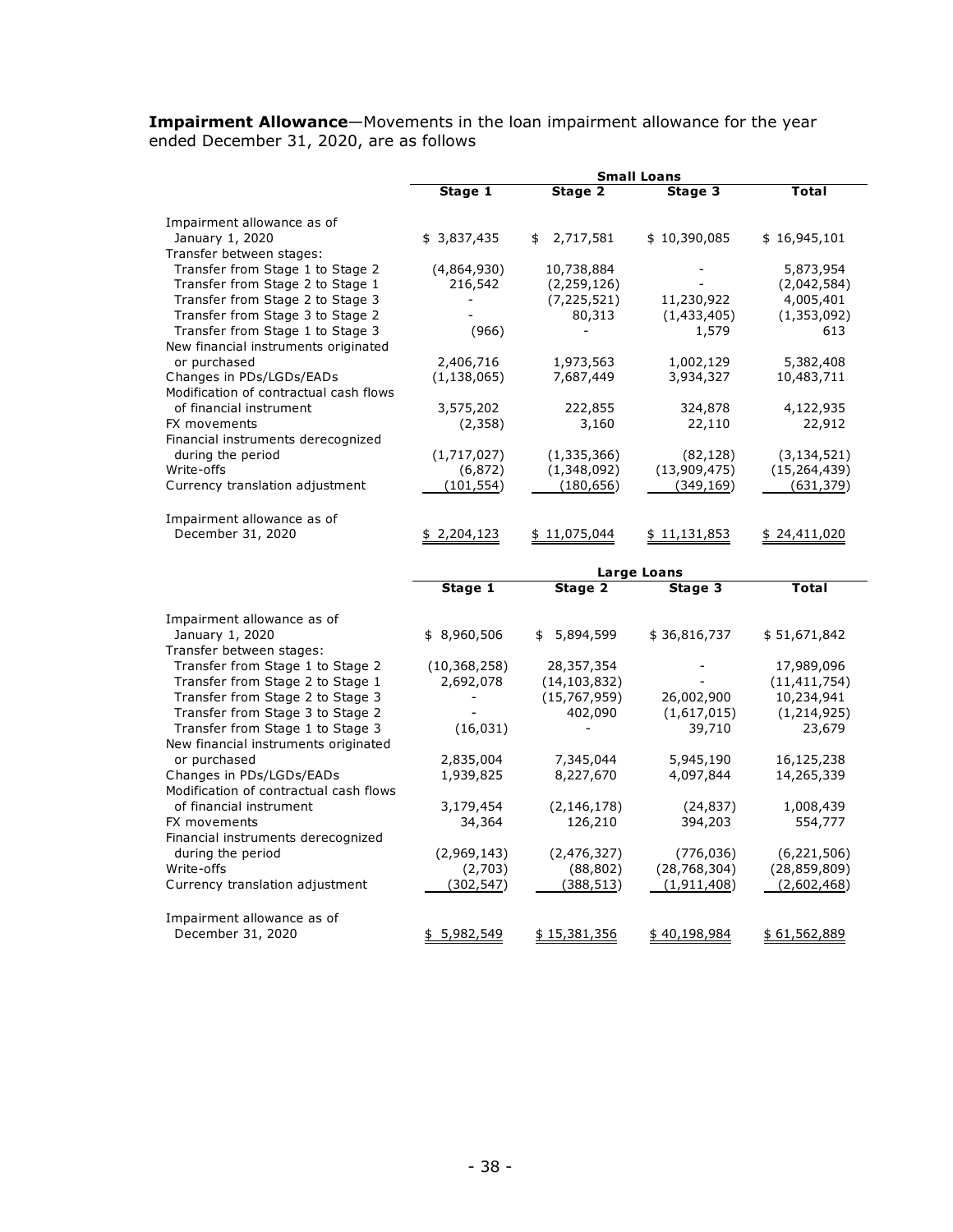**Impairment Allowance**—Movements in the loan impairment allowance for the year ended December 31, 2020, are as follows

| | Small Loans | | | |
|---|---|---|---|---|
| | **Stage 1** | **Stage 2** | **Stage 3** | **Total** |
| Impairment allowance as of January 1, 2020 | $ 3,837,435 | $ 2,717,581 | $ 10,390,085 | $ 16,945,101 |
| Transfer between stages: | | | | |
| Transfer from Stage 1 to Stage 2 | (4,864,930) | 10,738,884 | - | 5,873,954 |
| Transfer from Stage 2 to Stage 1 | 216,542 | (2,259,126) | - | (2,042,584) |
| Transfer from Stage 2 to Stage 3 | - | (7,225,521) | 11,230,922 | 4,005,401 |
| Transfer from Stage 3 to Stage 2 | - | 80,313 | (1,433,405) | (1,353,092) |
| Transfer from Stage 1 to Stage 3 | (966) | - | 1,579 | 613 |
| New financial instruments originated or purchased | 2,406,716 | 1,973,563 | 1,002,129 | 5,382,408 |
| Changes in PDs/LGDs/EADs | (1,138,065) | 7,687,449 | 3,934,327 | 10,483,711 |
| Modification of contractual cash flows of financial instrument | 3,575,202 | 222,855 | 324,878 | 4,122,935 |
| FX movements | (2,358) | 3,160 | 22,110 | 22,912 |
| Financial instruments derecognized during the period | (1,717,027) | (1,335,366) | (82,128) | (3,134,521) |
| Write-offs | (6,872) | (1,348,092) | (13,909,475) | (15,264,439) |
| Currency translation adjustment | (101,554) | (180,656) | (349,169) | (631,379) |
| Impairment allowance as of December 31, 2020 | $ 2,204,123 | $ 11,075,044 | $ 11,131,853 | $ 24,411,020 |

| | Large Loans | | | |
|---|---|---|---|---|
| | **Stage 1** | **Stage 2** | **Stage 3** | **Total** |
| Impairment allowance as of January 1, 2020 | $ 8,960,506 | $ 5,894,599 | $ 36,816,737 | $ 51,671,842 |
| Transfer between stages: | | | | |
| Transfer from Stage 1 to Stage 2 | (10,368,258) | 28,357,354 | - | 17,989,096 |
| Transfer from Stage 2 to Stage 1 | 2,692,078 | (14,103,832) | - | (11,411,754) |
| Transfer from Stage 2 to Stage 3 | - | (15,767,959) | 26,002,900 | 10,234,941 |
| Transfer from Stage 3 to Stage 2 | - | 402,090 | (1,617,015) | (1,214,925) |
| Transfer from Stage 1 to Stage 3 | (16,031) | - | 39,710 | 23,679 |
| New financial instruments originated or purchased | 2,835,004 | 7,345,044 | 5,945,190 | 16,125,238 |
| Changes in PDs/LGDs/EADs | 1,939,825 | 8,227,670 | 4,097,844 | 14,265,339 |
| Modification of contractual cash flows of financial instrument | 3,179,454 | (2,146,178) | (24,837) | 1,008,439 |
| FX movements | 34,364 | 126,210 | 394,203 | 554,777 |
| Financial instruments derecognized during the period | (2,969,143) | (2,476,327) | (776,036) | (6,221,506) |
| Write-offs | (2,703) | (88,802) | (28,768,304) | (28,859,809) |
| Currency translation adjustment | (302,547) | (388,513) | (1,911,408) | (2,602,468) |
| Impairment allowance as of December 31, 2020 | $ 5,982,549 | $ 15,381,356 | $ 40,198,984 | $ 61,562,889 |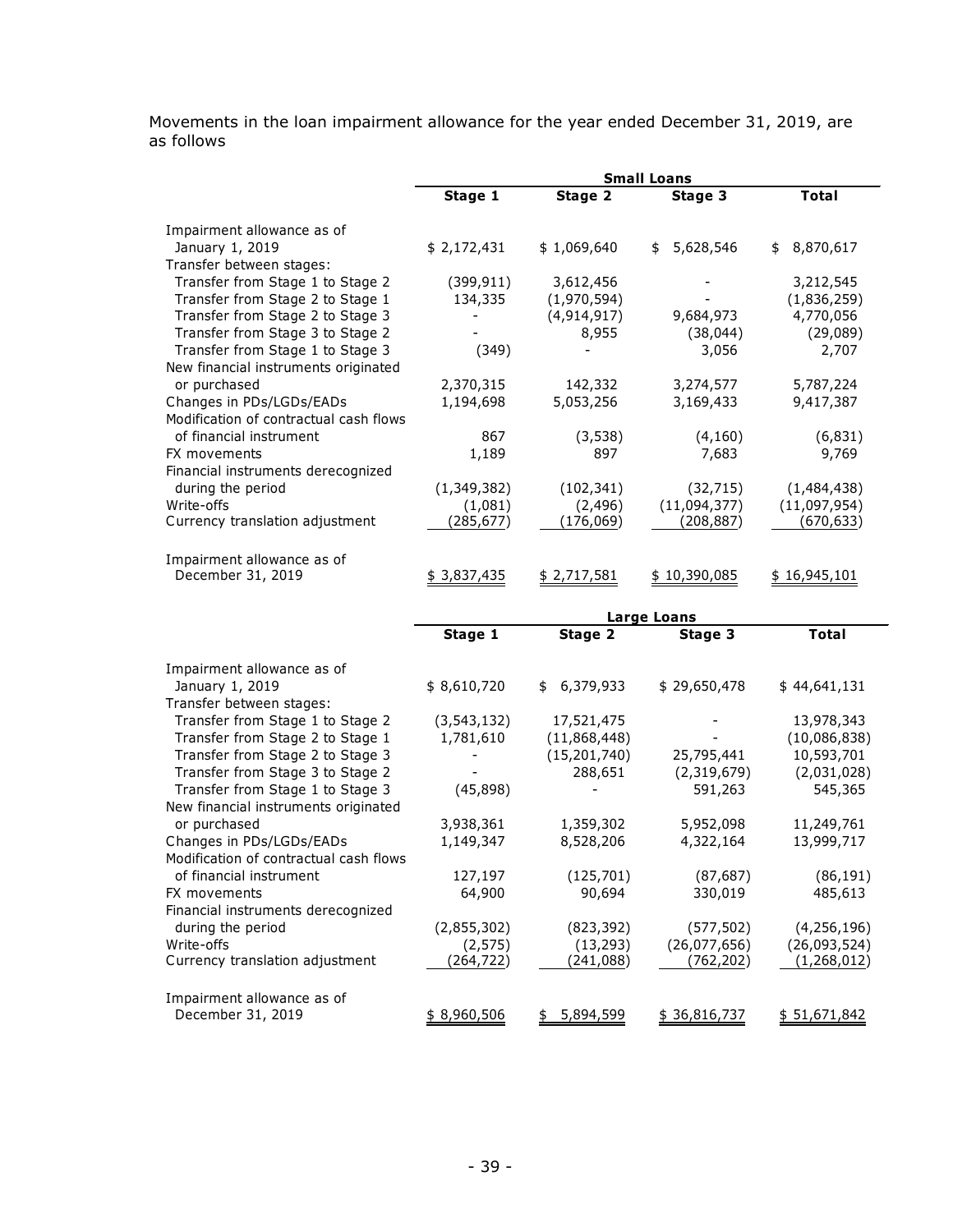Movements in the loan impairment allowance for the year ended December 31, 2019, are as follows

| | Small Loans | | | |
|---|---|---|---|---|
| | **Stage 1** | **Stage 2** | **Stage 3** | **Total** |
| Impairment allowance as of January 1, 2019 | $ 2,172,431 | $ 1,069,640 | $ 5,628,546 | $ 8,870,617 |
| Transfer between stages: | | | | |
| Transfer from Stage 1 to Stage 2 | (399,911) | 3,612,456 | - | 3,212,545 |
| Transfer from Stage 2 to Stage 1 | 134,335 | (1,970,594) | - | (1,836,259) |
| Transfer from Stage 2 to Stage 3 | - | (4,914,917) | 9,684,973 | 4,770,056 |
| Transfer from Stage 3 to Stage 2 | - | 8,955 | (38,044) | (29,089) |
| Transfer from Stage 1 to Stage 3 | (349) | - | 3,056 | 2,707 |
| New financial instruments originated or purchased | 2,370,315 | 142,332 | 3,274,577 | 5,787,224 |
| Changes in PDs/LGDs/EADs | 1,194,698 | 5,053,256 | 3,169,433 | 9,417,387 |
| Modification of contractual cash flows of financial instrument | 867 | (3,538) | (4,160) | (6,831) |
| FX movements | 1,189 | 897 | 7,683 | 9,769 |
| Financial instruments derecognized during the period | (1,349,382) | (102,341) | (32,715) | (1,484,438) |
| Write-offs | (1,081) | (2,496) | (11,094,377) | (11,097,954) |
| Currency translation adjustment | (285,677) | (176,069) | (208,887) | (670,633) |
| Impairment allowance as of December 31, 2019 | $ 3,837,435 | $ 2,717,581 | $ 10,390,085 | $ 16,945,101 |

| | Large Loans | | | |
|---|---|---|---|---|
| | **Stage 1** | **Stage 2** | **Stage 3** | **Total** |
| Impairment allowance as of January 1, 2019 | $ 8,610,720 | $ 6,379,933 | $ 29,650,478 | $ 44,641,131 |
| Transfer between stages: | | | | |
| Transfer from Stage 1 to Stage 2 | (3,543,132) | 17,521,475 | - | 13,978,343 |
| Transfer from Stage 2 to Stage 1 | 1,781,610 | (11,868,448) | - | (10,086,838) |
| Transfer from Stage 2 to Stage 3 | - | (15,201,740) | 25,795,441 | 10,593,701 |
| Transfer from Stage 3 to Stage 2 | - | 288,651 | (2,319,679) | (2,031,028) |
| Transfer from Stage 1 to Stage 3 | (45,898) | - | 591,263 | 545,365 |
| New financial instruments originated or purchased | 3,938,361 | 1,359,302 | 5,952,098 | 11,249,761 |
| Changes in PDs/LGDs/EADs | 1,149,347 | 8,528,206 | 4,322,164 | 13,999,717 |
| Modification of contractual cash flows of financial instrument | 127,197 | (125,701) | (87,687) | (86,191) |
| FX movements | 64,900 | 90,694 | 330,019 | 485,613 |
| Financial instruments derecognized during the period | (2,855,302) | (823,392) | (577,502) | (4,256,196) |
| Write-offs | (2,575) | (13,293) | (26,077,656) | (26,093,524) |
| Currency translation adjustment | (264,722) | (241,088) | (762,202) | (1,268,012) |
| Impairment allowance as of December 31, 2019 | $ 8,960,506 | $ 5,894,599 | $ 36,816,737 | $ 51,671,842 |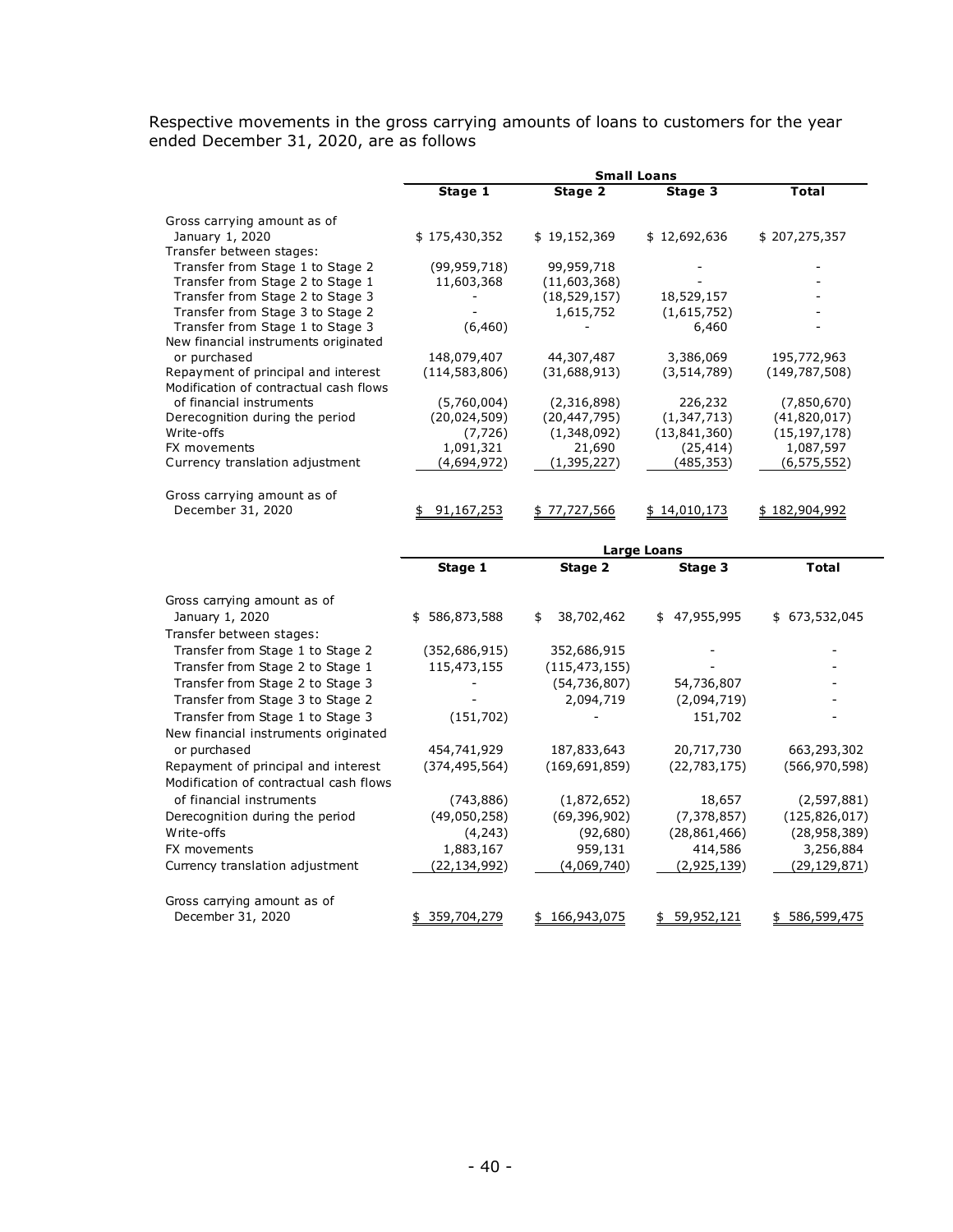Respective movements in the gross carrying amounts of loans to customers for the year ended December 31, 2020, are as follows

| | Small Loans | | | |
|---|---|---|---|---|
| | Stage 1 | Stage 2 | Stage 3 | Total |
| Gross carrying amount as of January 1, 2020 | $ 175,430,352 | $ 19,152,369 | $ 12,692,636 | $ 207,275,357 |
| Transfer between stages: | | | | |
| Transfer from Stage 1 to Stage 2 | (99,959,718) | 99,959,718 | - | - |
| Transfer from Stage 2 to Stage 1 | 11,603,368 | (11,603,368) | - | - |
| Transfer from Stage 2 to Stage 3 | - | (18,529,157) | 18,529,157 | - |
| Transfer from Stage 3 to Stage 2 | - | 1,615,752 | (1,615,752) | - |
| Transfer from Stage 1 to Stage 3 | (6,460) | - | 6,460 | - |
| New financial instruments originated or purchased | 148,079,407 | 44,307,487 | 3,386,069 | 195,772,963 |
| Repayment of principal and interest | (114,583,806) | (31,688,913) | (3,514,789) | (149,787,508) |
| Modification of contractual cash flows of financial instruments | (5,760,004) | (2,316,898) | 226,232 | (7,850,670) |
| Derecognition during the period | (20,024,509) | (20,447,795) | (1,347,713) | (41,820,017) |
| Write-offs | (7,726) | (1,348,092) | (13,841,360) | (15,197,178) |
| FX movements | 1,091,321 | 21,690 | (25,414) | 1,087,597 |
| Currency translation adjustment | (4,694,972) | (1,395,227) | (485,353) | (6,575,552) |
| Gross carrying amount as of December 31, 2020 | $ 91,167,253 | $ 77,727,566 | $ 14,010,173 | $ 182,904,992 |

| | Large Loans | | | |
|---|---|---|---|---|
| | Stage 1 | Stage 2 | Stage 3 | Total |
| Gross carrying amount as of January 1, 2020 | $ 586,873,588 | $ 38,702,462 | $ 47,955,995 | $ 673,532,045 |
| Transfer between stages: | | | | |
| Transfer from Stage 1 to Stage 2 | (352,686,915) | 352,686,915 | - | - |
| Transfer from Stage 2 to Stage 1 | 115,473,155 | (115,473,155) | - | - |
| Transfer from Stage 2 to Stage 3 | - | (54,736,807) | 54,736,807 | - |
| Transfer from Stage 3 to Stage 2 | - | 2,094,719 | (2,094,719) | - |
| Transfer from Stage 1 to Stage 3 | (151,702) | - | 151,702 | - |
| New financial instruments originated or purchased | 454,741,929 | 187,833,643 | 20,717,730 | 663,293,302 |
| Repayment of principal and interest | (374,495,564) | (169,691,859) | (22,783,175) | (566,970,598) |
| Modification of contractual cash flows of financial instruments | (743,886) | (1,872,652) | 18,657 | (2,597,881) |
| Derecognition during the period | (49,050,258) | (69,396,902) | (7,378,857) | (125,826,017) |
| Write-offs | (4,243) | (92,680) | (28,861,466) | (28,958,389) |
| FX movements | 1,883,167 | 959,131 | 414,586 | 3,256,884 |
| Currency translation adjustment | (22,134,992) | (4,069,740) | (2,925,139) | (29,129,871) |
| Gross carrying amount as of December 31, 2020 | $ 359,704,279 | $ 166,943,075 | $ 59,952,121 | $ 586,599,475 |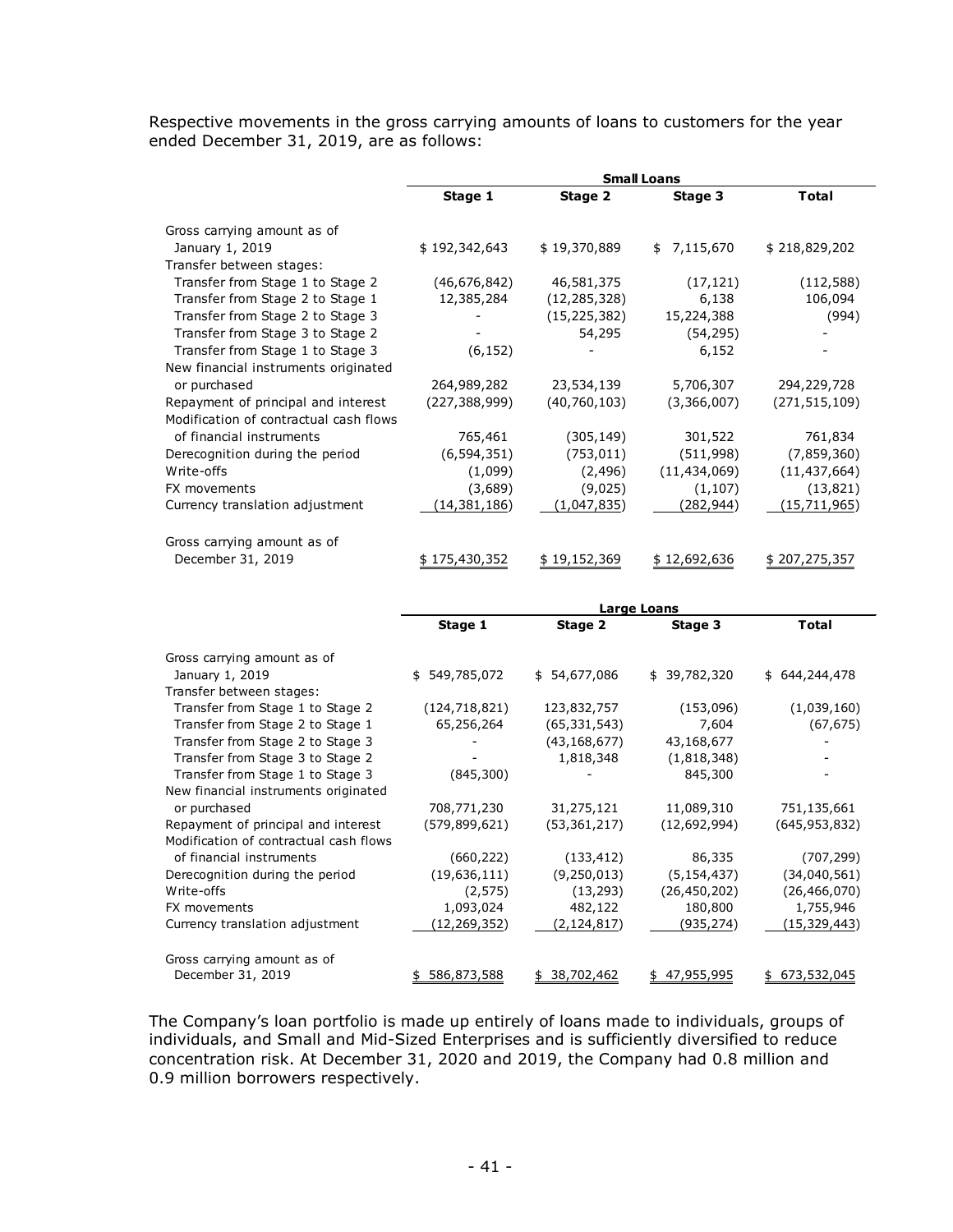Respective movements in the gross carrying amounts of loans to customers for the year ended December 31, 2019, are as follows:

| | Small Loans | | | |
|---|---|---|---|---|
| | Stage 1 | Stage 2 | Stage 3 | Total |
| Gross carrying amount as of January 1, 2019 | $ 192,342,643 | $ 19,370,889 | $ 7,115,670 | $ 218,829,202 |
| Transfer between stages: | | | | |
| Transfer from Stage 1 to Stage 2 | (46,676,842) | 46,581,375 | (17,121) | (112,588) |
| Transfer from Stage 2 to Stage 1 | 12,385,284 | (12,285,328) | 6,138 | 106,094 |
| Transfer from Stage 2 to Stage 3 | - | (15,225,382) | 15,224,388 | (994) |
| Transfer from Stage 3 to Stage 2 | - | 54,295 | (54,295) | - |
| Transfer from Stage 1 to Stage 3 | (6,152) | - | 6,152 | - |
| New financial instruments originated or purchased | 264,989,282 | 23,534,139 | 5,706,307 | 294,229,728 |
| Repayment of principal and interest | (227,388,999) | (40,760,103) | (3,366,007) | (271,515,109) |
| Modification of contractual cash flows of financial instruments | 765,461 | (305,149) | 301,522 | 761,834 |
| Derecognition during the period | (6,594,351) | (753,011) | (511,998) | (7,859,360) |
| Write-offs | (1,099) | (2,496) | (11,434,069) | (11,437,664) |
| FX movements | (3,689) | (9,025) | (1,107) | (13,821) |
| Currency translation adjustment | (14,381,186) | (1,047,835) | (282,944) | (15,711,965) |
| Gross carrying amount as of December 31, 2019 | $ 175,430,352 | $ 19,152,369 | $ 12,692,636 | $ 207,275,357 |

| | Large Loans | | | |
|---|---|---|---|---|
| | Stage 1 | Stage 2 | Stage 3 | Total |
| Gross carrying amount as of January 1, 2019 | $ 549,785,072 | $ 54,677,086 | $ 39,782,320 | $ 644,244,478 |
| Transfer between stages: | | | | |
| Transfer from Stage 1 to Stage 2 | (124,718,821) | 123,832,757 | (153,096) | (1,039,160) |
| Transfer from Stage 2 to Stage 1 | 65,256,264 | (65,331,543) | 7,604 | (67,675) |
| Transfer from Stage 2 to Stage 3 | - | (43,168,677) | 43,168,677 | - |
| Transfer from Stage 3 to Stage 2 | - | 1,818,348 | (1,818,348) | - |
| Transfer from Stage 1 to Stage 3 | (845,300) | - | 845,300 | - |
| New financial instruments originated or purchased | 708,771,230 | 31,275,121 | 11,089,310 | 751,135,661 |
| Repayment of principal and interest | (579,899,621) | (53,361,217) | (12,692,994) | (645,953,832) |
| Modification of contractual cash flows of financial instruments | (660,222) | (133,412) | 86,335 | (707,299) |
| Derecognition during the period | (19,636,111) | (9,250,013) | (5,154,437) | (34,040,561) |
| Write-offs | (2,575) | (13,293) | (26,450,202) | (26,466,070) |
| FX movements | 1,093,024 | 482,122 | 180,800 | 1,755,946 |
| Currency translation adjustment | (12,269,352) | (2,124,817) | (935,274) | (15,329,443) |
| Gross carrying amount as of December 31, 2019 | $ 586,873,588 | $ 38,702,462 | $ 47,955,995 | $ 673,532,045 |

The Company's loan portfolio is made up entirely of loans made to individuals, groups of individuals, and Small and Mid-Sized Enterprises and is sufficiently diversified to reduce concentration risk. At December 31, 2020 and 2019, the Company had 0.8 million and 0.9 million borrowers respectively.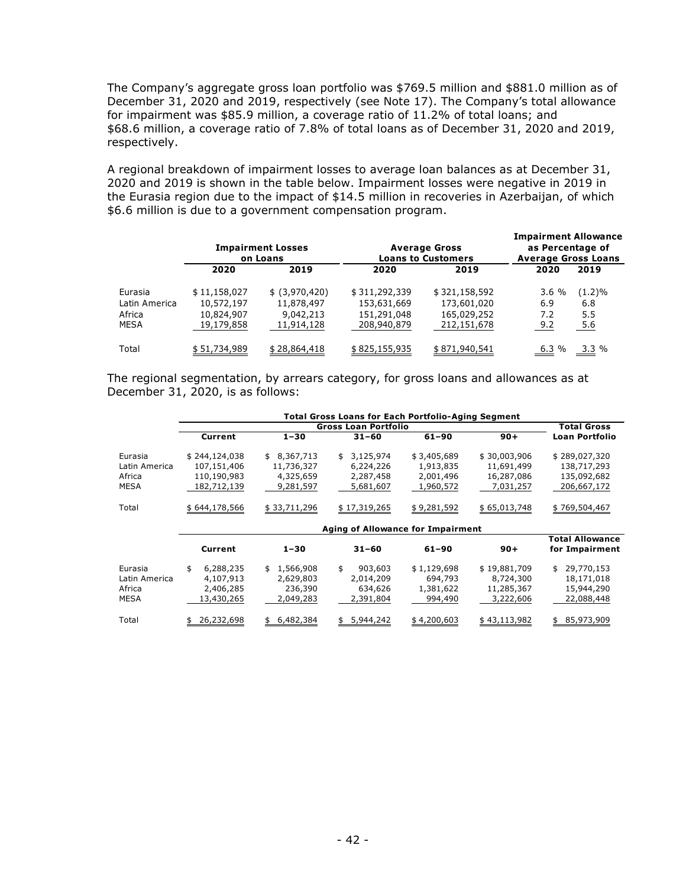The Company's aggregate gross loan portfolio was \$769.5 million and \$881.0 million as of December 31, 2020 and 2019, respectively (see Note 17). The Company's total allowance for impairment was \$85.9 million, a coverage ratio of 11.2% of total loans; and \$68.6 million, a coverage ratio of 7.8% of total loans as of December 31, 2020 and 2019, respectively.

A regional breakdown of impairment losses to average loan balances as at December 31, 2020 and 2019 is shown in the table below. Impairment losses were negative in 2019 in the Eurasia region due to the impact of \$14.5 million in recoveries in Azerbaijan, of which \$6.6 million is due to a government compensation program.

| | Impairment Losses on Loans | | Average Gross Loans to Customers | | Impairment Allowance as Percentage of Average Gross Loans | |
|---|---|---|---|---|---|---|
| | 2020 | 2019 | 2020 | 2019 | 2020 | 2019 |
| Eurasia | $ 11,158,027 | $ (3,970,420) | $ 311,292,339 | $ 321,158,592 | 3.6 % | (1.2)% |
| Latin America | 10,572,197 | 11,878,497 | 153,631,669 | 173,601,020 | 6.9 | 6.8 |
| Africa | 10,824,907 | 9,042,213 | 151,291,048 | 165,029,252 | 7.2 | 5.5 |
| MESA | 19,179,858 | 11,914,128 | 208,940,879 | 212,151,678 | 9.2 | 5.6 |
| Total | $ 51,734,989 | $ 28,864,418 | $ 825,155,935 | $ 871,940,541 | 6.3 % | 3.3 % |

The regional segmentation, by arrears category, for gross loans and allowances as at December 31, 2020, is as follows:

| | Total Gross Loans for Each Portfolio-Aging Segment | | | | | |
|---|---|---|---|---|---|---|
| | Gross Loan Portfolio | | | | | Total Gross |
| | Current | 1–30 | 31–60 | 61–90 | 90+ | Loan Portfolio |
| Eurasia | $ 244,124,038 | $ 8,367,713 | $ 3,125,974 | $ 3,405,689 | $ 30,003,906 | $ 289,027,320 |
| Latin America | 107,151,406 | 11,736,327 | 6,224,226 | 1,913,835 | 11,691,499 | 138,717,293 |
| Africa | 110,190,983 | 4,325,659 | 2,287,458 | 2,001,496 | 16,287,086 | 135,092,682 |
| MESA | 182,712,139 | 9,281,597 | 5,681,607 | 1,960,572 | 7,031,257 | 206,667,172 |
| Total | $ 644,178,566 | $ 33,711,296 | $ 17,319,265 | $ 9,281,592 | $ 65,013,748 | $ 769,504,467 |

| | Aging of Allowance for Impairment | | | | | |
|---|---|---|---|---|---|---|
| | Current | 1–30 | 31–60 | 61–90 | 90+ | Total Allowance for Impairment |
| Eurasia | $ 6,288,235 | $ 1,566,908 | $ 903,603 | $ 1,129,698 | $ 19,881,709 | $ 29,770,153 |
| Latin America | 4,107,913 | 2,629,803 | 2,014,209 | 694,793 | 8,724,300 | 18,171,018 |
| Africa | 2,406,285 | 236,390 | 634,626 | 1,381,622 | 11,285,367 | 15,944,290 |
| MESA | 13,430,265 | 2,049,283 | 2,391,804 | 994,490 | 3,222,606 | 22,088,448 |
| Total | $ 26,232,698 | $ 6,482,384 | $ 5,944,242 | $ 4,200,603 | $ 43,113,982 | $ 85,973,909 |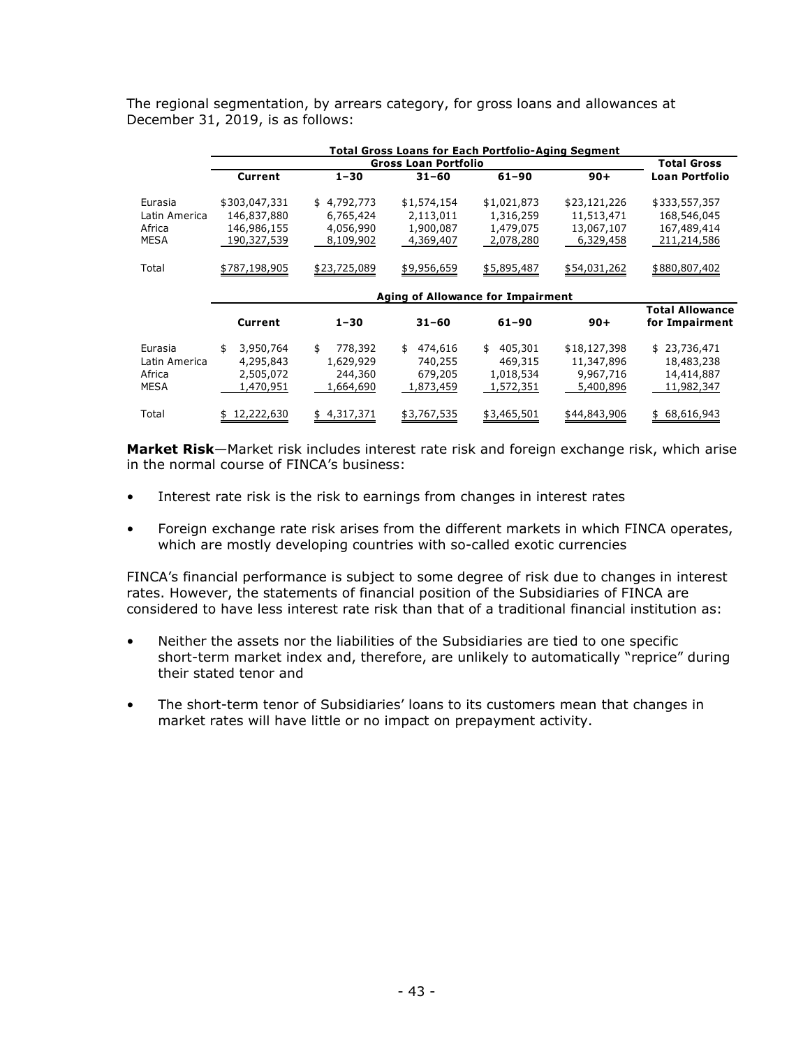The regional segmentation, by arrears category, for gross loans and allowances at December 31, 2019, is as follows:

| | Total Gross Loans for Each Portfolio-Aging Segment | | | | | |
|---|---|---|---|---|---|---|
| | Gross Loan Portfolio | | | | | Total Gross |
| | Current | 1–30 | 31–60 | 61–90 | 90+ | Loan Portfolio |
| Eurasia | $303,047,331 | $ 4,792,773 | $1,574,154 | $1,021,873 | $23,121,226 | $333,557,357 |
| Latin America | 146,837,880 | 6,765,424 | 2,113,011 | 1,316,259 | 11,513,471 | 168,546,045 |
| Africa | 146,986,155 | 4,056,990 | 1,900,087 | 1,479,075 | 13,067,107 | 167,489,414 |
| MESA | 190,327,539 | 8,109,902 | 4,369,407 | 2,078,280 | 6,329,458 | 211,214,586 |
| Total | $787,198,905 | $23,725,089 | $9,956,659 | $5,895,487 | $54,031,262 | $880,807,402 |

| | Aging of Allowance for Impairment | | | | | |
|---|---|---|---|---|---|---|
| | Current | 1–30 | 31–60 | 61–90 | 90+ | Total Allowance for Impairment |
| Eurasia | $ 3,950,764 | $ 778,392 | $ 474,616 | $ 405,301 | $18,127,398 | $ 23,736,471 |
| Latin America | 4,295,843 | 1,629,929 | 740,255 | 469,315 | 11,347,896 | 18,483,238 |
| Africa | 2,505,072 | 244,360 | 679,205 | 1,018,534 | 9,967,716 | 14,414,887 |
| MESA | 1,470,951 | 1,664,690 | 1,873,459 | 1,572,351 | 5,400,896 | 11,982,347 |
| Total | $ 12,222,630 | $ 4,317,371 | $3,767,535 | $3,465,501 | $44,843,906 | $ 68,616,943 |

**Market Risk**—Market risk includes interest rate risk and foreign exchange risk, which arise in the normal course of FINCA's business:

- Interest rate risk is the risk to earnings from changes in interest rates
- Foreign exchange rate risk arises from the different markets in which FINCA operates, which are mostly developing countries with so-called exotic currencies

FINCA's financial performance is subject to some degree of risk due to changes in interest rates. However, the statements of financial position of the Subsidiaries of FINCA are considered to have less interest rate risk than that of a traditional financial institution as:

- Neither the assets nor the liabilities of the Subsidiaries are tied to one specific short-term market index and, therefore, are unlikely to automatically "reprice" during their stated tenor and
- The short-term tenor of Subsidiaries' loans to its customers mean that changes in market rates will have little or no impact on prepayment activity.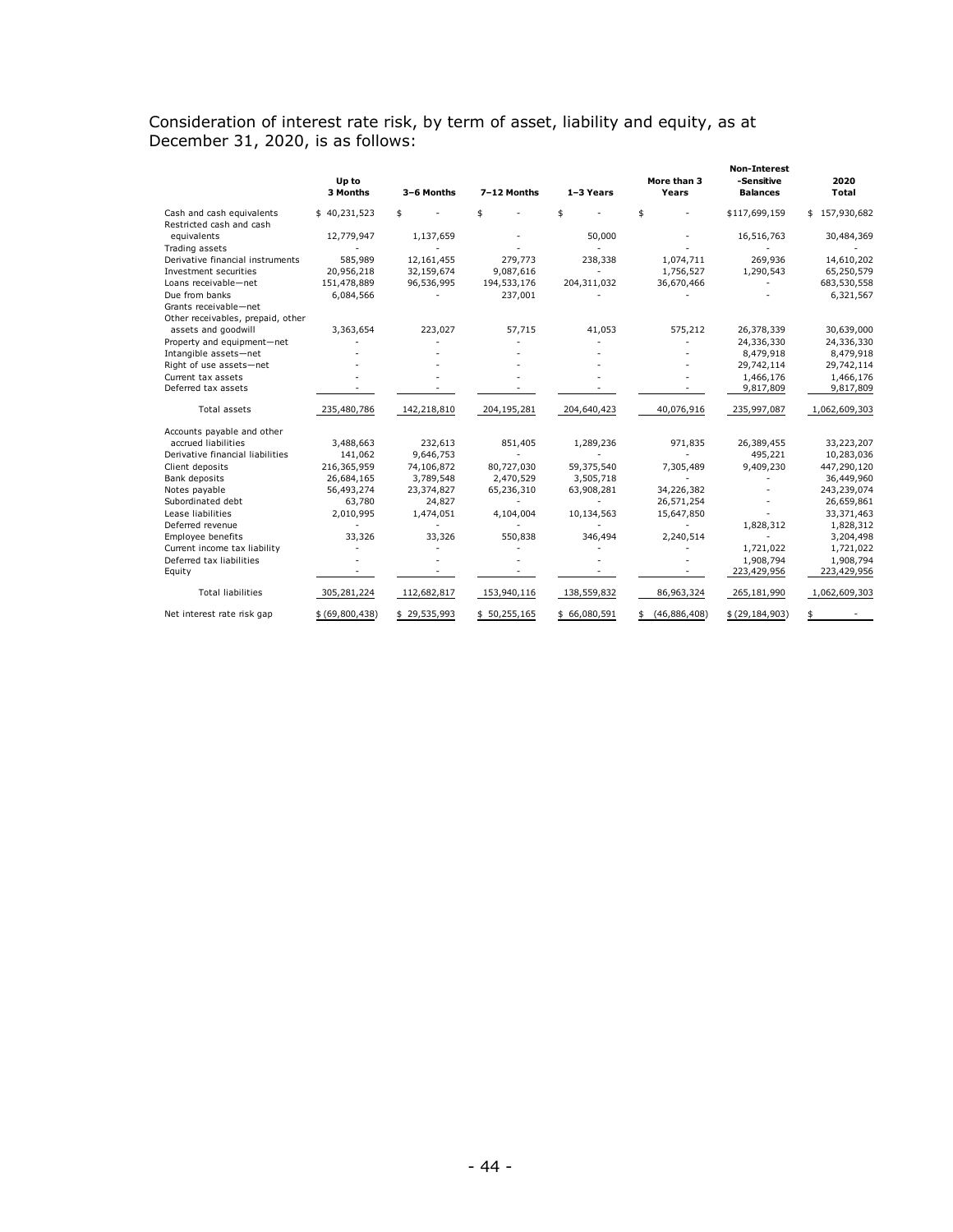Consideration of interest rate risk, by term of asset, liability and equity, as at December 31, 2020, is as follows:

| | Up to 3 Months | 3–6 Months | 7–12 Months | 1–3 Years | More than 3 Years | Non-Interest -Sensitive Balances | 2020 Total |
|---|---|---|---|---|---|---|---|
| Cash and cash equivalents | $ 40,231,523 | $ - | $ - | $ - | $ - | $117,699,159 | $ 157,930,682 |
| Restricted cash and cash equivalents | 12,779,947 | 1,137,659 | - | 50,000 | - | 16,516,763 | 30,484,369 |
| Trading assets | - | - | - | - | - | - | - |
| Derivative financial instruments | 585,989 | 12,161,455 | 279,773 | 238,338 | 1,074,711 | 269,936 | 14,610,202 |
| Investment securities | 20,956,218 | 32,159,674 | 9,087,616 | - | 1,756,527 | 1,290,543 | 65,250,579 |
| Loans receivable—net | 151,478,889 | 96,536,995 | 194,533,176 | 204,311,032 | 36,670,466 | - | 683,530,558 |
| Due from banks | 6,084,566 | - | 237,001 | - | - | - | 6,321,567 |
| Grants receivable—net | | | | | | | |
| Other receivables, prepaid, other assets and goodwill | 3,363,654 | 223,027 | 57,715 | 41,053 | 575,212 | 26,378,339 | 30,639,000 |
| Property and equipment—net | - | - | - | - | - | 24,336,330 | 24,336,330 |
| Intangible assets—net | - | - | - | - | - | 8,479,918 | 8,479,918 |
| Right of use assets—net | - | - | - | - | - | 29,742,114 | 29,742,114 |
| Current tax assets | - | - | - | - | - | 1,466,176 | 1,466,176 |
| Deferred tax assets | - | - | - | - | - | 9,817,809 | 9,817,809 |
| Total assets | 235,480,786 | 142,218,810 | 204,195,281 | 204,640,423 | 40,076,916 | 235,997,087 | 1,062,609,303 |
| Accounts payable and other accrued liabilities | 3,488,663 | 232,613 | 851,405 | 1,289,236 | 971,835 | 26,389,455 | 33,223,207 |
| Derivative financial liabilities | 141,062 | 9,646,753 | - | - | - | 495,221 | 10,283,036 |
| Client deposits | 216,365,959 | 74,106,872 | 80,727,030 | 59,375,540 | 7,305,489 | 9,409,230 | 447,290,120 |
| Bank deposits | 26,684,165 | 3,789,548 | 2,470,529 | 3,505,718 | - | - | 36,449,960 |
| Notes payable | 56,493,274 | 23,374,827 | 65,236,310 | 63,908,281 | 34,226,382 | - | 243,239,074 |
| Subordinated debt | 63,780 | 24,827 | - | - | 26,571,254 | - | 26,659,861 |
| Lease liabilities | 2,010,995 | 1,474,051 | 4,104,004 | 10,134,563 | 15,647,850 | - | 33,371,463 |
| Deferred revenue | - | - | - | - | - | 1,828,312 | 1,828,312 |
| Employee benefits | 33,326 | 33,326 | 550,838 | 346,494 | 2,240,514 | - | 3,204,498 |
| Current income tax liability | - | - | - | - | - | 1,721,022 | 1,721,022 |
| Deferred tax liabilities | - | - | - | - | - | 1,908,794 | 1,908,794 |
| Equity | - | - | - | - | - | 223,429,956 | 223,429,956 |
| Total liabilities | 305,281,224 | 112,682,817 | 153,940,116 | 138,559,832 | 86,963,324 | 265,181,990 | 1,062,609,303 |
| Net interest rate risk gap | $ (69,800,438) | $ 29,535,993 | $ 50,255,165 | $ 66,080,591 | $ (46,886,408) | $ (29,184,903) | $ - |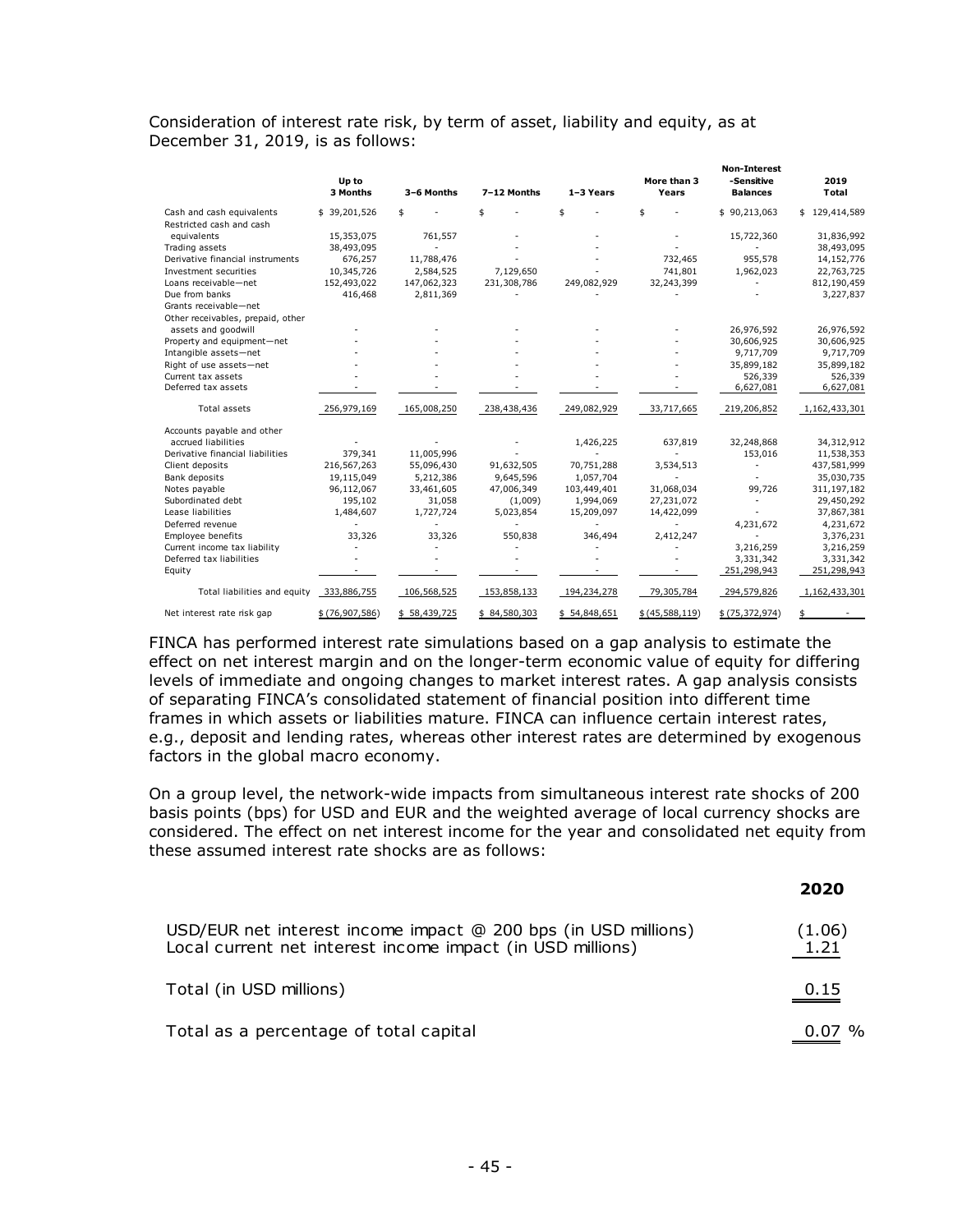Consideration of interest rate risk, by term of asset, liability and equity, as at December 31, 2019, is as follows:

| | Up to 3 Months | 3–6 Months | 7–12 Months | 1–3 Years | More than 3 Years | Non-Interest -Sensitive Balances | 2019 Total |
|---|---|---|---|---|---|---|---|
| Cash and cash equivalents | $ 39,201,526 | $ - | $ - | $ - | $ - | $ 90,213,063 | $ 129,414,589 |
| Restricted cash and cash equivalents | 15,353,075 | 761,557 | - | - | - | 15,722,360 | 31,836,992 |
| Trading assets | 38,493,095 | - | - | - | - | - | 38,493,095 |
| Derivative financial instruments | 676,257 | 11,788,476 | - | - | 732,465 | 955,578 | 14,152,776 |
| Investment securities | 10,345,726 | 2,584,525 | 7,129,650 | - | 741,801 | 1,962,023 | 22,763,725 |
| Loans receivable—net | 152,493,022 | 147,062,323 | 231,308,786 | 249,082,929 | 32,243,399 | - | 812,190,459 |
| Due from banks | 416,468 | 2,811,369 | - | - | - | - | 3,227,837 |
| Grants receivable—net | | | | | | | |
| Other receivables, prepaid, other assets and goodwill | - | - | - | - | - | 26,976,592 | 26,976,592 |
| Property and equipment—net | - | - | - | - | - | 30,606,925 | 30,606,925 |
| Intangible assets—net | - | - | - | - | - | 9,717,709 | 9,717,709 |
| Right of use assets—net | - | - | - | - | - | 35,899,182 | 35,899,182 |
| Current tax assets | - | - | - | - | - | 526,339 | 526,339 |
| Deferred tax assets | - | - | - | - | - | 6,627,081 | 6,627,081 |
| Total assets | 256,979,169 | 165,008,250 | 238,438,436 | 249,082,929 | 33,717,665 | 219,206,852 | 1,162,433,301 |
| Accounts payable and other accrued liabilities | - | - | - | 1,426,225 | 637,819 | 32,248,868 | 34,312,912 |
| Derivative financial liabilities | 379,341 | 11,005,996 | - | - | - | 153,016 | 11,538,353 |
| Client deposits | 216,567,263 | 55,096,430 | 91,632,505 | 70,751,288 | 3,534,513 | - | 437,581,999 |
| Bank deposits | 19,115,049 | 5,212,386 | 9,645,596 | 1,057,704 | - | - | 35,030,735 |
| Notes payable | 96,112,067 | 33,461,605 | 47,006,349 | 103,449,401 | 31,068,034 | 99,726 | 311,197,182 |
| Subordinated debt | 195,102 | 31,058 | (1,009) | 1,994,069 | 27,231,072 | - | 29,450,292 |
| Lease liabilities | 1,484,607 | 1,727,724 | 5,023,854 | 15,209,097 | 14,422,099 | - | 37,867,381 |
| Deferred revenue | - | - | - | - | - | 4,231,672 | 4,231,672 |
| Employee benefits | 33,326 | 33,326 | 550,838 | 346,494 | 2,412,247 | - | 3,376,231 |
| Current income tax liability | - | - | - | - | - | 3,216,259 | 3,216,259 |
| Deferred tax liabilities | - | - | - | - | - | 3,331,342 | 3,331,342 |
| Equity | - | - | - | - | - | 251,298,943 | 251,298,943 |
| Total liabilities and equity | 333,886,755 | 106,568,525 | 153,858,133 | 194,234,278 | 79,305,784 | 294,579,826 | 1,162,433,301 |
| Net interest rate risk gap | $ (76,907,586) | $ 58,439,725 | $ 84,580,303 | $ 54,848,651 | $ (45,588,119) | $ (75,372,974) | $ - |

FINCA has performed interest rate simulations based on a gap analysis to estimate the effect on net interest margin and on the longer-term economic value of equity for differing levels of immediate and ongoing changes to market interest rates. A gap analysis consists of separating FINCA's consolidated statement of financial position into different time frames in which assets or liabilities mature. FINCA can influence certain interest rates, e.g., deposit and lending rates, whereas other interest rates are determined by exogenous factors in the global macro economy.

On a group level, the network-wide impacts from simultaneous interest rate shocks of 200 basis points (bps) for USD and EUR and the weighted average of local currency shocks are considered. The effect on net interest income for the year and consolidated net equity from these assumed interest rate shocks are as follows:

| | 2020 |
|---|---|
| USD/EUR net interest income impact @ 200 bps (in USD millions) | (1.06) |
| Local current net interest income impact (in USD millions) | 1.21 |
| Total (in USD millions) | 0.15 |
| Total as a percentage of total capital | 0.07 % |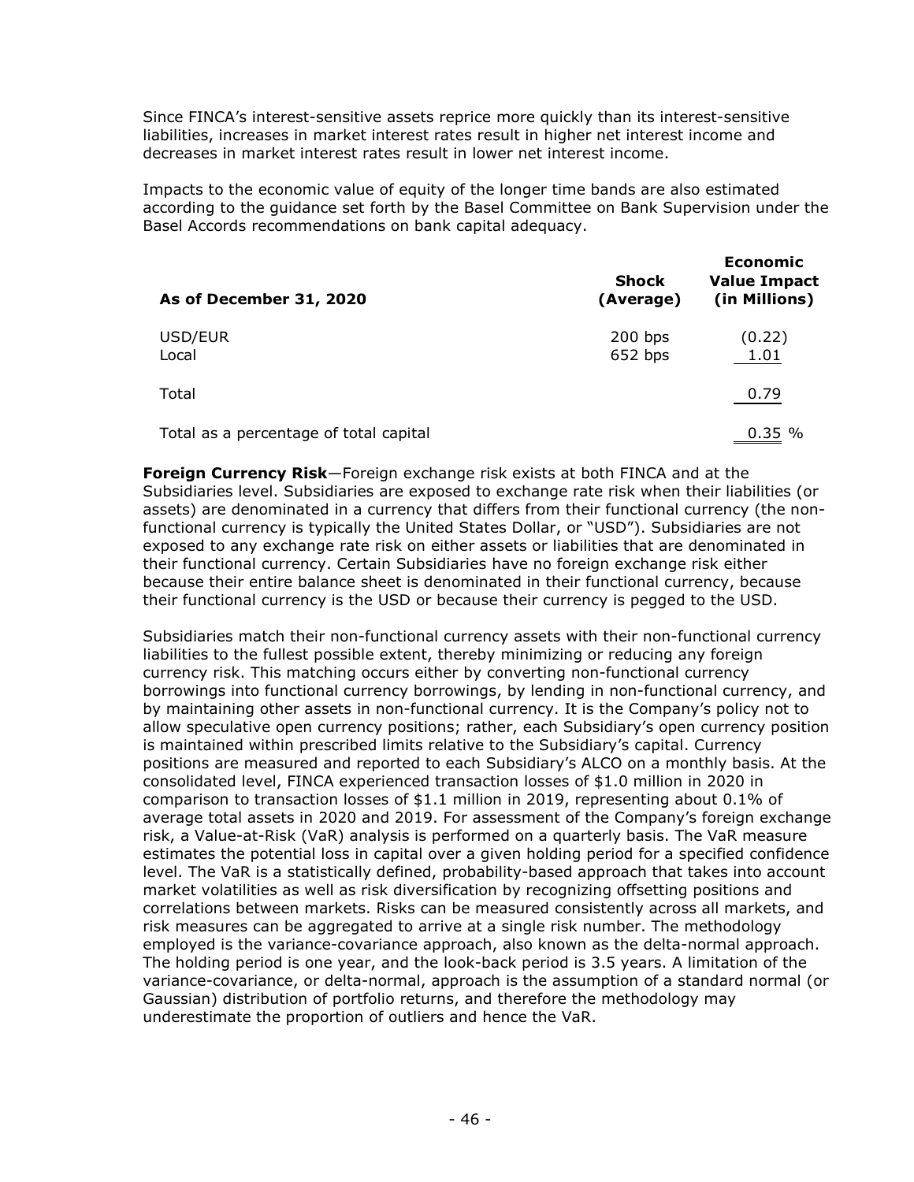Since FINCA's interest-sensitive assets reprice more quickly than its interest-sensitive liabilities, increases in market interest rates result in higher net interest income and decreases in market interest rates result in lower net interest income.

Impacts to the economic value of equity of the longer time bands are also estimated according to the guidance set forth by the Basel Committee on Bank Supervision under the Basel Accords recommendations on bank capital adequacy.

| As of December 31, 2020 | Shock (Average) | Economic Value Impact (in Millions) |
|---|---|---|
| USD/EUR | 200 bps | (0.22) |
| Local | 652 bps | 1.01 |
| Total | | 0.79 |
| Total as a percentage of total capital | | 0.35 % |

**Foreign Currency Risk**—Foreign exchange risk exists at both FINCA and at the Subsidiaries level. Subsidiaries are exposed to exchange rate risk when their liabilities (or assets) are denominated in a currency that differs from their functional currency (the non-functional currency is typically the United States Dollar, or "USD"). Subsidiaries are not exposed to any exchange rate risk on either assets or liabilities that are denominated in their functional currency. Certain Subsidiaries have no foreign exchange risk either because their entire balance sheet is denominated in their functional currency, because their functional currency is the USD or because their currency is pegged to the USD.

Subsidiaries match their non-functional currency assets with their non-functional currency liabilities to the fullest possible extent, thereby minimizing or reducing any foreign currency risk. This matching occurs either by converting non-functional currency borrowings into functional currency borrowings, by lending in non-functional currency, and by maintaining other assets in non-functional currency. It is the Company's policy not to allow speculative open currency positions; rather, each Subsidiary's open currency position is maintained within prescribed limits relative to the Subsidiary's capital. Currency positions are measured and reported to each Subsidiary's ALCO on a monthly basis. At the consolidated level, FINCA experienced transaction losses of $1.0 million in 2020 in comparison to transaction losses of $1.1 million in 2019, representing about 0.1% of average total assets in 2020 and 2019. For assessment of the Company's foreign exchange risk, a Value-at-Risk (VaR) analysis is performed on a quarterly basis. The VaR measure estimates the potential loss in capital over a given holding period for a specified confidence level. The VaR is a statistically defined, probability-based approach that takes into account market volatilities as well as risk diversification by recognizing offsetting positions and correlations between markets. Risks can be measured consistently across all markets, and risk measures can be aggregated to arrive at a single risk number. The methodology employed is the variance-covariance approach, also known as the delta-normal approach. The holding period is one year, and the look-back period is 3.5 years. A limitation of the variance-covariance, or delta-normal, approach is the assumption of a standard normal (or Gaussian) distribution of portfolio returns, and therefore the methodology may underestimate the proportion of outliers and hence the VaR.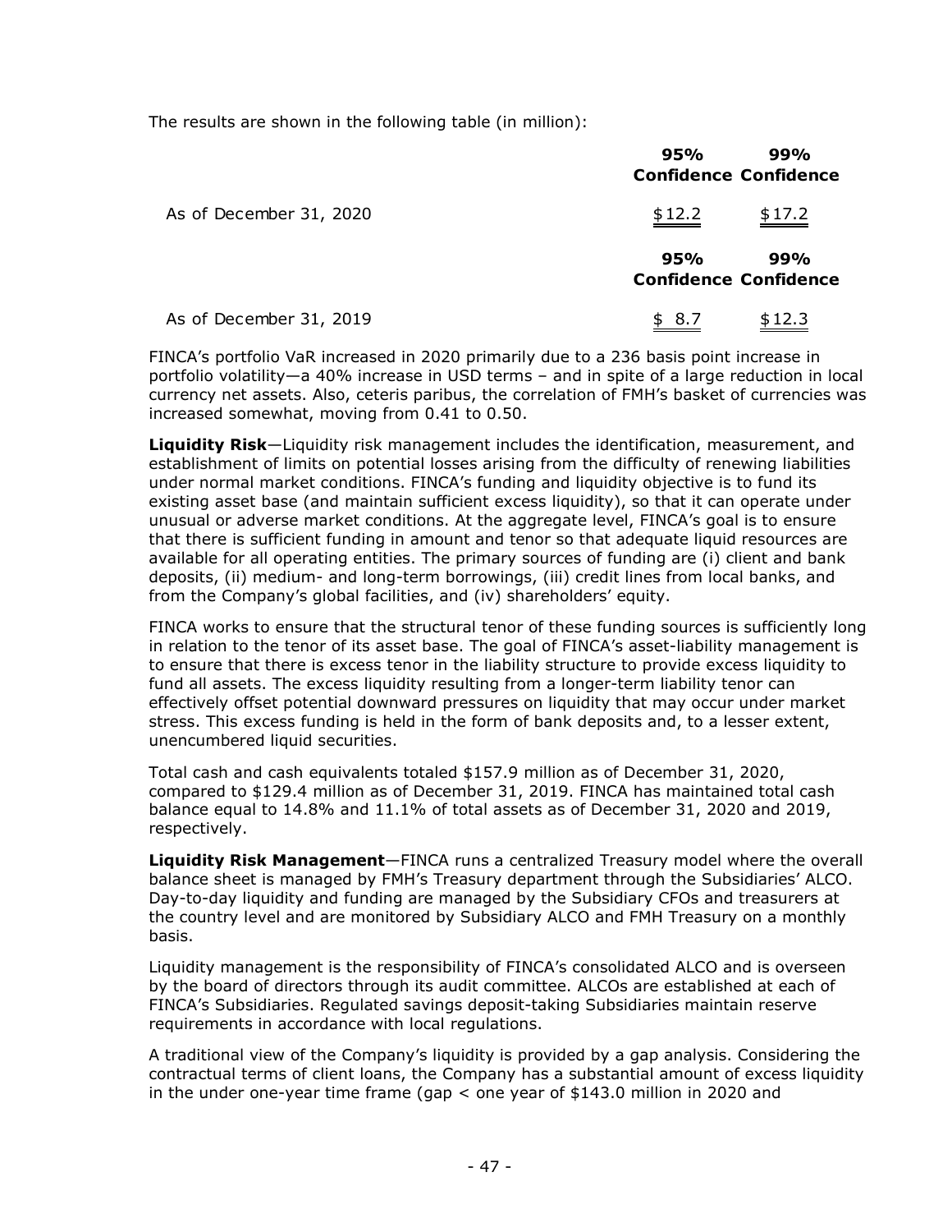The results are shown in the following table (in million):

| | 95% Confidence | 99% Confidence |
|---|---|---|
| As of December 31, 2020 | $12.2 | $17.2 |
| | **95% Confidence** | **99% Confidence** |
| As of December 31, 2019 | $ 8.7 | $12.3 |

FINCA's portfolio VaR increased in 2020 primarily due to a 236 basis point increase in portfolio volatility—a 40% increase in USD terms – and in spite of a large reduction in local currency net assets. Also, ceteris paribus, the correlation of FMH's basket of currencies was increased somewhat, moving from 0.41 to 0.50.

**Liquidity Risk**—Liquidity risk management includes the identification, measurement, and establishment of limits on potential losses arising from the difficulty of renewing liabilities under normal market conditions. FINCA's funding and liquidity objective is to fund its existing asset base (and maintain sufficient excess liquidity), so that it can operate under unusual or adverse market conditions. At the aggregate level, FINCA's goal is to ensure that there is sufficient funding in amount and tenor so that adequate liquid resources are available for all operating entities. The primary sources of funding are (i) client and bank deposits, (ii) medium- and long-term borrowings, (iii) credit lines from local banks, and from the Company's global facilities, and (iv) shareholders' equity.

FINCA works to ensure that the structural tenor of these funding sources is sufficiently long in relation to the tenor of its asset base. The goal of FINCA's asset-liability management is to ensure that there is excess tenor in the liability structure to provide excess liquidity to fund all assets. The excess liquidity resulting from a longer-term liability tenor can effectively offset potential downward pressures on liquidity that may occur under market stress. This excess funding is held in the form of bank deposits and, to a lesser extent, unencumbered liquid securities.

Total cash and cash equivalents totaled $157.9 million as of December 31, 2020, compared to $129.4 million as of December 31, 2019. FINCA has maintained total cash balance equal to 14.8% and 11.1% of total assets as of December 31, 2020 and 2019, respectively.

**Liquidity Risk Management**—FINCA runs a centralized Treasury model where the overall balance sheet is managed by FMH's Treasury department through the Subsidiaries' ALCO. Day-to-day liquidity and funding are managed by the Subsidiary CFOs and treasurers at the country level and are monitored by Subsidiary ALCO and FMH Treasury on a monthly basis.

Liquidity management is the responsibility of FINCA's consolidated ALCO and is overseen by the board of directors through its audit committee. ALCOs are established at each of FINCA's Subsidiaries. Regulated savings deposit-taking Subsidiaries maintain reserve requirements in accordance with local regulations.

A traditional view of the Company's liquidity is provided by a gap analysis. Considering the contractual terms of client loans, the Company has a substantial amount of excess liquidity in the under one-year time frame (gap < one year of $143.0 million in 2020 and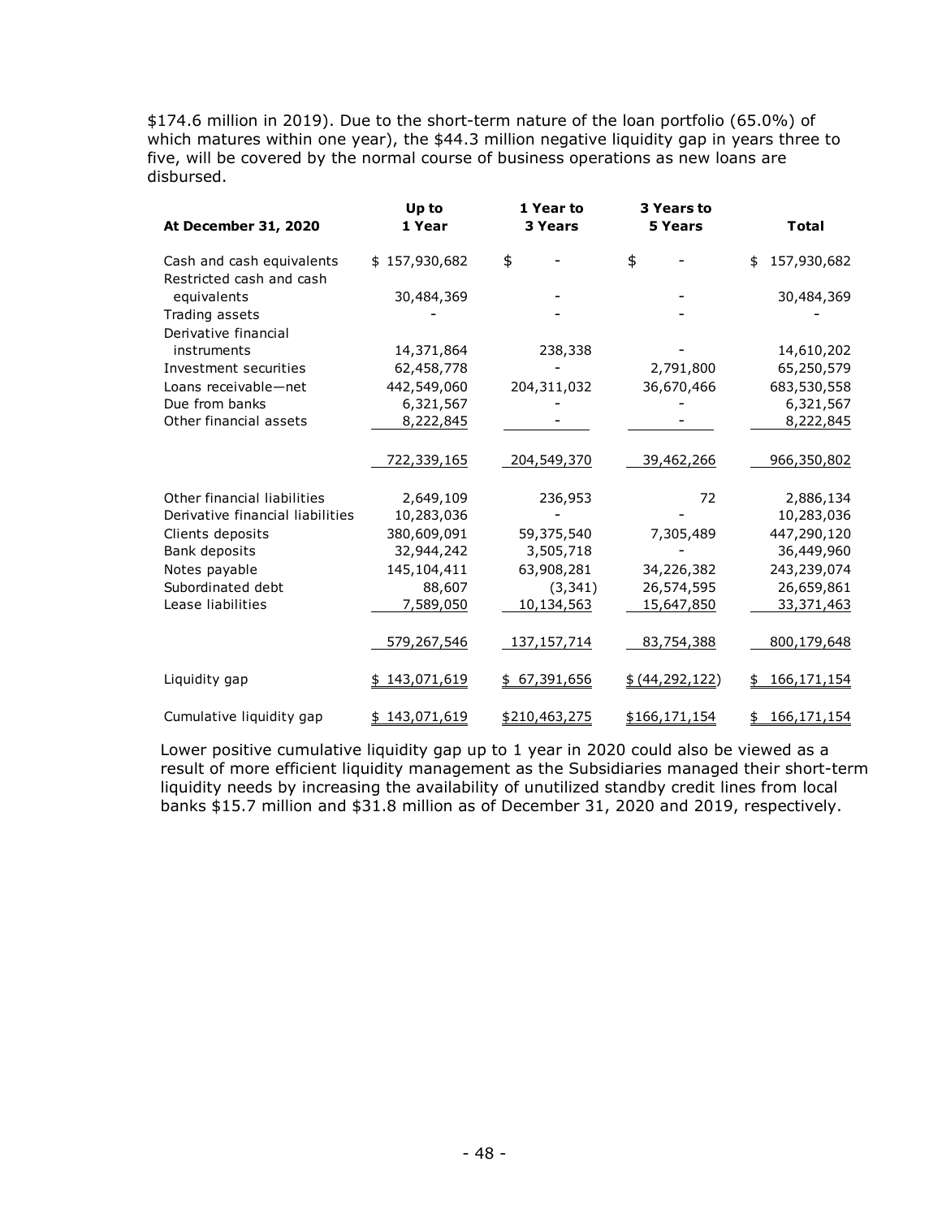$174.6 million in 2019). Due to the short-term nature of the loan portfolio (65.0%) of which matures within one year), the $44.3 million negative liquidity gap in years three to five, will be covered by the normal course of business operations as new loans are disbursed.

| At December 31, 2020 | Up to 1 Year | 1 Year to 3 Years | 3 Years to 5 Years | Total |
|---|---|---|---|---|
| Cash and cash equivalents | $ 157,930,682 | $ - | $ - | $ 157,930,682 |
| Restricted cash and cash equivalents | 30,484,369 | - | - | 30,484,369 |
| Trading assets | - | - | - | - |
| Derivative financial instruments | 14,371,864 | 238,338 | - | 14,610,202 |
| Investment securities | 62,458,778 | - | 2,791,800 | 65,250,579 |
| Loans receivable—net | 442,549,060 | 204,311,032 | 36,670,466 | 683,530,558 |
| Due from banks | 6,321,567 | - | - | 6,321,567 |
| Other financial assets | 8,222,845 | - | - | 8,222,845 |
| | 722,339,165 | 204,549,370 | 39,462,266 | 966,350,802 |
| Other financial liabilities | 2,649,109 | 236,953 | 72 | 2,886,134 |
| Derivative financial liabilities | 10,283,036 | - | - | 10,283,036 |
| Clients deposits | 380,609,091 | 59,375,540 | 7,305,489 | 447,290,120 |
| Bank deposits | 32,944,242 | 3,505,718 | - | 36,449,960 |
| Notes payable | 145,104,411 | 63,908,281 | 34,226,382 | 243,239,074 |
| Subordinated debt | 88,607 | (3,341) | 26,574,595 | 26,659,861 |
| Lease liabilities | 7,589,050 | 10,134,563 | 15,647,850 | 33,371,463 |
| | 579,267,546 | 137,157,714 | 83,754,388 | 800,179,648 |
| Liquidity gap | $ 143,071,619 | $ 67,391,656 | $ (44,292,122) | $ 166,171,154 |
| Cumulative liquidity gap | $ 143,071,619 | $210,463,275 | $166,171,154 | $ 166,171,154 |

Lower positive cumulative liquidity gap up to 1 year in 2020 could also be viewed as a result of more efficient liquidity management as the Subsidiaries managed their short-term liquidity needs by increasing the availability of unutilized standby credit lines from local banks $15.7 million and $31.8 million as of December 31, 2020 and 2019, respectively.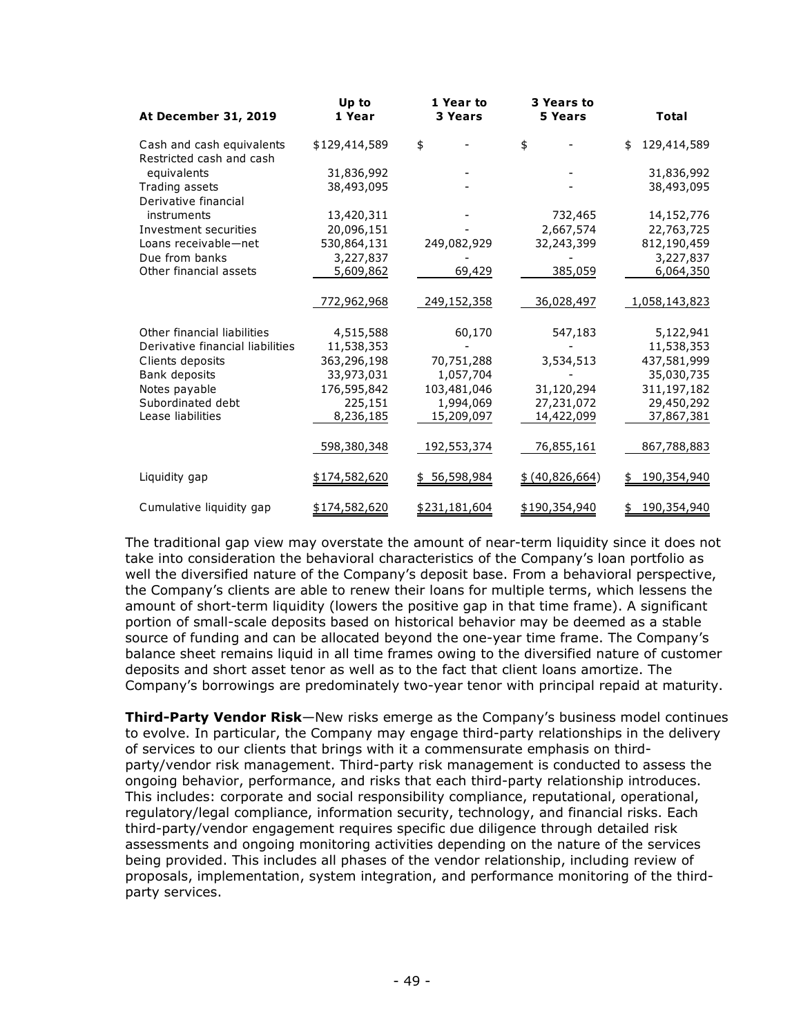| At December 31, 2019 | Up to 1 Year | 1 Year to 3 Years | 3 Years to 5 Years | Total |
|---|---|---|---|---|
| Cash and cash equivalents | $129,414,589 | $ - | $ - | $ 129,414,589 |
| Restricted cash and cash equivalents | 31,836,992 | - | - | 31,836,992 |
| Trading assets | 38,493,095 | - | - | 38,493,095 |
| Derivative financial instruments | 13,420,311 | - | 732,465 | 14,152,776 |
| Investment securities | 20,096,151 | - | 2,667,574 | 22,763,725 |
| Loans receivable—net | 530,864,131 | 249,082,929 | 32,243,399 | 812,190,459 |
| Due from banks | 3,227,837 | - | - | 3,227,837 |
| Other financial assets | 5,609,862 | 69,429 | 385,059 | 6,064,350 |
| | 772,962,968 | 249,152,358 | 36,028,497 | 1,058,143,823 |
| Other financial liabilities | 4,515,588 | 60,170 | 547,183 | 5,122,941 |
| Derivative financial liabilities | 11,538,353 | - | - | 11,538,353 |
| Clients deposits | 363,296,198 | 70,751,288 | 3,534,513 | 437,581,999 |
| Bank deposits | 33,973,031 | 1,057,704 | - | 35,030,735 |
| Notes payable | 176,595,842 | 103,481,046 | 31,120,294 | 311,197,182 |
| Subordinated debt | 225,151 | 1,994,069 | 27,231,072 | 29,450,292 |
| Lease liabilities | 8,236,185 | 15,209,097 | 14,422,099 | 37,867,381 |
| | 598,380,348 | 192,553,374 | 76,855,161 | 867,788,883 |
| Liquidity gap | $174,582,620 | $ 56,598,984 | $ (40,826,664) | $ 190,354,940 |
| Cumulative liquidity gap | $174,582,620 | $231,181,604 | $190,354,940 | $ 190,354,940 |

The traditional gap view may overstate the amount of near-term liquidity since it does not take into consideration the behavioral characteristics of the Company's loan portfolio as well the diversified nature of the Company's deposit base. From a behavioral perspective, the Company's clients are able to renew their loans for multiple terms, which lessens the amount of short-term liquidity (lowers the positive gap in that time frame). A significant portion of small-scale deposits based on historical behavior may be deemed as a stable source of funding and can be allocated beyond the one-year time frame. The Company's balance sheet remains liquid in all time frames owing to the diversified nature of customer deposits and short asset tenor as well as to the fact that client loans amortize. The Company's borrowings are predominately two-year tenor with principal repaid at maturity.

**Third-Party Vendor Risk**—New risks emerge as the Company's business model continues to evolve. In particular, the Company may engage third-party relationships in the delivery of services to our clients that brings with it a commensurate emphasis on third-party/vendor risk management. Third-party risk management is conducted to assess the ongoing behavior, performance, and risks that each third-party relationship introduces. This includes: corporate and social responsibility compliance, reputational, operational, regulatory/legal compliance, information security, technology, and financial risks. Each third-party/vendor engagement requires specific due diligence through detailed risk assessments and ongoing monitoring activities depending on the nature of the services being provided. This includes all phases of the vendor relationship, including review of proposals, implementation, system integration, and performance monitoring of the third-party services.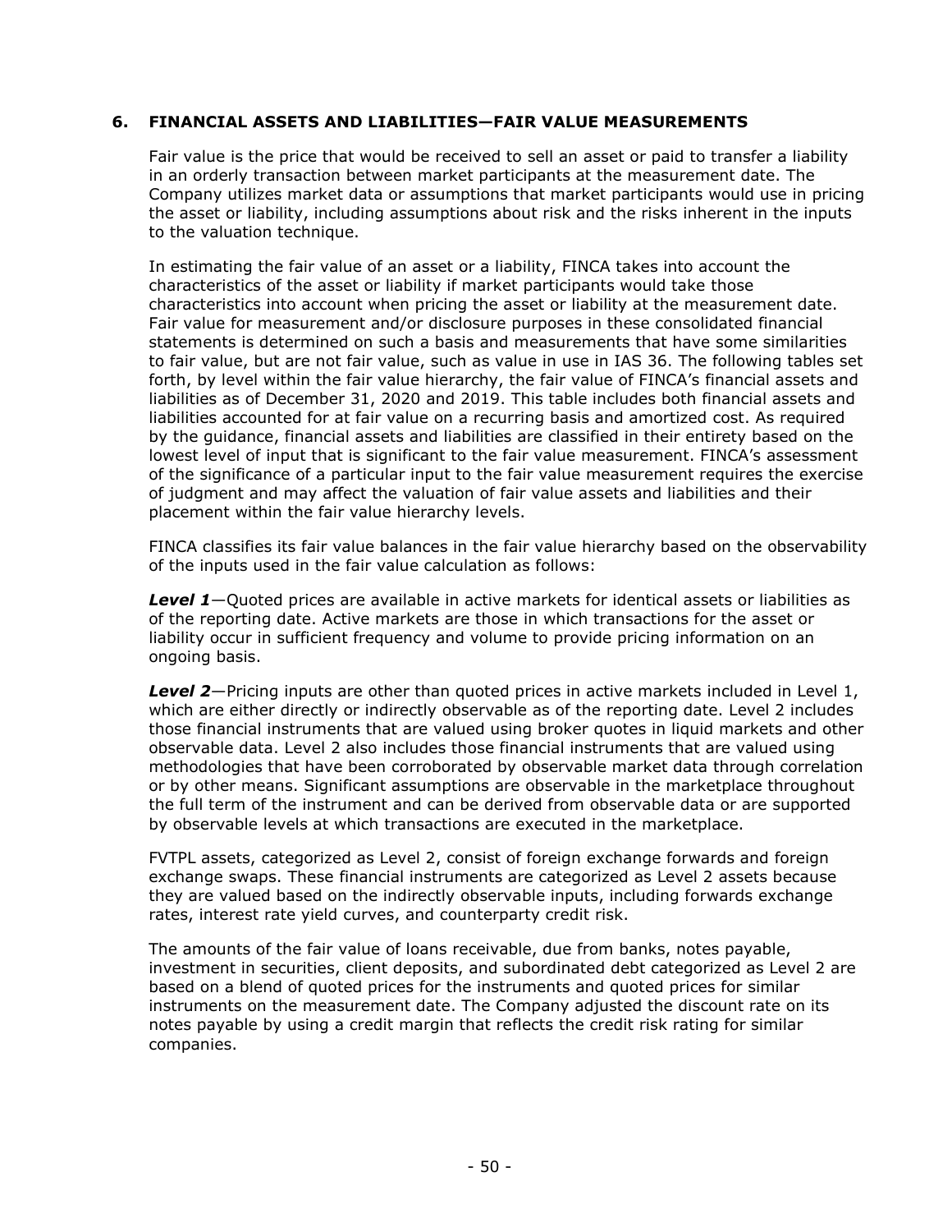## 6. FINANCIAL ASSETS AND LIABILITIES—FAIR VALUE MEASUREMENTS

Fair value is the price that would be received to sell an asset or paid to transfer a liability in an orderly transaction between market participants at the measurement date. The Company utilizes market data or assumptions that market participants would use in pricing the asset or liability, including assumptions about risk and the risks inherent in the inputs to the valuation technique.

In estimating the fair value of an asset or a liability, FINCA takes into account the characteristics of the asset or liability if market participants would take those characteristics into account when pricing the asset or liability at the measurement date. Fair value for measurement and/or disclosure purposes in these consolidated financial statements is determined on such a basis and measurements that have some similarities to fair value, but are not fair value, such as value in use in IAS 36. The following tables set forth, by level within the fair value hierarchy, the fair value of FINCA's financial assets and liabilities as of December 31, 2020 and 2019. This table includes both financial assets and liabilities accounted for at fair value on a recurring basis and amortized cost. As required by the guidance, financial assets and liabilities are classified in their entirety based on the lowest level of input that is significant to the fair value measurement. FINCA's assessment of the significance of a particular input to the fair value measurement requires the exercise of judgment and may affect the valuation of fair value assets and liabilities and their placement within the fair value hierarchy levels.

FINCA classifies its fair value balances in the fair value hierarchy based on the observability of the inputs used in the fair value calculation as follows:

***Level 1***—Quoted prices are available in active markets for identical assets or liabilities as of the reporting date. Active markets are those in which transactions for the asset or liability occur in sufficient frequency and volume to provide pricing information on an ongoing basis.

***Level 2***—Pricing inputs are other than quoted prices in active markets included in Level 1, which are either directly or indirectly observable as of the reporting date. Level 2 includes those financial instruments that are valued using broker quotes in liquid markets and other observable data. Level 2 also includes those financial instruments that are valued using methodologies that have been corroborated by observable market data through correlation or by other means. Significant assumptions are observable in the marketplace throughout the full term of the instrument and can be derived from observable data or are supported by observable levels at which transactions are executed in the marketplace.

FVTPL assets, categorized as Level 2, consist of foreign exchange forwards and foreign exchange swaps. These financial instruments are categorized as Level 2 assets because they are valued based on the indirectly observable inputs, including forwards exchange rates, interest rate yield curves, and counterparty credit risk.

The amounts of the fair value of loans receivable, due from banks, notes payable, investment in securities, client deposits, and subordinated debt categorized as Level 2 are based on a blend of quoted prices for the instruments and quoted prices for similar instruments on the measurement date. The Company adjusted the discount rate on its notes payable by using a credit margin that reflects the credit risk rating for similar companies.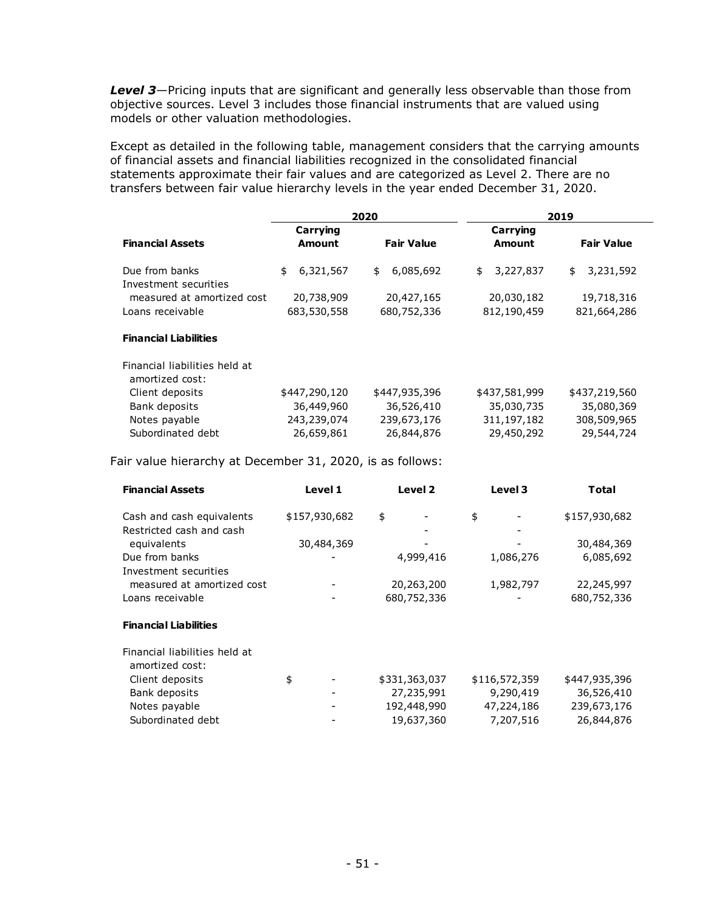***Level 3***—Pricing inputs that are significant and generally less observable than those from objective sources. Level 3 includes those financial instruments that are valued using models or other valuation methodologies.

Except as detailed in the following table, management considers that the carrying amounts of financial assets and financial liabilities recognized in the consolidated financial statements approximate their fair values and are categorized as Level 2. There are no transfers between fair value hierarchy levels in the year ended December 31, 2020.

| | 2020 | | 2019 | |
|---|---|---|---|---|
| **Financial Assets** | **Carrying Amount** | **Fair Value** | **Carrying Amount** | **Fair Value** |
| Due from banks | $ 6,321,567 | $ 6,085,692 | $ 3,227,837 | $ 3,231,592 |
| Investment securities measured at amortized cost | 20,738,909 | 20,427,165 | 20,030,182 | 19,718,316 |
| Loans receivable | 683,530,558 | 680,752,336 | 812,190,459 | 821,664,286 |
| **Financial Liabilities** | | | | |
| Financial liabilities held at amortized cost: | | | | |
| Client deposits | $447,290,120 | $447,935,396 | $437,581,999 | $437,219,560 |
| Bank deposits | 36,449,960 | 36,526,410 | 35,030,735 | 35,080,369 |
| Notes payable | 243,239,074 | 239,673,176 | 311,197,182 | 308,509,965 |
| Subordinated debt | 26,659,861 | 26,844,876 | 29,450,292 | 29,544,724 |

Fair value hierarchy at December 31, 2020, is as follows:

| **Financial Assets** | **Level 1** | **Level 2** | **Level 3** | **Total** |
|---|---|---|---|---|
| Cash and cash equivalents | $157,930,682 | $ - | $ - | $157,930,682 |
| Restricted cash and cash equivalents | 30,484,369 | - | - | 30,484,369 |
| Due from banks | - | 4,999,416 | 1,086,276 | 6,085,692 |
| Investment securities measured at amortized cost | - | 20,263,200 | 1,982,797 | 22,245,997 |
| Loans receivable | - | 680,752,336 | - | 680,752,336 |
| **Financial Liabilities** | | | | |
| Financial liabilities held at amortized cost: | | | | |
| Client deposits | $ - | $331,363,037 | $116,572,359 | $447,935,396 |
| Bank deposits | - | 27,235,991 | 9,290,419 | 36,526,410 |
| Notes payable | - | 192,448,990 | 47,224,186 | 239,673,176 |
| Subordinated debt | - | 19,637,360 | 7,207,516 | 26,844,876 |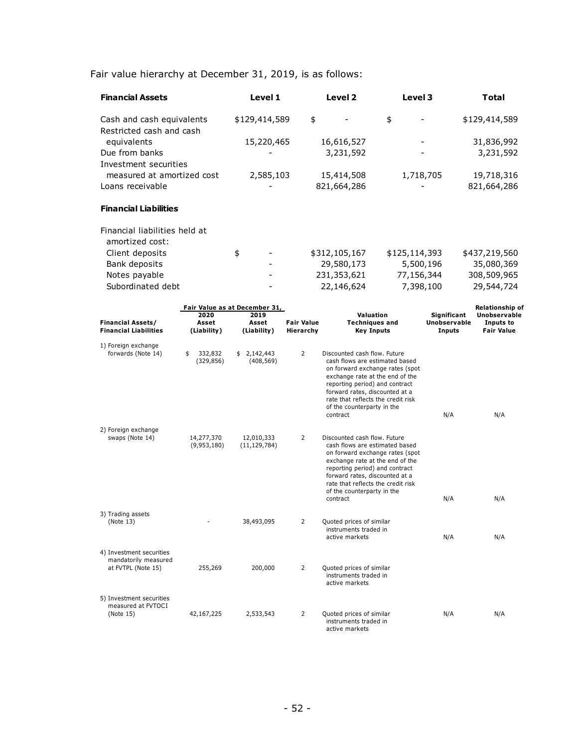Fair value hierarchy at December 31, 2019, is as follows:

| **Financial Assets** | **Level 1** | **Level 2** | **Level 3** | **Total** |
|---|---|---|---|---|
| Cash and cash equivalents | $129,414,589 | $ - | $ - | $129,414,589 |
| Restricted cash and cash equivalents | 15,220,465 | 16,616,527 | - | 31,836,992 |
| Due from banks | - | 3,231,592 | - | 3,231,592 |
| Investment securities measured at amortized cost | 2,585,103 | 15,414,508 | 1,718,705 | 19,718,316 |
| Loans receivable | - | 821,664,286 | - | 821,664,286 |
| **Financial Liabilities** | | | | |
| Financial liabilities held at amortized cost: | | | | |
| Client deposits | $ - | $312,105,167 | $125,114,393 | $437,219,560 |
| Bank deposits | - | 29,580,173 | 5,500,196 | 35,080,369 |
| Notes payable | - | 231,353,621 | 77,156,344 | 308,509,965 |
| Subordinated debt | - | 22,146,624 | 7,398,100 | 29,544,724 |

| Financial Assets/ Financial Liabilities | Fair Value as at December 31, 2020 Asset (Liability) | 2019 Asset (Liability) | Fair Value Hierarchy | Valuation Techniques and Key Inputs | Significant Unobservable Inputs | Relationship of Unobservable Inputs to Fair Value |
|---|---|---|---|---|---|---|
| 1) Foreign exchange forwards (Note 14) | $ 332,832 (329,856) | $ 2,142,443 (408,569) | 2 | Discounted cash flow. Future cash flows are estimated based on forward exchange rates (spot exchange rate at the end of the reporting period) and contract forward rates, discounted at a rate that reflects the credit risk of the counterparty in the contract | N/A | N/A |
| 2) Foreign exchange swaps (Note 14) | 14,277,370 (9,953,180) | 12,010,333 (11,129,784) | 2 | Discounted cash flow. Future cash flows are estimated based on forward exchange rates (spot exchange rate at the end of the reporting period) and contract forward rates, discounted at a rate that reflects the credit risk of the counterparty in the contract | N/A | N/A |
| 3) Trading assets (Note 13) | - | 38,493,095 | 2 | Quoted prices of similar instruments traded in active markets | N/A | N/A |
| 4) Investment securities mandatorily measured at FVTPL (Note 15) | 255,269 | 200,000 | 2 | Quoted prices of similar instruments traded in active markets | | |
| 5) Investment securities measured at FVTOCI (Note 15) | 42,167,225 | 2,533,543 | 2 | Quoted prices of similar instruments traded in active markets | N/A | N/A |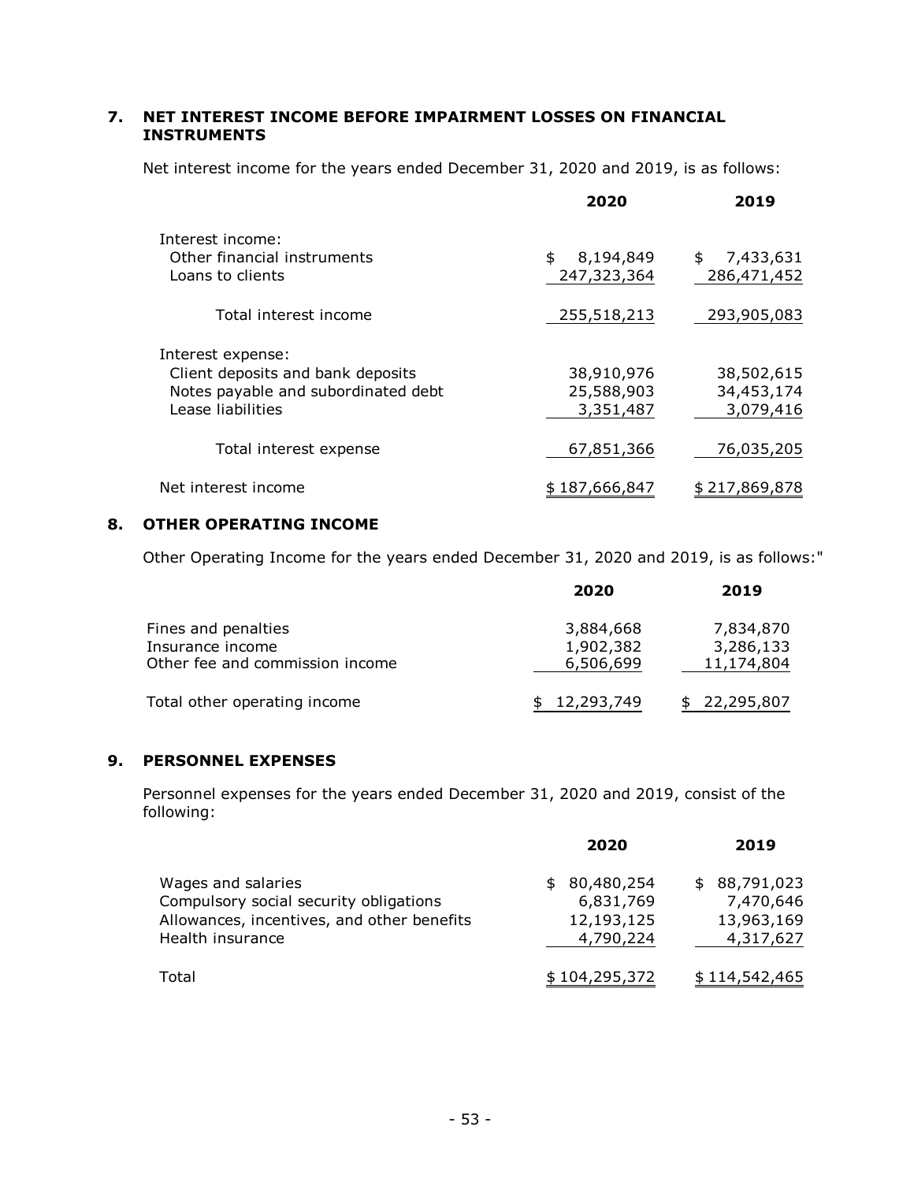## 7. NET INTEREST INCOME BEFORE IMPAIRMENT LOSSES ON FINANCIAL INSTRUMENTS

Net interest income for the years ended December 31, 2020 and 2019, is as follows:

| | 2020 | 2019 |
|---|---|---|
| Interest income: | | |
| Other financial instruments | $ 8,194,849 | $ 7,433,631 |
| Loans to clients | 247,323,364 | 286,471,452 |
| Total interest income | 255,518,213 | 293,905,083 |
| Interest expense: | | |
| Client deposits and bank deposits | 38,910,976 | 38,502,615 |
| Notes payable and subordinated debt | 25,588,903 | 34,453,174 |
| Lease liabilities | 3,351,487 | 3,079,416 |
| Total interest expense | 67,851,366 | 76,035,205 |
| Net interest income | $ 187,666,847 | $ 217,869,878 |

## 8. OTHER OPERATING INCOME

Other Operating Income for the years ended December 31, 2020 and 2019, is as follows:"

| | 2020 | 2019 |
|---|---|---|
| Fines and penalties | 3,884,668 | 7,834,870 |
| Insurance income | 1,902,382 | 3,286,133 |
| Other fee and commission income | 6,506,699 | 11,174,804 |
| Total other operating income | $ 12,293,749 | $ 22,295,807 |

## 9. PERSONNEL EXPENSES

Personnel expenses for the years ended December 31, 2020 and 2019, consist of the following:

| | 2020 | 2019 |
|---|---|---|
| Wages and salaries | $ 80,480,254 | $ 88,791,023 |
| Compulsory social security obligations | 6,831,769 | 7,470,646 |
| Allowances, incentives, and other benefits | 12,193,125 | 13,963,169 |
| Health insurance | 4,790,224 | 4,317,627 |
| Total | $ 104,295,372 | $ 114,542,465 |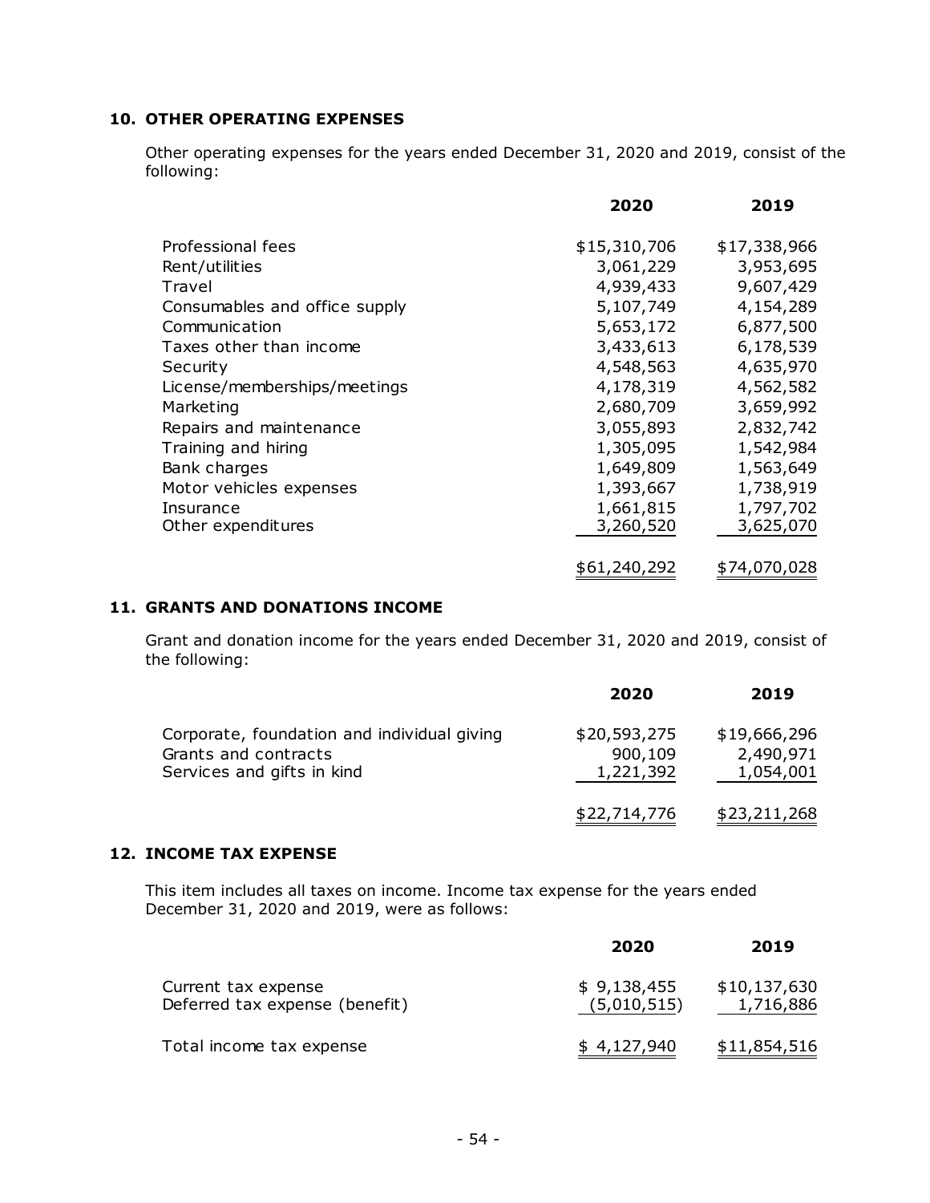## 10. OTHER OPERATING EXPENSES

Other operating expenses for the years ended December 31, 2020 and 2019, consist of the following:

| | 2020 | 2019 |
|---|---|---|
| Professional fees | $15,310,706 | $17,338,966 |
| Rent/utilities | 3,061,229 | 3,953,695 |
| Travel | 4,939,433 | 9,607,429 |
| Consumables and office supply | 5,107,749 | 4,154,289 |
| Communication | 5,653,172 | 6,877,500 |
| Taxes other than income | 3,433,613 | 6,178,539 |
| Security | 4,548,563 | 4,635,970 |
| License/memberships/meetings | 4,178,319 | 4,562,582 |
| Marketing | 2,680,709 | 3,659,992 |
| Repairs and maintenance | 3,055,893 | 2,832,742 |
| Training and hiring | 1,305,095 | 1,542,984 |
| Bank charges | 1,649,809 | 1,563,649 |
| Motor vehicles expenses | 1,393,667 | 1,738,919 |
| Insurance | 1,661,815 | 1,797,702 |
| Other expenditures | 3,260,520 | 3,625,070 |
| | $61,240,292 | $74,070,028 |

## 11. GRANTS AND DONATIONS INCOME

Grant and donation income for the years ended December 31, 2020 and 2019, consist of the following:

| | 2020 | 2019 |
|---|---|---|
| Corporate, foundation and individual giving | $20,593,275 | $19,666,296 |
| Grants and contracts | 900,109 | 2,490,971 |
| Services and gifts in kind | 1,221,392 | 1,054,001 |
| | $22,714,776 | $23,211,268 |

## 12. INCOME TAX EXPENSE

This item includes all taxes on income. Income tax expense for the years ended December 31, 2020 and 2019, were as follows:

| | 2020 | 2019 |
|---|---|---|
| Current tax expense | $ 9,138,455 | $10,137,630 |
| Deferred tax expense (benefit) | (5,010,515) | 1,716,886 |
| Total income tax expense | $ 4,127,940 | $11,854,516 |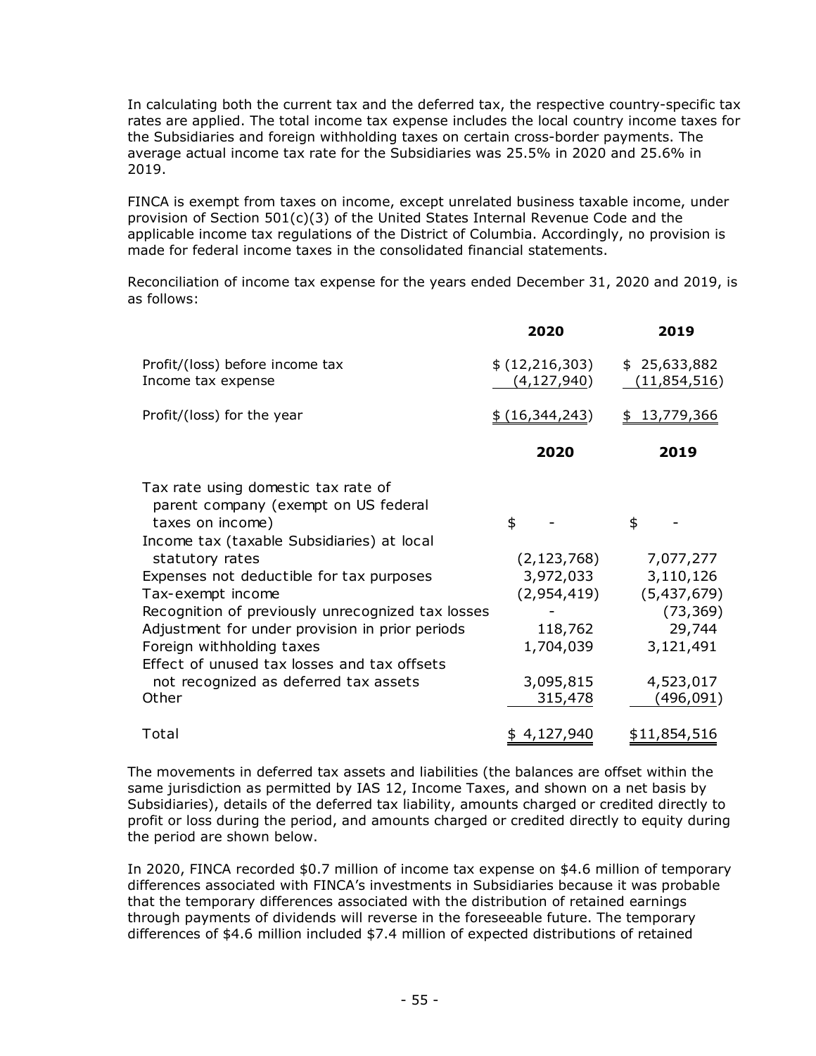In calculating both the current tax and the deferred tax, the respective country-specific tax rates are applied. The total income tax expense includes the local country income taxes for the Subsidiaries and foreign withholding taxes on certain cross-border payments. The average actual income tax rate for the Subsidiaries was 25.5% in 2020 and 25.6% in 2019.

FINCA is exempt from taxes on income, except unrelated business taxable income, under provision of Section 501(c)(3) of the United States Internal Revenue Code and the applicable income tax regulations of the District of Columbia. Accordingly, no provision is made for federal income taxes in the consolidated financial statements.

Reconciliation of income tax expense for the years ended December 31, 2020 and 2019, is as follows:

| | 2020 | 2019 |
|---|---|---|
| Profit/(loss) before income tax | $ (12,216,303) | $ 25,633,882 |
| Income tax expense | (4,127,940) | (11,854,516) |
| Profit/(loss) for the year | $ (16,344,243) | $ 13,779,366 |

| | 2020 | 2019 |
|---|---|---|
| Tax rate using domestic tax rate of parent company (exempt on US federal taxes on income) | $ - | $ - |
| Income tax (taxable Subsidiaries) at local statutory rates | (2,123,768) | 7,077,277 |
| Expenses not deductible for tax purposes | 3,972,033 | 3,110,126 |
| Tax-exempt income | (2,954,419) | (5,437,679) |
| Recognition of previously unrecognized tax losses | - | (73,369) |
| Adjustment for under provision in prior periods | 118,762 | 29,744 |
| Foreign withholding taxes | 1,704,039 | 3,121,491 |
| Effect of unused tax losses and tax offsets not recognized as deferred tax assets | 3,095,815 | 4,523,017 |
| Other | 315,478 | (496,091) |
| Total | $ 4,127,940 | $11,854,516 |

The movements in deferred tax assets and liabilities (the balances are offset within the same jurisdiction as permitted by IAS 12, Income Taxes, and shown on a net basis by Subsidiaries), details of the deferred tax liability, amounts charged or credited directly to profit or loss during the period, and amounts charged or credited directly to equity during the period are shown below.

In 2020, FINCA recorded $0.7 million of income tax expense on $4.6 million of temporary differences associated with FINCA's investments in Subsidiaries because it was probable that the temporary differences associated with the distribution of retained earnings through payments of dividends will reverse in the foreseeable future. The temporary differences of $4.6 million included $7.4 million of expected distributions of retained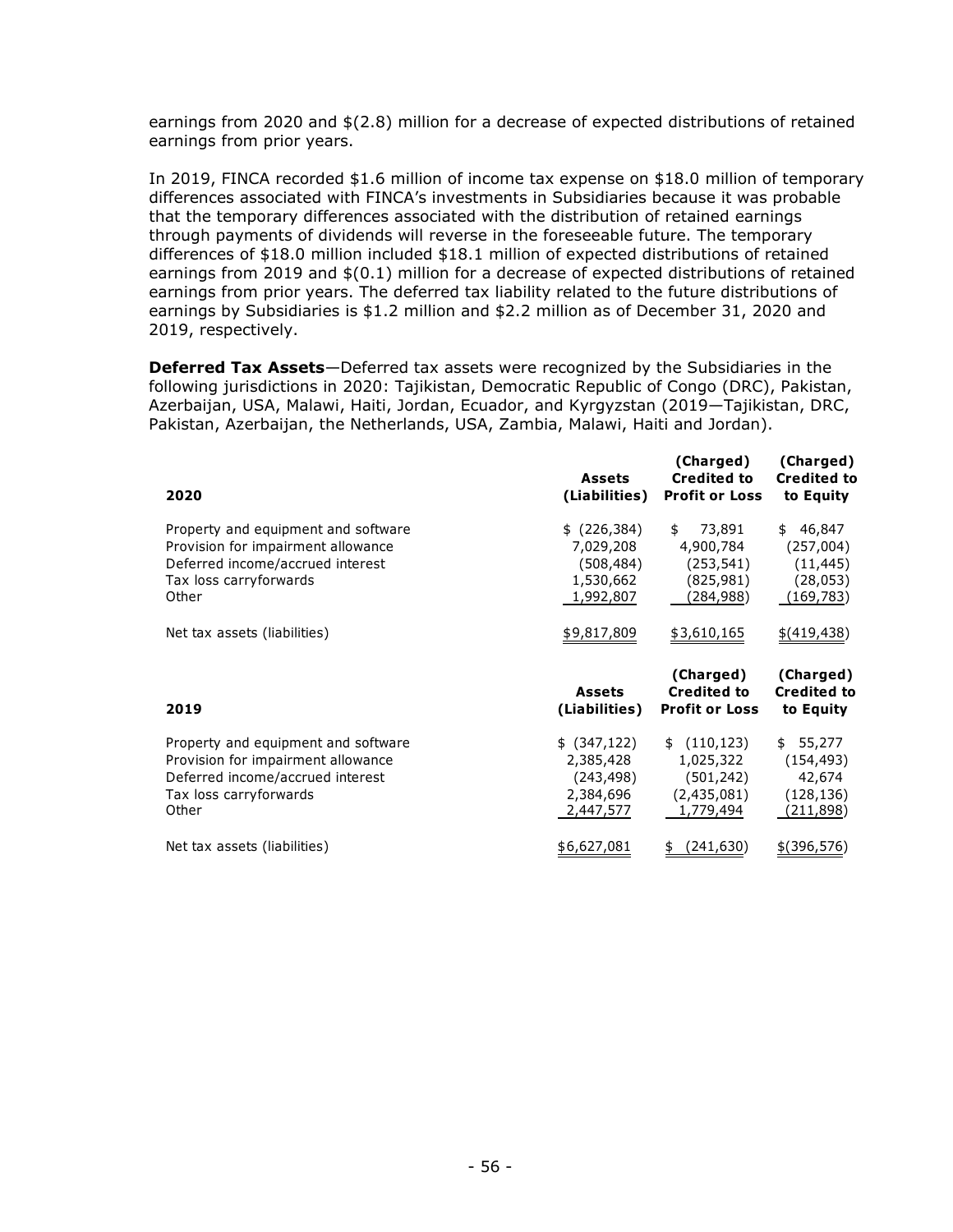earnings from 2020 and $(2.8) million for a decrease of expected distributions of retained earnings from prior years.

In 2019, FINCA recorded $1.6 million of income tax expense on $18.0 million of temporary differences associated with FINCA's investments in Subsidiaries because it was probable that the temporary differences associated with the distribution of retained earnings through payments of dividends will reverse in the foreseeable future. The temporary differences of $18.0 million included $18.1 million of expected distributions of retained earnings from 2019 and $(0.1) million for a decrease of expected distributions of retained earnings from prior years. The deferred tax liability related to the future distributions of earnings by Subsidiaries is $1.2 million and $2.2 million as of December 31, 2020 and 2019, respectively.

**Deferred Tax Assets**—Deferred tax assets were recognized by the Subsidiaries in the following jurisdictions in 2020: Tajikistan, Democratic Republic of Congo (DRC), Pakistan, Azerbaijan, USA, Malawi, Haiti, Jordan, Ecuador, and Kyrgyzstan (2019—Tajikistan, DRC, Pakistan, Azerbaijan, the Netherlands, USA, Zambia, Malawi, Haiti and Jordan).

| 2020 | Assets (Liabilities) | (Charged) Credited to Profit or Loss | (Charged) Credited to Equity |
|---|---|---|---|
| Property and equipment and software | $ (226,384) | $ 73,891 | $ 46,847 |
| Provision for impairment allowance | 7,029,208 | 4,900,784 | (257,004) |
| Deferred income/accrued interest | (508,484) | (253,541) | (11,445) |
| Tax loss carryforwards | 1,530,662 | (825,981) | (28,053) |
| Other | 1,992,807 | (284,988) | (169,783) |
| Net tax assets (liabilities) | $9,817,809 | $3,610,165 | $(419,438) |

| 2019 | Assets (Liabilities) | (Charged) Credited to Profit or Loss | (Charged) Credited to Equity |
|---|---|---|---|
| Property and equipment and software | $ (347,122) | $ (110,123) | $ 55,277 |
| Provision for impairment allowance | 2,385,428 | 1,025,322 | (154,493) |
| Deferred income/accrued interest | (243,498) | (501,242) | 42,674 |
| Tax loss carryforwards | 2,384,696 | (2,435,081) | (128,136) |
| Other | 2,447,577 | 1,779,494 | (211,898) |
| Net tax assets (liabilities) | $6,627,081 | $ (241,630) | $(396,576) |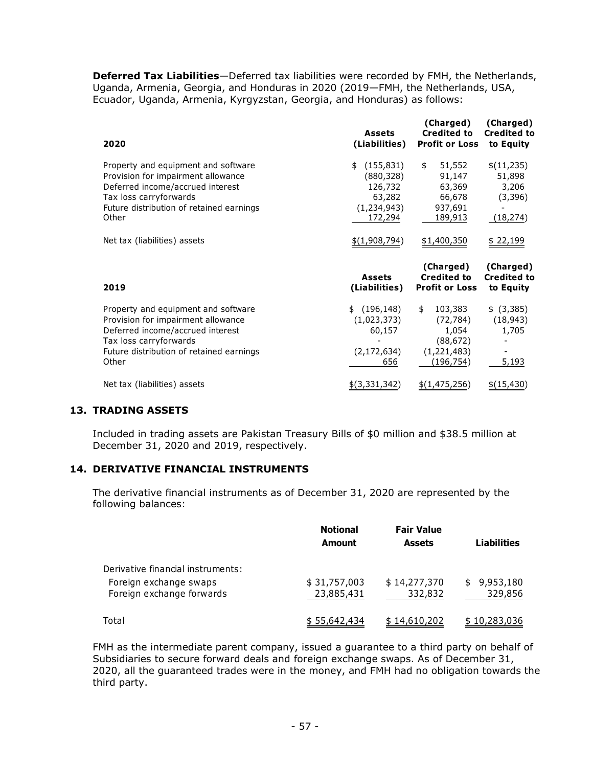**Deferred Tax Liabilities**—Deferred tax liabilities were recorded by FMH, the Netherlands, Uganda, Armenia, Georgia, and Honduras in 2020 (2019—FMH, the Netherlands, USA, Ecuador, Uganda, Armenia, Kyrgyzstan, Georgia, and Honduras) as follows:

| 2020 | Assets (Liabilities) | (Charged) Credited to Profit or Loss | (Charged) Credited to to Equity |
|---|---|---|---|
| Property and equipment and software | $ (155,831) | $ 51,552 | $(11,235) |
| Provision for impairment allowance | (880,328) | 91,147 | 51,898 |
| Deferred income/accrued interest | 126,732 | 63,369 | 3,206 |
| Tax loss carryforwards | 63,282 | 66,678 | (3,396) |
| Future distribution of retained earnings | (1,234,943) | 937,691 | - |
| Other | 172,294 | 189,913 | (18,274) |
| Net tax (liabilities) assets | $(1,908,794) | $1,400,350 | $ 22,199 |

| 2019 | Assets (Liabilities) | (Charged) Credited to Profit or Loss | (Charged) Credited to to Equity |
|---|---|---|---|
| Property and equipment and software | $ (196,148) | $ 103,383 | $ (3,385) |
| Provision for impairment allowance | (1,023,373) | (72,784) | (18,943) |
| Deferred income/accrued interest | 60,157 | 1,054 | 1,705 |
| Tax loss carryforwards | - | (88,672) | - |
| Future distribution of retained earnings | (2,172,634) | (1,221,483) | - |
| Other | 656 | (196,754) | 5,193 |
| Net tax (liabilities) assets | $(3,331,342) | $(1,475,256) | $(15,430) |

## 13. TRADING ASSETS

Included in trading assets are Pakistan Treasury Bills of $0 million and $38.5 million at December 31, 2020 and 2019, respectively.

## 14. DERIVATIVE FINANCIAL INSTRUMENTS

The derivative financial instruments as of December 31, 2020 are represented by the following balances:

| | Notional Amount | Fair Value Assets | Liabilities |
|---|---|---|---|
| Derivative financial instruments: | | | |
| Foreign exchange swaps | $ 31,757,003 | $ 14,277,370 | $ 9,953,180 |
| Foreign exchange forwards | 23,885,431 | 332,832 | 329,856 |
| Total | $ 55,642,434 | $ 14,610,202 | $ 10,283,036 |

FMH as the intermediate parent company, issued a guarantee to a third party on behalf of Subsidiaries to secure forward deals and foreign exchange swaps. As of December 31, 2020, all the guaranteed trades were in the money, and FMH had no obligation towards the third party.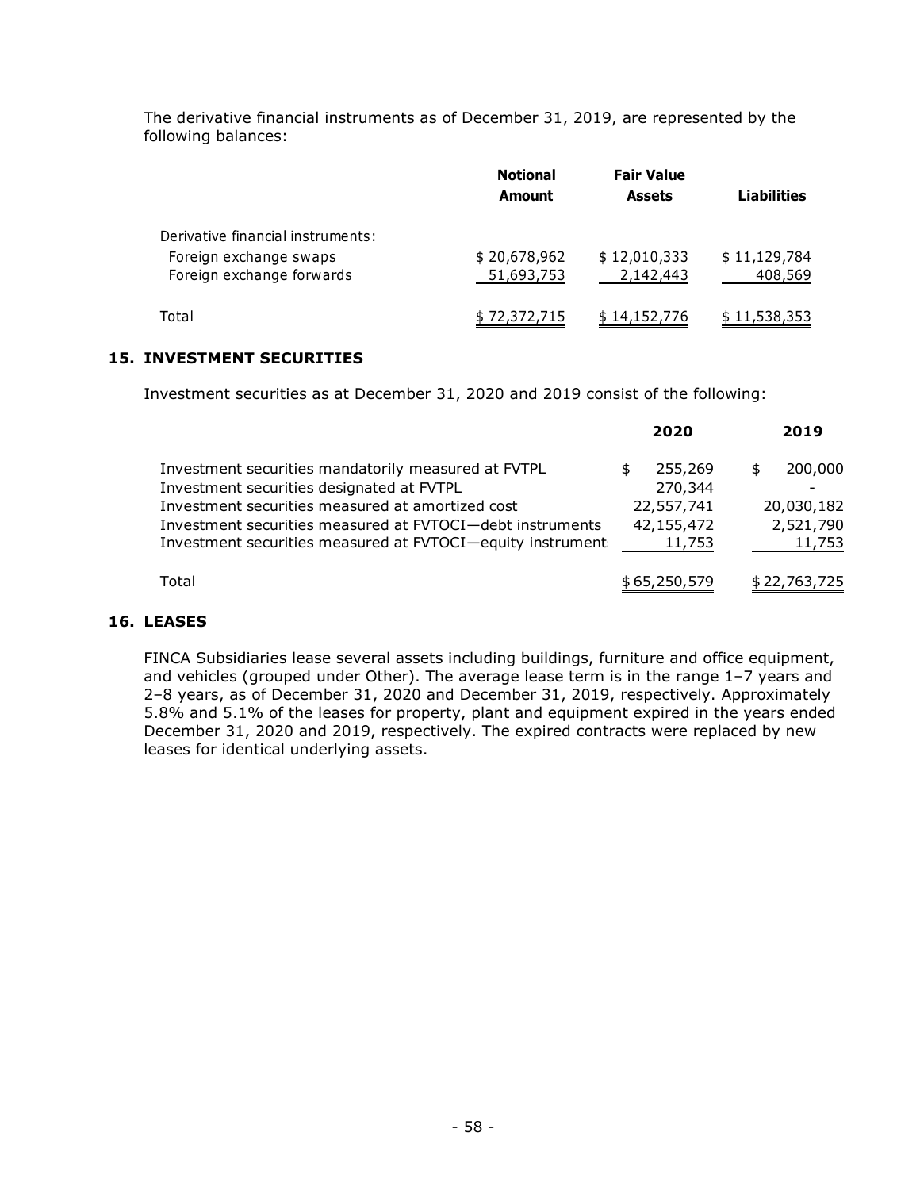The derivative financial instruments as of December 31, 2019, are represented by the following balances:

| | Notional Amount | Fair Value Assets | Liabilities |
|---|---|---|---|
| Derivative financial instruments: | | | |
| Foreign exchange swaps | $ 20,678,962 | $ 12,010,333 | $ 11,129,784 |
| Foreign exchange forwards | 51,693,753 | 2,142,443 | 408,569 |
| Total | $ 72,372,715 | $ 14,152,776 | $ 11,538,353 |

## 15. INVESTMENT SECURITIES

Investment securities as at December 31, 2020 and 2019 consist of the following:

| | 2020 | 2019 |
|---|---|---|
| Investment securities mandatorily measured at FVTPL | $ 255,269 | $ 200,000 |
| Investment securities designated at FVTPL | 270,344 | - |
| Investment securities measured at amortized cost | 22,557,741 | 20,030,182 |
| Investment securities measured at FVTOCI—debt instruments | 42,155,472 | 2,521,790 |
| Investment securities measured at FVTOCI—equity instrument | 11,753 | 11,753 |
| Total | $ 65,250,579 | $ 22,763,725 |

## 16. LEASES

FINCA Subsidiaries lease several assets including buildings, furniture and office equipment, and vehicles (grouped under Other). The average lease term is in the range 1–7 years and 2–8 years, as of December 31, 2020 and December 31, 2019, respectively. Approximately 5.8% and 5.1% of the leases for property, plant and equipment expired in the years ended December 31, 2020 and 2019, respectively. The expired contracts were replaced by new leases for identical underlying assets.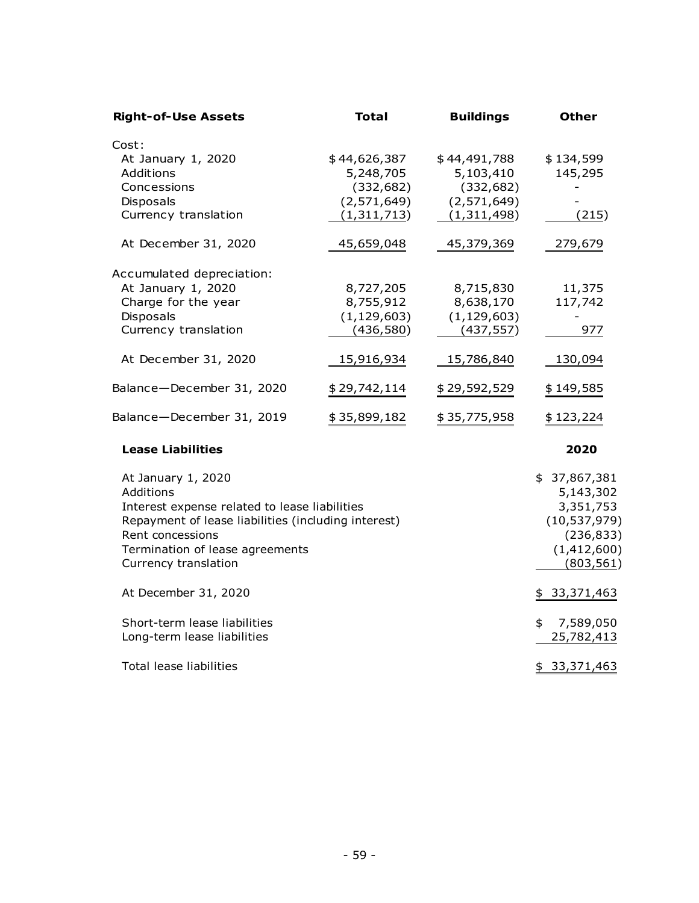| **Right-of-Use Assets** | **Total** | **Buildings** | **Other** |
|---|---|---|---|
| Cost: | | | |
| At January 1, 2020 | $44,626,387 | $44,491,788 | $134,599 |
| Additions | 5,248,705 | 5,103,410 | 145,295 |
| Concessions | (332,682) | (332,682) | - |
| Disposals | (2,571,649) | (2,571,649) | - |
| Currency translation | (1,311,713) | (1,311,498) | (215) |
| At December 31, 2020 | 45,659,048 | 45,379,369 | 279,679 |
| Accumulated depreciation: | | | |
| At January 1, 2020 | 8,727,205 | 8,715,830 | 11,375 |
| Charge for the year | 8,755,912 | 8,638,170 | 117,742 |
| Disposals | (1,129,603) | (1,129,603) | - |
| Currency translation | (436,580) | (437,557) | 977 |
| At December 31, 2020 | 15,916,934 | 15,786,840 | 130,094 |
| Balance—December 31, 2020 | $29,742,114 | $29,592,529 | $149,585 |
| Balance—December 31, 2019 | $35,899,182 | $35,775,958 | $123,224 |

| **Lease Liabilities** | **2020** |
|---|---|
| At January 1, 2020 | $ 37,867,381 |
| Additions | 5,143,302 |
| Interest expense related to lease liabilities | 3,351,753 |
| Repayment of lease liabilities (including interest) | (10,537,979) |
| Rent concessions | (236,833) |
| Termination of lease agreements | (1,412,600) |
| Currency translation | (803,561) |
| At December 31, 2020 | $ 33,371,463 |
| Short-term lease liabilities | $ 7,589,050 |
| Long-term lease liabilities | 25,782,413 |
| Total lease liabilities | $ 33,371,463 |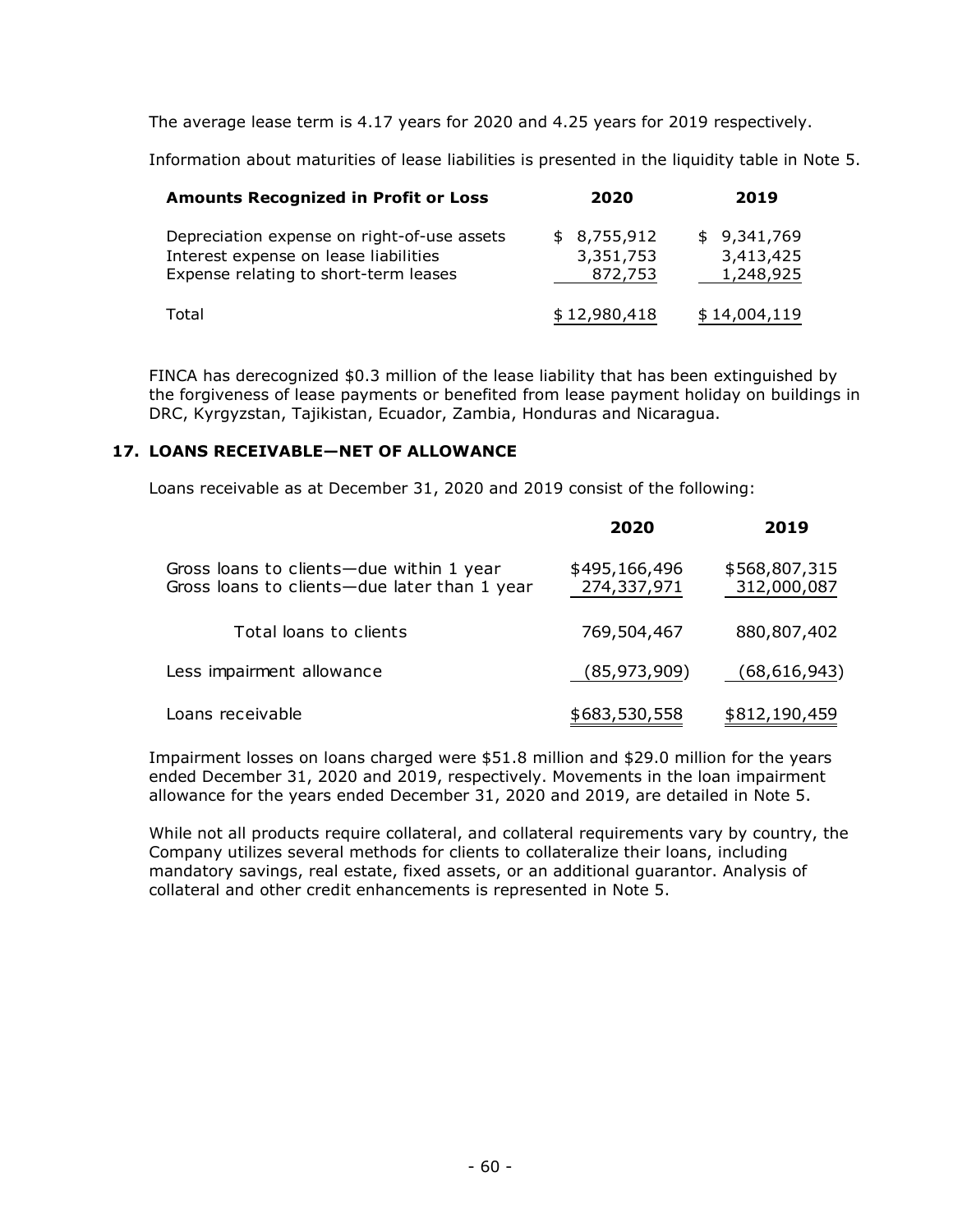The average lease term is 4.17 years for 2020 and 4.25 years for 2019 respectively.

Information about maturities of lease liabilities is presented in the liquidity table in Note 5.

| Amounts Recognized in Profit or Loss | 2020 | 2019 |
|---|---|---|
| Depreciation expense on right-of-use assets | $ 8,755,912 | $ 9,341,769 |
| Interest expense on lease liabilities | 3,351,753 | 3,413,425 |
| Expense relating to short-term leases | 872,753 | 1,248,925 |
| Total | $ 12,980,418 | $ 14,004,119 |

FINCA has derecognized $0.3 million of the lease liability that has been extinguished by the forgiveness of lease payments or benefited from lease payment holiday on buildings in DRC, Kyrgyzstan, Tajikistan, Ecuador, Zambia, Honduras and Nicaragua.

## 17. LOANS RECEIVABLE—NET OF ALLOWANCE

Loans receivable as at December 31, 2020 and 2019 consist of the following:

| | 2020 | 2019 |
|---|---|---|
| Gross loans to clients—due within 1 year | $495,166,496 | $568,807,315 |
| Gross loans to clients—due later than 1 year | 274,337,971 | 312,000,087 |
| Total loans to clients | 769,504,467 | 880,807,402 |
| Less impairment allowance | (85,973,909) | (68,616,943) |
| Loans receivable | $683,530,558 | $812,190,459 |

Impairment losses on loans charged were $51.8 million and $29.0 million for the years ended December 31, 2020 and 2019, respectively. Movements in the loan impairment allowance for the years ended December 31, 2020 and 2019, are detailed in Note 5.

While not all products require collateral, and collateral requirements vary by country, the Company utilizes several methods for clients to collateralize their loans, including mandatory savings, real estate, fixed assets, or an additional guarantor. Analysis of collateral and other credit enhancements is represented in Note 5.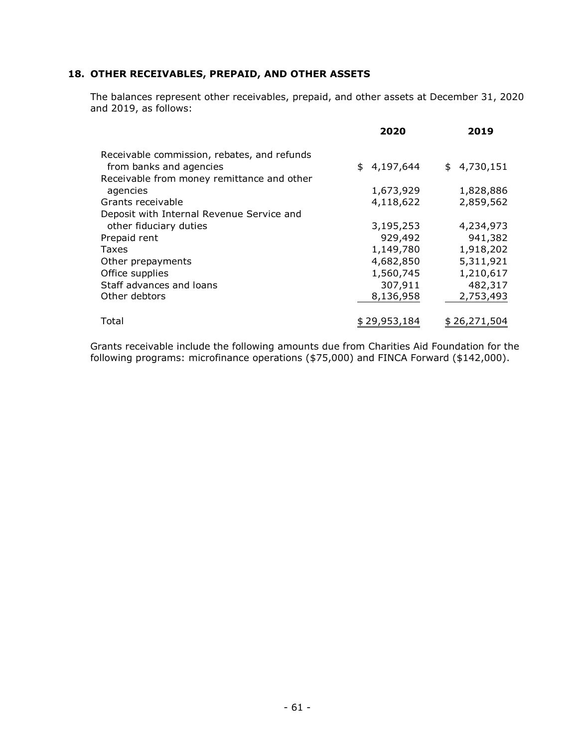## 18. OTHER RECEIVABLES, PREPAID, AND OTHER ASSETS

The balances represent other receivables, prepaid, and other assets at December 31, 2020 and 2019, as follows:

| | 2020 | 2019 |
|---|---|---|
| Receivable commission, rebates, and refunds from banks and agencies | $ 4,197,644 | $ 4,730,151 |
| Receivable from money remittance and other agencies | 1,673,929 | 1,828,886 |
| Grants receivable | 4,118,622 | 2,859,562 |
| Deposit with Internal Revenue Service and other fiduciary duties | 3,195,253 | 4,234,973 |
| Prepaid rent | 929,492 | 941,382 |
| Taxes | 1,149,780 | 1,918,202 |
| Other prepayments | 4,682,850 | 5,311,921 |
| Office supplies | 1,560,745 | 1,210,617 |
| Staff advances and loans | 307,911 | 482,317 |
| Other debtors | 8,136,958 | 2,753,493 |
| Total | $ 29,953,184 | $ 26,271,504 |

Grants receivable include the following amounts due from Charities Aid Foundation for the following programs: microfinance operations ($75,000) and FINCA Forward ($142,000).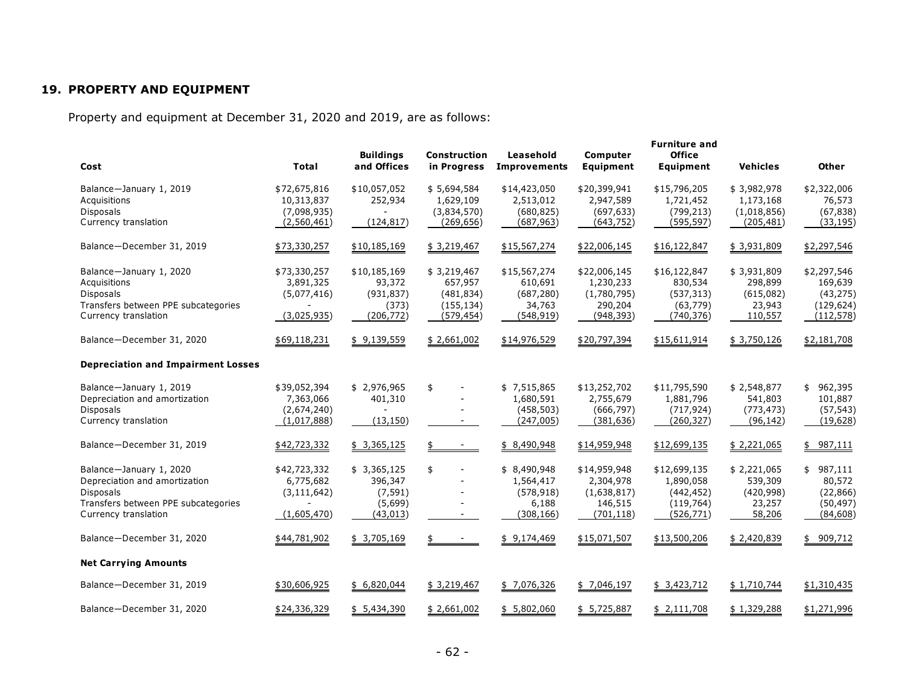## 19. PROPERTY AND EQUIPMENT

Property and equipment at December 31, 2020 and 2019, are as follows:

| Cost | Total | Buildings and Offices | Construction in Progress | Leasehold Improvements | Computer Equipment | Furniture and Office Equipment | Vehicles | Other |
|---|---|---|---|---|---|---|---|---|
| Balance—January 1, 2019 | $72,675,816 | $10,057,052 | $ 5,694,584 | $14,423,050 | $20,399,941 | $15,796,205 | $ 3,982,978 | $2,322,006 |
| Acquisitions | 10,313,837 | 252,934 | 1,629,109 | 2,513,012 | 2,947,589 | 1,721,452 | 1,173,168 | 76,573 |
| Disposals | (7,098,935) | - | (3,834,570) | (680,825) | (697,633) | (799,213) | (1,018,856) | (67,838) |
| Currency translation | (2,560,461) | (124,817) | (269,656) | (687,963) | (643,752) | (595,597) | (205,481) | (33,195) |
| Balance—December 31, 2019 | $73,330,257 | $10,185,169 | $ 3,219,467 | $15,567,274 | $22,006,145 | $16,122,847 | $ 3,931,809 | $2,297,546 |
| Balance—January 1, 2020 | $73,330,257 | $10,185,169 | $ 3,219,467 | $15,567,274 | $22,006,145 | $16,122,847 | $ 3,931,809 | $2,297,546 |
| Acquisitions | 3,891,325 | 93,372 | 657,957 | 610,691 | 1,230,233 | 830,534 | 298,899 | 169,639 |
| Disposals | (5,077,416) | (931,837) | (481,834) | (687,280) | (1,780,795) | (537,313) | (615,082) | (43,275) |
| Transfers between PPE subcategories | - | (373) | (155,134) | 34,763 | 290,204 | (63,779) | 23,943 | (129,624) |
| Currency translation | (3,025,935) | (206,772) | (579,454) | (548,919) | (948,393) | (740,376) | 110,557 | (112,578) |
| Balance—December 31, 2020 | $69,118,231 | $ 9,139,559 | $ 2,661,002 | $14,976,529 | $20,797,394 | $15,611,914 | $ 3,750,126 | $2,181,708 |
| **Depreciation and Impairment Losses** | | | | | | | | |
| Balance—January 1, 2019 | $39,052,394 | $ 2,976,965 | $ - | $ 7,515,865 | $13,252,702 | $11,795,590 | $ 2,548,877 | $ 962,395 |
| Depreciation and amortization | 7,363,066 | 401,310 | - | 1,680,591 | 2,755,679 | 1,881,796 | 541,803 | 101,887 |
| Disposals | (2,674,240) | - | - | (458,503) | (666,797) | (717,924) | (773,473) | (57,543) |
| Currency translation | (1,017,888) | (13,150) | - | (247,005) | (381,636) | (260,327) | (96,142) | (19,628) |
| Balance—December 31, 2019 | $42,723,332 | $ 3,365,125 | $ - | $ 8,490,948 | $14,959,948 | $12,699,135 | $ 2,221,065 | $ 987,111 |
| Balance—January 1, 2020 | $42,723,332 | $ 3,365,125 | $ - | $ 8,490,948 | $14,959,948 | $12,699,135 | $ 2,221,065 | $ 987,111 |
| Depreciation and amortization | 6,775,682 | 396,347 | - | 1,564,417 | 2,304,978 | 1,890,058 | 539,309 | 80,572 |
| Disposals | (3,111,642) | (7,591) | - | (578,918) | (1,638,817) | (442,452) | (420,998) | (22,866) |
| Transfers between PPE subcategories | - | (5,699) | - | 6,188 | 146,515 | (119,764) | 23,257 | (50,497) |
| Currency translation | (1,605,470) | (43,013) | - | (308,166) | (701,118) | (526,771) | 58,206 | (84,608) |
| Balance—December 31, 2020 | $44,781,902 | $ 3,705,169 | $ - | $ 9,174,469 | $15,071,507 | $13,500,206 | $ 2,420,839 | $ 909,712 |
| **Net Carrying Amounts** | | | | | | | | |
| Balance—December 31, 2019 | $30,606,925 | $ 6,820,044 | $ 3,219,467 | $ 7,076,326 | $ 7,046,197 | $ 3,423,712 | $ 1,710,744 | $1,310,435 |
| Balance—December 31, 2020 | $24,336,329 | $ 5,434,390 | $ 2,661,002 | $ 5,802,060 | $ 5,725,887 | $ 2,111,708 | $ 1,329,288 | $1,271,996 |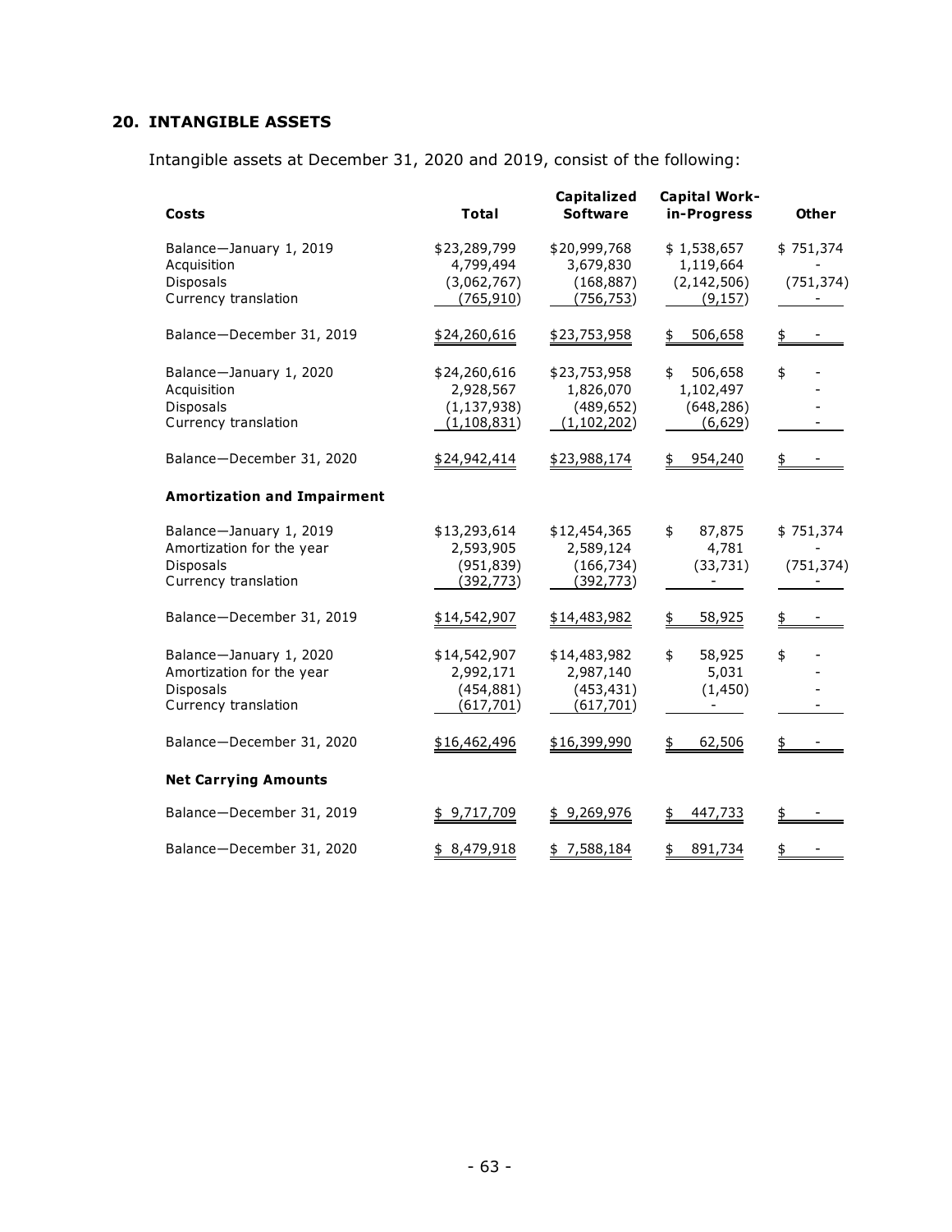## 20. INTANGIBLE ASSETS

Intangible assets at December 31, 2020 and 2019, consist of the following:

| Costs | Total | Capitalized Software | Capital Work-in-Progress | Other |
|---|---|---|---|---|
| Balance—January 1, 2019 | $23,289,799 | $20,999,768 | $ 1,538,657 | $ 751,374 |
| Acquisition | 4,799,494 | 3,679,830 | 1,119,664 | - |
| Disposals | (3,062,767) | (168,887) | (2,142,506) | (751,374) |
| Currency translation | (765,910) | (756,753) | (9,157) | - |
| Balance—December 31, 2019 | $24,260,616 | $23,753,958 | $ 506,658 | $ - |
| Balance—January 1, 2020 | $24,260,616 | $23,753,958 | $ 506,658 | $ - |
| Acquisition | 2,928,567 | 1,826,070 | 1,102,497 | - |
| Disposals | (1,137,938) | (489,652) | (648,286) | - |
| Currency translation | (1,108,831) | (1,102,202) | (6,629) | - |
| Balance—December 31, 2020 | $24,942,414 | $23,988,174 | $ 954,240 | $ - |
| **Amortization and Impairment** | | | | |
| Balance—January 1, 2019 | $13,293,614 | $12,454,365 | $ 87,875 | $ 751,374 |
| Amortization for the year | 2,593,905 | 2,589,124 | 4,781 | - |
| Disposals | (951,839) | (166,734) | (33,731) | (751,374) |
| Currency translation | (392,773) | (392,773) | - | - |
| Balance—December 31, 2019 | $14,542,907 | $14,483,982 | $ 58,925 | $ - |
| Balance—January 1, 2020 | $14,542,907 | $14,483,982 | $ 58,925 | $ - |
| Amortization for the year | 2,992,171 | 2,987,140 | 5,031 | - |
| Disposals | (454,881) | (453,431) | (1,450) | - |
| Currency translation | (617,701) | (617,701) | - | - |
| Balance—December 31, 2020 | $16,462,496 | $16,399,990 | $ 62,506 | $ - |
| **Net Carrying Amounts** | | | | |
| Balance—December 31, 2019 | $ 9,717,709 | $ 9,269,976 | $ 447,733 | $ - |
| Balance—December 31, 2020 | $ 8,479,918 | $ 7,588,184 | $ 891,734 | $ - |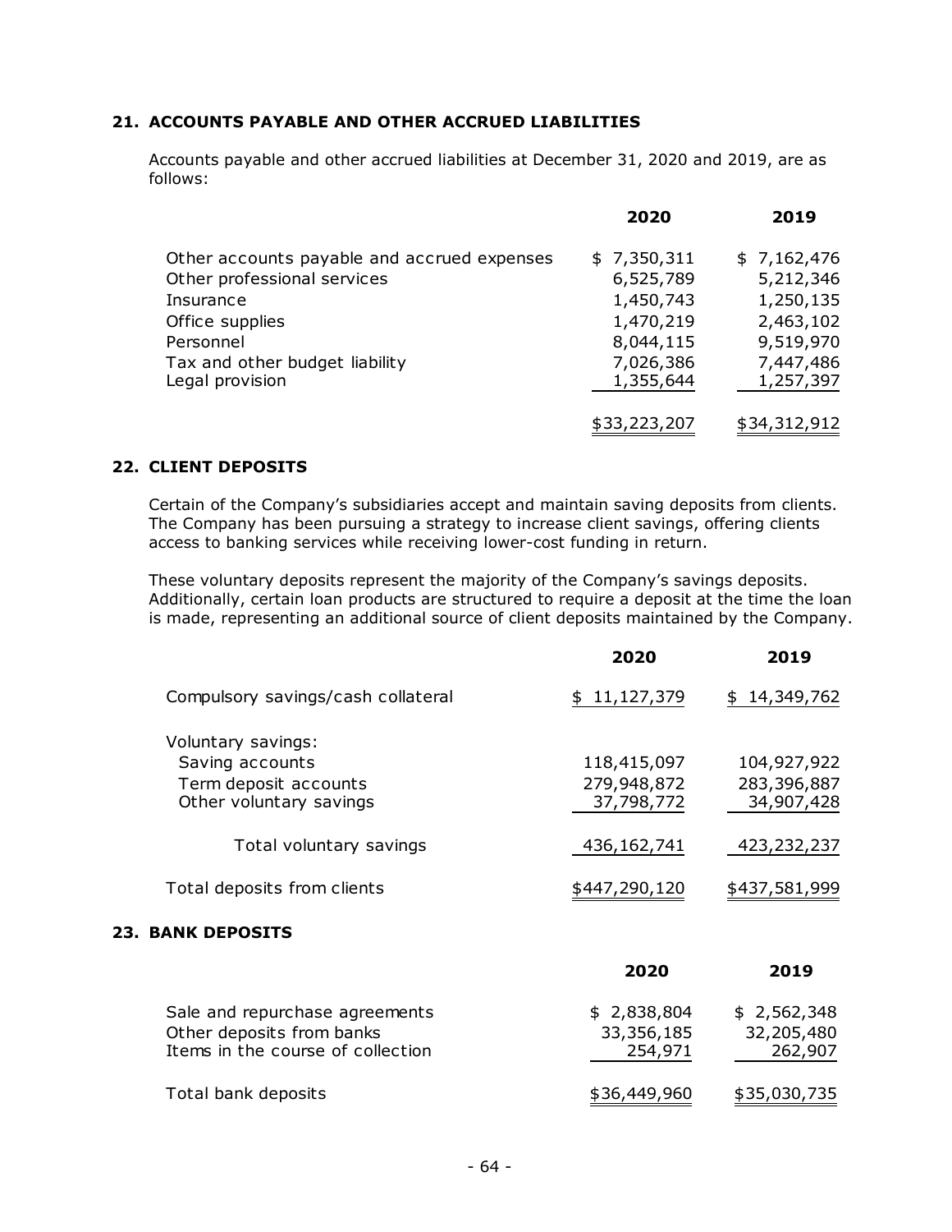## 21. ACCOUNTS PAYABLE AND OTHER ACCRUED LIABILITIES

Accounts payable and other accrued liabilities at December 31, 2020 and 2019, are as follows:

| | 2020 | 2019 |
|---|---|---|
| Other accounts payable and accrued expenses | $ 7,350,311 | $ 7,162,476 |
| Other professional services | 6,525,789 | 5,212,346 |
| Insurance | 1,450,743 | 1,250,135 |
| Office supplies | 1,470,219 | 2,463,102 |
| Personnel | 8,044,115 | 9,519,970 |
| Tax and other budget liability | 7,026,386 | 7,447,486 |
| Legal provision | 1,355,644 | 1,257,397 |
| | $33,223,207 | $34,312,912 |

## 22. CLIENT DEPOSITS

Certain of the Company's subsidiaries accept and maintain saving deposits from clients. The Company has been pursuing a strategy to increase client savings, offering clients access to banking services while receiving lower-cost funding in return.

These voluntary deposits represent the majority of the Company's savings deposits. Additionally, certain loan products are structured to require a deposit at the time the loan is made, representing an additional source of client deposits maintained by the Company.

| | 2020 | 2019 |
|---|---|---|
| Compulsory savings/cash collateral | $ 11,127,379 | $ 14,349,762 |
| Voluntary savings: | | |
| Saving accounts | 118,415,097 | 104,927,922 |
| Term deposit accounts | 279,948,872 | 283,396,887 |
| Other voluntary savings | 37,798,772 | 34,907,428 |
| Total voluntary savings | 436,162,741 | 423,232,237 |
| Total deposits from clients | $447,290,120 | $437,581,999 |

## 23. BANK DEPOSITS

| | 2020 | 2019 |
|---|---|---|
| Sale and repurchase agreements | $ 2,838,804 | $ 2,562,348 |
| Other deposits from banks | 33,356,185 | 32,205,480 |
| Items in the course of collection | 254,971 | 262,907 |
| Total bank deposits | $36,449,960 | $35,030,735 |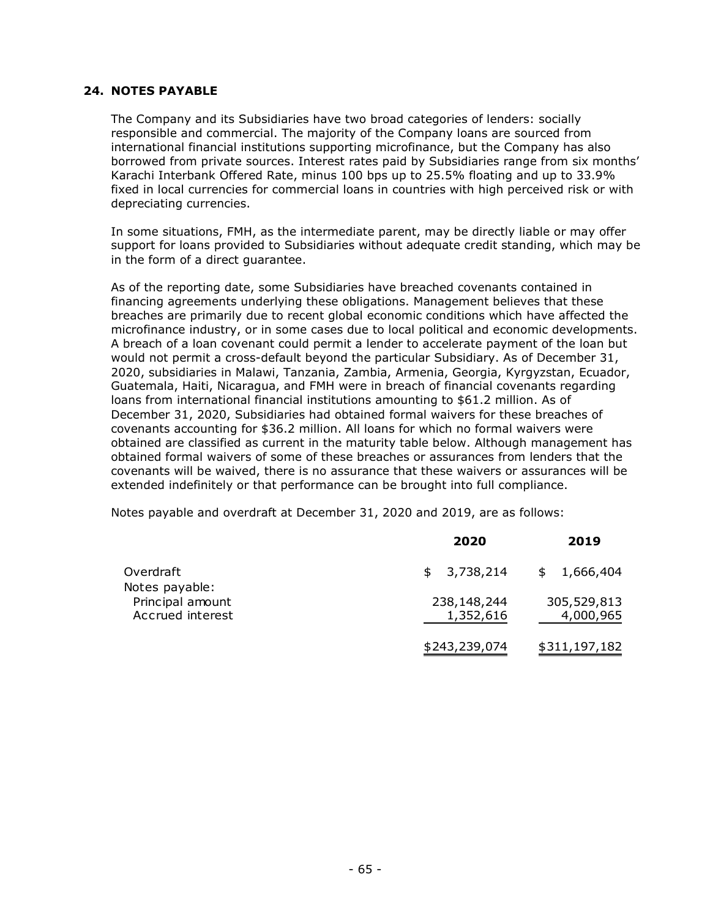## 24. NOTES PAYABLE

The Company and its Subsidiaries have two broad categories of lenders: socially responsible and commercial. The majority of the Company loans are sourced from international financial institutions supporting microfinance, but the Company has also borrowed from private sources. Interest rates paid by Subsidiaries range from six months' Karachi Interbank Offered Rate, minus 100 bps up to 25.5% floating and up to 33.9% fixed in local currencies for commercial loans in countries with high perceived risk or with depreciating currencies.

In some situations, FMH, as the intermediate parent, may be directly liable or may offer support for loans provided to Subsidiaries without adequate credit standing, which may be in the form of a direct guarantee.

As of the reporting date, some Subsidiaries have breached covenants contained in financing agreements underlying these obligations. Management believes that these breaches are primarily due to recent global economic conditions which have affected the microfinance industry, or in some cases due to local political and economic developments. A breach of a loan covenant could permit a lender to accelerate payment of the loan but would not permit a cross-default beyond the particular Subsidiary. As of December 31, 2020, subsidiaries in Malawi, Tanzania, Zambia, Armenia, Georgia, Kyrgyzstan, Ecuador, Guatemala, Haiti, Nicaragua, and FMH were in breach of financial covenants regarding loans from international financial institutions amounting to $61.2 million. As of December 31, 2020, Subsidiaries had obtained formal waivers for these breaches of covenants accounting for $36.2 million. All loans for which no formal waivers were obtained are classified as current in the maturity table below. Although management has obtained formal waivers of some of these breaches or assurances from lenders that the covenants will be waived, there is no assurance that these waivers or assurances will be extended indefinitely or that performance can be brought into full compliance.

Notes payable and overdraft at December 31, 2020 and 2019, are as follows:

| | 2020 | 2019 |
|---|---|---|
| Overdraft | $ 3,738,214 | $ 1,666,404 |
| Notes payable: | | |
| Principal amount | 238,148,244 | 305,529,813 |
| Accrued interest | 1,352,616 | 4,000,965 |
| | $243,239,074 | $311,197,182 |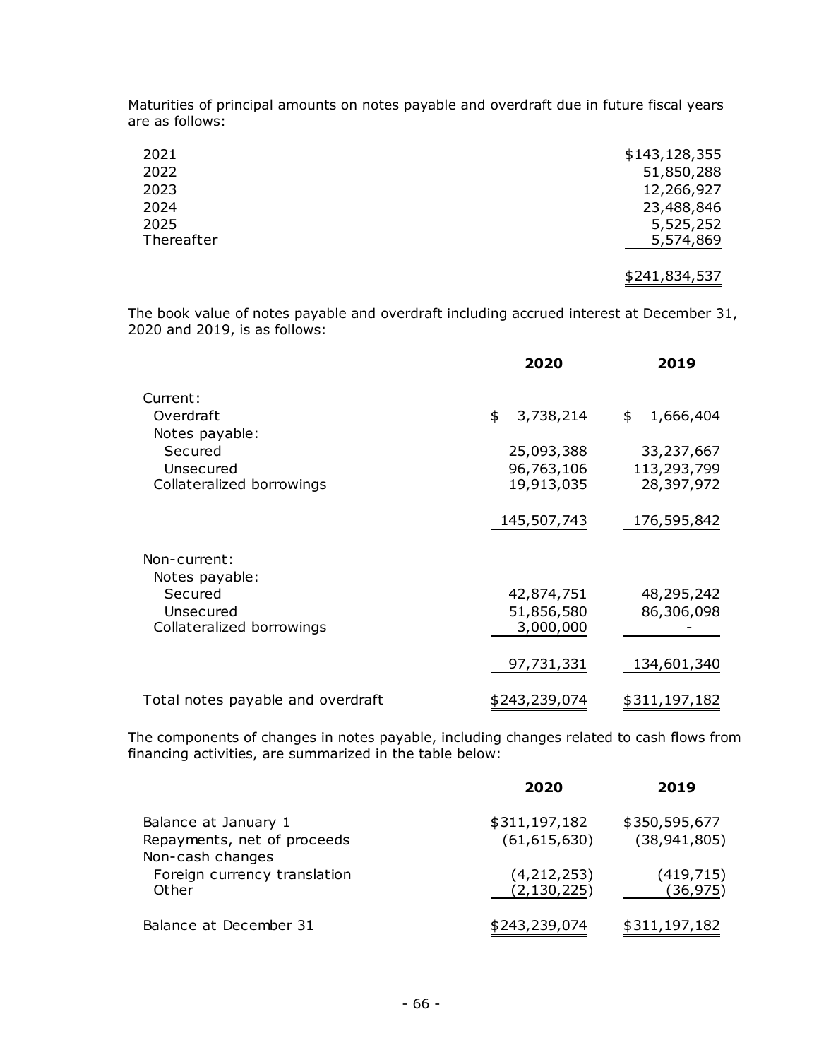Maturities of principal amounts on notes payable and overdraft due in future fiscal years are as follows:

| | |
|---|---|
| 2021 | $143,128,355 |
| 2022 | 51,850,288 |
| 2023 | 12,266,927 |
| 2024 | 23,488,846 |
| 2025 | 5,525,252 |
| Thereafter | 5,574,869 |
| | $241,834,537 |

The book value of notes payable and overdraft including accrued interest at December 31, 2020 and 2019, is as follows:

| | **2020** | **2019** |
|---|---|---|
| Current: | | |
| Overdraft | $ 3,738,214 | $ 1,666,404 |
| Notes payable: | | |
| Secured | 25,093,388 | 33,237,667 |
| Unsecured | 96,763,106 | 113,293,799 |
| Collateralized borrowings | 19,913,035 | 28,397,972 |
| | 145,507,743 | 176,595,842 |
| Non-current: | | |
| Notes payable: | | |
| Secured | 42,874,751 | 48,295,242 |
| Unsecured | 51,856,580 | 86,306,098 |
| Collateralized borrowings | 3,000,000 | - |
| | 97,731,331 | 134,601,340 |
| Total notes payable and overdraft | $243,239,074 | $311,197,182 |

The components of changes in notes payable, including changes related to cash flows from financing activities, are summarized in the table below:

| | **2020** | **2019** |
|---|---|---|
| Balance at January 1 | $311,197,182 | $350,595,677 |
| Repayments, net of proceeds | (61,615,630) | (38,941,805) |
| Non-cash changes | | |
| Foreign currency translation | (4,212,253) | (419,715) |
| Other | (2,130,225) | (36,975) |
| Balance at December 31 | $243,239,074 | $311,197,182 |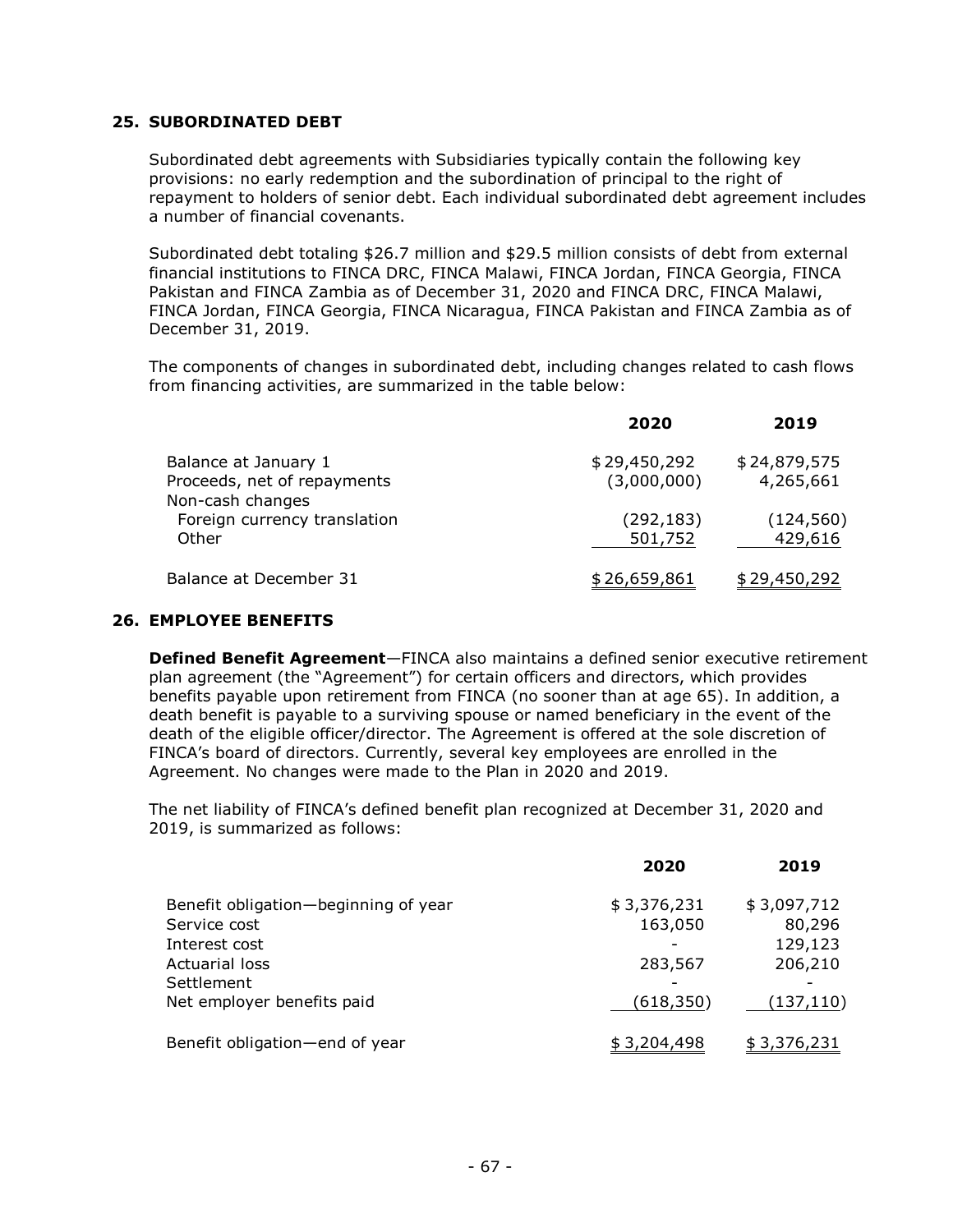## 25. SUBORDINATED DEBT

Subordinated debt agreements with Subsidiaries typically contain the following key provisions: no early redemption and the subordination of principal to the right of repayment to holders of senior debt. Each individual subordinated debt agreement includes a number of financial covenants.

Subordinated debt totaling $26.7 million and $29.5 million consists of debt from external financial institutions to FINCA DRC, FINCA Malawi, FINCA Jordan, FINCA Georgia, FINCA Pakistan and FINCA Zambia as of December 31, 2020 and FINCA DRC, FINCA Malawi, FINCA Jordan, FINCA Georgia, FINCA Nicaragua, FINCA Pakistan and FINCA Zambia as of December 31, 2019.

The components of changes in subordinated debt, including changes related to cash flows from financing activities, are summarized in the table below:

| | 2020 | 2019 |
|---|---|---|
| Balance at January 1 | $ 29,450,292 | $ 24,879,575 |
| Proceeds, net of repayments | (3,000,000) | 4,265,661 |
| Non-cash changes | | |
| Foreign currency translation | (292,183) | (124,560) |
| Other | 501,752 | 429,616 |
| Balance at December 31 | $ 26,659,861 | $ 29,450,292 |

## 26. EMPLOYEE BENEFITS

**Defined Benefit Agreement**—FINCA also maintains a defined senior executive retirement plan agreement (the "Agreement") for certain officers and directors, which provides benefits payable upon retirement from FINCA (no sooner than at age 65). In addition, a death benefit is payable to a surviving spouse or named beneficiary in the event of the death of the eligible officer/director. The Agreement is offered at the sole discretion of FINCA's board of directors. Currently, several key employees are enrolled in the Agreement. No changes were made to the Plan in 2020 and 2019.

The net liability of FINCA's defined benefit plan recognized at December 31, 2020 and 2019, is summarized as follows:

| | 2020 | 2019 |
|---|---|---|
| Benefit obligation—beginning of year | $ 3,376,231 | $ 3,097,712 |
| Service cost | 163,050 | 80,296 |
| Interest cost | - | 129,123 |
| Actuarial loss | 283,567 | 206,210 |
| Settlement | - | - |
| Net employer benefits paid | (618,350) | (137,110) |
| Benefit obligation—end of year | $ 3,204,498 | $ 3,376,231 |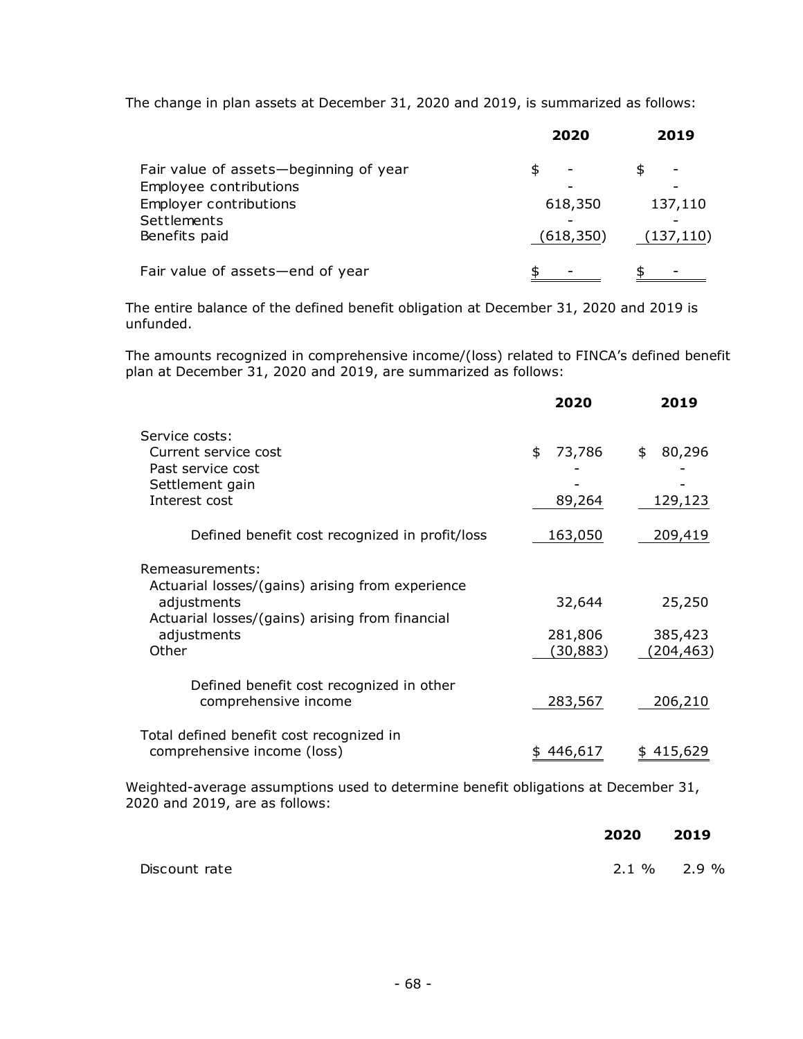The change in plan assets at December 31, 2020 and 2019, is summarized as follows:

| | 2020 | 2019 |
|---|---|---|
| Fair value of assets—beginning of year | $ - | $ - |
| Employee contributions | - | - |
| Employer contributions | 618,350 | 137,110 |
| Settlements | - | - |
| Benefits paid | (618,350) | (137,110) |
| Fair value of assets—end of year | $ - | $ - |

The entire balance of the defined benefit obligation at December 31, 2020 and 2019 is unfunded.

The amounts recognized in comprehensive income/(loss) related to FINCA's defined benefit plan at December 31, 2020 and 2019, are summarized as follows:

| | 2020 | 2019 |
|---|---|---|
| Service costs: | | |
| Current service cost | $ 73,786 | $ 80,296 |
| Past service cost | - | - |
| Settlement gain | - | - |
| Interest cost | 89,264 | 129,123 |
| Defined benefit cost recognized in profit/loss | 163,050 | 209,419 |
| Remeasurements: | | |
| Actuarial losses/(gains) arising from experience adjustments | 32,644 | 25,250 |
| Actuarial losses/(gains) arising from financial adjustments | 281,806 | 385,423 |
| Other | (30,883) | (204,463) |
| Defined benefit cost recognized in other comprehensive income | 283,567 | 206,210 |
| Total defined benefit cost recognized in comprehensive income (loss) | $ 446,617 | $ 415,629 |

Weighted-average assumptions used to determine benefit obligations at December 31, 2020 and 2019, are as follows:

| | 2020 | 2019 |
|---|---|---|
| Discount rate | 2.1 % | 2.9 % |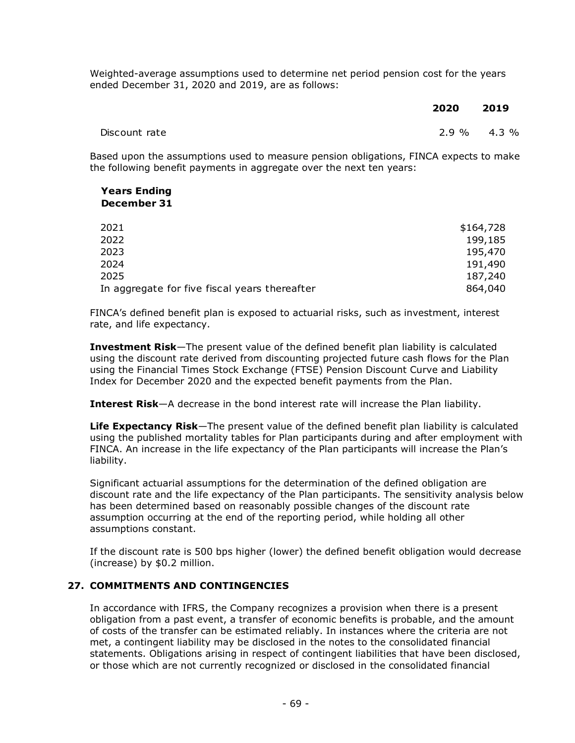Weighted-average assumptions used to determine net period pension cost for the years ended December 31, 2020 and 2019, are as follows:

| | 2020 | 2019 |
|---|---|---|
| Discount rate | 2.9 % | 4.3 % |

Based upon the assumptions used to measure pension obligations, FINCA expects to make the following benefit payments in aggregate over the next ten years:

| Years Ending December 31 | |
|---|---|
| 2021 | $164,728 |
| 2022 | 199,185 |
| 2023 | 195,470 |
| 2024 | 191,490 |
| 2025 | 187,240 |
| In aggregate for five fiscal years thereafter | 864,040 |

FINCA's defined benefit plan is exposed to actuarial risks, such as investment, interest rate, and life expectancy.

**Investment Risk**—The present value of the defined benefit plan liability is calculated using the discount rate derived from discounting projected future cash flows for the Plan using the Financial Times Stock Exchange (FTSE) Pension Discount Curve and Liability Index for December 2020 and the expected benefit payments from the Plan.

**Interest Risk**—A decrease in the bond interest rate will increase the Plan liability.

**Life Expectancy Risk**—The present value of the defined benefit plan liability is calculated using the published mortality tables for Plan participants during and after employment with FINCA. An increase in the life expectancy of the Plan participants will increase the Plan's liability.

Significant actuarial assumptions for the determination of the defined obligation are discount rate and the life expectancy of the Plan participants. The sensitivity analysis below has been determined based on reasonably possible changes of the discount rate assumption occurring at the end of the reporting period, while holding all other assumptions constant.

If the discount rate is 500 bps higher (lower) the defined benefit obligation would decrease (increase) by $0.2 million.

## 27. COMMITMENTS AND CONTINGENCIES

In accordance with IFRS, the Company recognizes a provision when there is a present obligation from a past event, a transfer of economic benefits is probable, and the amount of costs of the transfer can be estimated reliably. In instances where the criteria are not met, a contingent liability may be disclosed in the notes to the consolidated financial statements. Obligations arising in respect of contingent liabilities that have been disclosed, or those which are not currently recognized or disclosed in the consolidated financial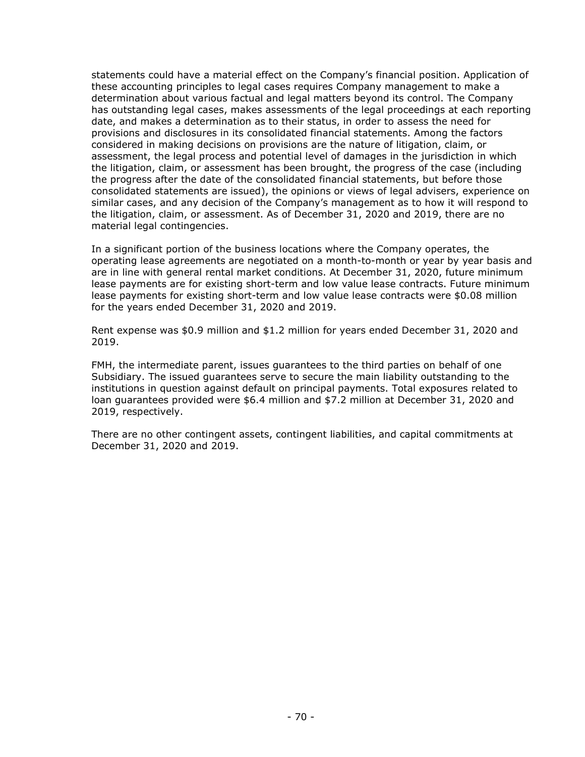statements could have a material effect on the Company's financial position. Application of these accounting principles to legal cases requires Company management to make a determination about various factual and legal matters beyond its control. The Company has outstanding legal cases, makes assessments of the legal proceedings at each reporting date, and makes a determination as to their status, in order to assess the need for provisions and disclosures in its consolidated financial statements. Among the factors considered in making decisions on provisions are the nature of litigation, claim, or assessment, the legal process and potential level of damages in the jurisdiction in which the litigation, claim, or assessment has been brought, the progress of the case (including the progress after the date of the consolidated financial statements, but before those consolidated statements are issued), the opinions or views of legal advisers, experience on similar cases, and any decision of the Company's management as to how it will respond to the litigation, claim, or assessment. As of December 31, 2020 and 2019, there are no material legal contingencies.

In a significant portion of the business locations where the Company operates, the operating lease agreements are negotiated on a month-to-month or year by year basis and are in line with general rental market conditions. At December 31, 2020, future minimum lease payments are for existing short-term and low value lease contracts. Future minimum lease payments for existing short-term and low value lease contracts were $0.08 million for the years ended December 31, 2020 and 2019.

Rent expense was $0.9 million and $1.2 million for years ended December 31, 2020 and 2019.

FMH, the intermediate parent, issues guarantees to the third parties on behalf of one Subsidiary. The issued guarantees serve to secure the main liability outstanding to the institutions in question against default on principal payments. Total exposures related to loan guarantees provided were $6.4 million and $7.2 million at December 31, 2020 and 2019, respectively.

There are no other contingent assets, contingent liabilities, and capital commitments at December 31, 2020 and 2019.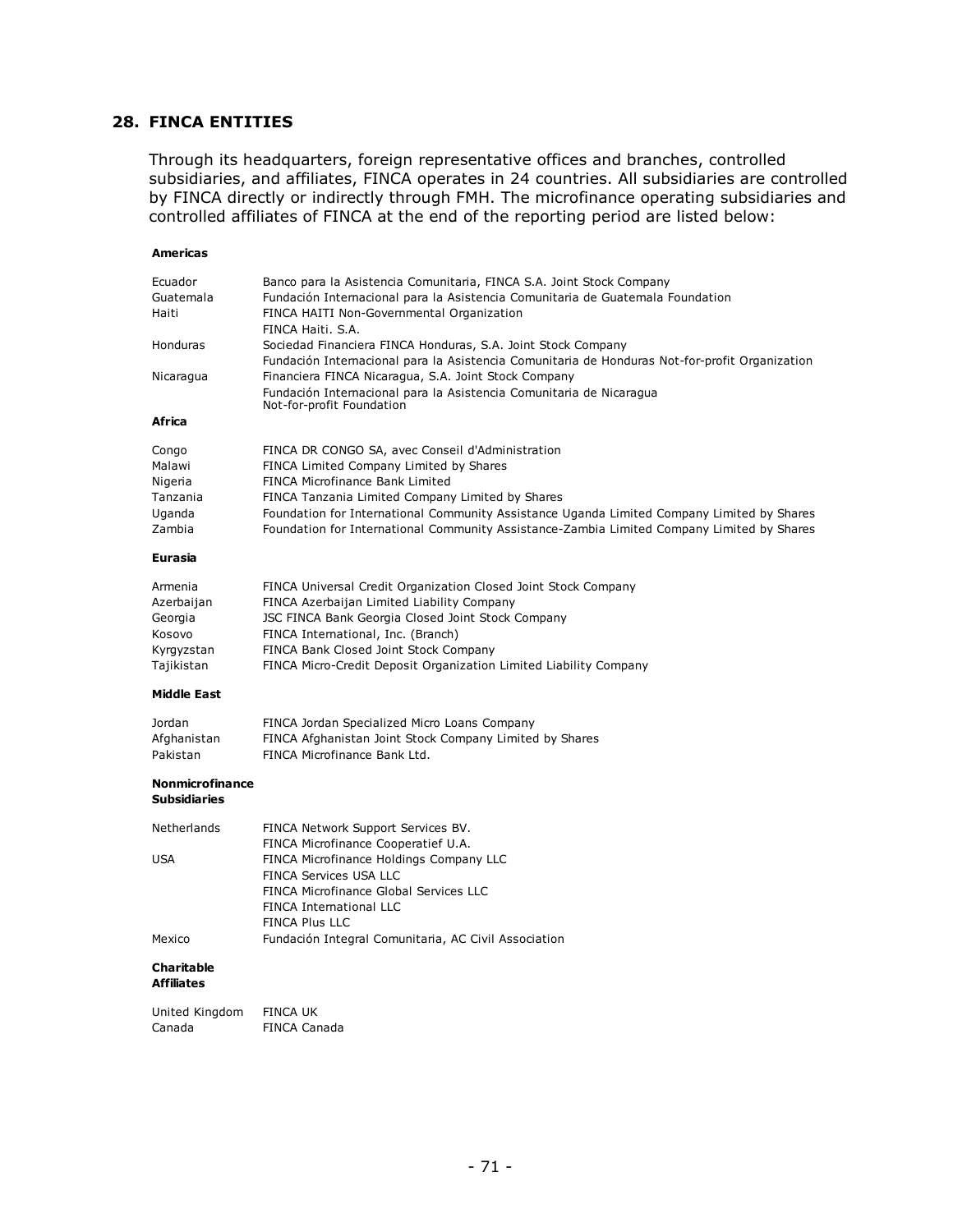## 28. FINCA ENTITIES

Through its headquarters, foreign representative offices and branches, controlled subsidiaries, and affiliates, FINCA operates in 24 countries. All subsidiaries are controlled by FINCA directly or indirectly through FMH. The microfinance operating subsidiaries and controlled affiliates of FINCA at the end of the reporting period are listed below:

**Americas**

| | |
|---|---|
| Ecuador | Banco para la Asistencia Comunitaria, FINCA S.A. Joint Stock Company |
| Guatemala | Fundación Internacional para la Asistencia Comunitaria de Guatemala Foundation |
| Haiti | FINCA HAITI Non-Governmental Organization |
| | FINCA Haiti. S.A. |
| Honduras | Sociedad Financiera FINCA Honduras, S.A. Joint Stock Company |
| | Fundación Internacional para la Asistencia Comunitaria de Honduras Not-for-profit Organization |
| Nicaragua | Financiera FINCA Nicaragua, S.A. Joint Stock Company |
| | Fundación Internacional para la Asistencia Comunitaria de Nicaragua Not-for-profit Foundation |

**Africa**

| | |
|---|---|
| Congo | FINCA DR CONGO SA, avec Conseil d'Administration |
| Malawi | FINCA Limited Company Limited by Shares |
| Nigeria | FINCA Microfinance Bank Limited |
| Tanzania | FINCA Tanzania Limited Company Limited by Shares |
| Uganda | Foundation for International Community Assistance Uganda Limited Company Limited by Shares |
| Zambia | Foundation for International Community Assistance-Zambia Limited Company Limited by Shares |

**Eurasia**

| | |
|---|---|
| Armenia | FINCA Universal Credit Organization Closed Joint Stock Company |
| Azerbaijan | FINCA Azerbaijan Limited Liability Company |
| Georgia | JSC FINCA Bank Georgia Closed Joint Stock Company |
| Kosovo | FINCA International, Inc. (Branch) |
| Kyrgyzstan | FINCA Bank Closed Joint Stock Company |
| Tajikistan | FINCA Micro-Credit Deposit Organization Limited Liability Company |

**Middle East**

| | |
|---|---|
| Jordan | FINCA Jordan Specialized Micro Loans Company |
| Afghanistan | FINCA Afghanistan Joint Stock Company Limited by Shares |
| Pakistan | FINCA Microfinance Bank Ltd. |

**Nonmicrofinance Subsidiaries**

| | |
|---|---|
| Netherlands | FINCA Network Support Services BV. |
| | FINCA Microfinance Cooperatief U.A. |
| USA | FINCA Microfinance Holdings Company LLC |
| | FINCA Services USA LLC |
| | FINCA Microfinance Global Services LLC |
| | FINCA International LLC |
| | FINCA Plus LLC |
| Mexico | Fundación Integral Comunitaria, AC Civil Association |

**Charitable Affiliates**

| | |
|---|---|
| United Kingdom | FINCA UK |
| Canada | FINCA Canada |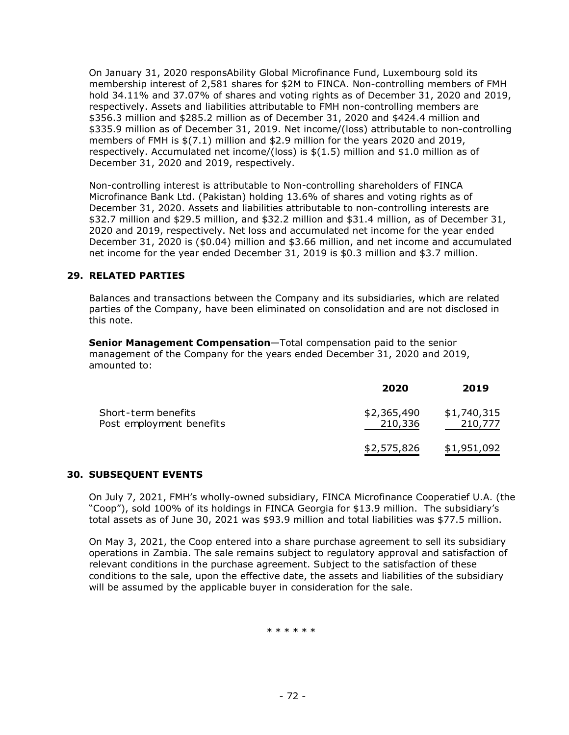On January 31, 2020 responsAbility Global Microfinance Fund, Luxembourg sold its membership interest of 2,581 shares for $2M to FINCA. Non-controlling members of FMH hold 34.11% and 37.07% of shares and voting rights as of December 31, 2020 and 2019, respectively. Assets and liabilities attributable to FMH non-controlling members are $356.3 million and $285.2 million as of December 31, 2020 and $424.4 million and $335.9 million as of December 31, 2019. Net income/(loss) attributable to non-controlling members of FMH is $(7.1) million and $2.9 million for the years 2020 and 2019, respectively. Accumulated net income/(loss) is $(1.5) million and $1.0 million as of December 31, 2020 and 2019, respectively.

Non-controlling interest is attributable to Non-controlling shareholders of FINCA Microfinance Bank Ltd. (Pakistan) holding 13.6% of shares and voting rights as of December 31, 2020. Assets and liabilities attributable to non-controlling interests are $32.7 million and $29.5 million, and $32.2 million and $31.4 million, as of December 31, 2020 and 2019, respectively. Net loss and accumulated net income for the year ended December 31, 2020 is ($0.04) million and $3.66 million, and net income and accumulated net income for the year ended December 31, 2019 is $0.3 million and $3.7 million.

## 29. RELATED PARTIES

Balances and transactions between the Company and its subsidiaries, which are related parties of the Company, have been eliminated on consolidation and are not disclosed in this note.

**Senior Management Compensation**—Total compensation paid to the senior management of the Company for the years ended December 31, 2020 and 2019, amounted to:

| | 2020 | 2019 |
|---|---|---|
| Short-term benefits | $2,365,490 | $1,740,315 |
| Post employment benefits | 210,336 | 210,777 |
| | $2,575,826 | $1,951,092 |

## 30. SUBSEQUENT EVENTS

On July 7, 2021, FMH's wholly-owned subsidiary, FINCA Microfinance Cooperatief U.A. (the "Coop"), sold 100% of its holdings in FINCA Georgia for $13.9 million. The subsidiary's total assets as of June 30, 2021 was $93.9 million and total liabilities was $77.5 million.

On May 3, 2021, the Coop entered into a share purchase agreement to sell its subsidiary operations in Zambia. The sale remains subject to regulatory approval and satisfaction of relevant conditions in the purchase agreement. Subject to the satisfaction of these conditions to the sale, upon the effective date, the assets and liabilities of the subsidiary will be assumed by the applicable buyer in consideration for the sale.

\* \* \* \* \* \*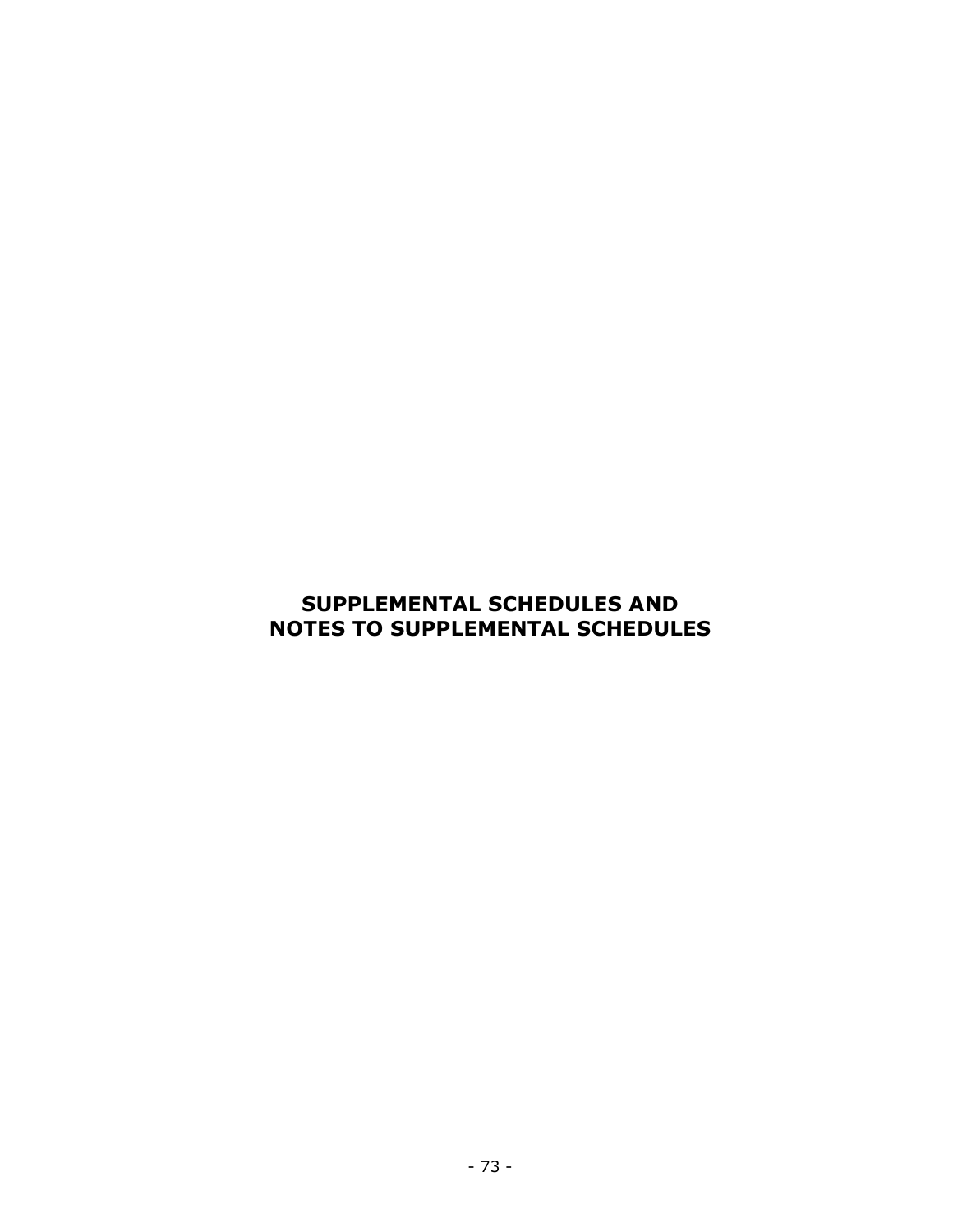# SUPPLEMENTAL SCHEDULES AND NOTES TO SUPPLEMENTAL SCHEDULES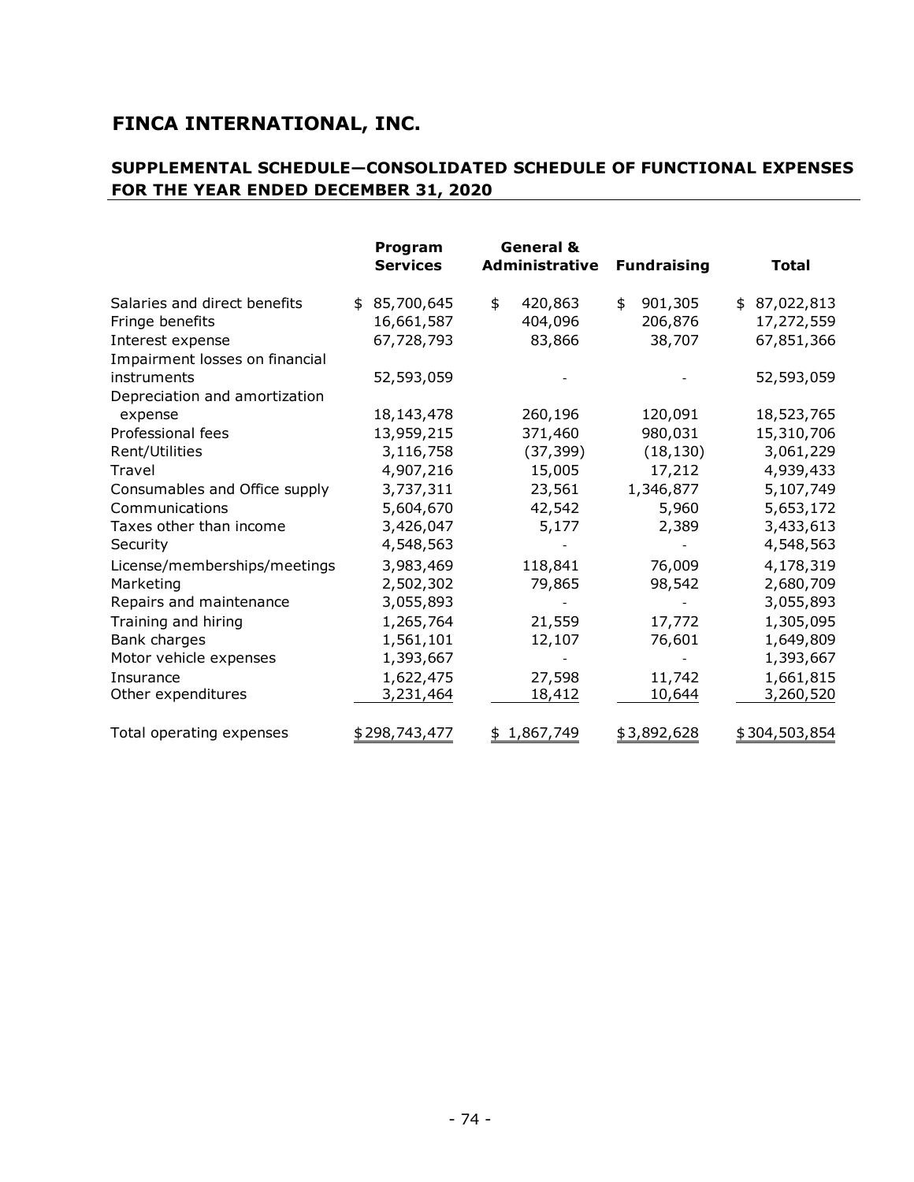# FINCA INTERNATIONAL, INC.

## SUPPLEMENTAL SCHEDULE—CONSOLIDATED SCHEDULE OF FUNCTIONAL EXPENSES FOR THE YEAR ENDED DECEMBER 31, 2020

| | Program Services | General & Administrative | Fundraising | Total |
|---|---|---|---|---|
| Salaries and direct benefits | $ 85,700,645 | $ 420,863 | $ 901,305 | $ 87,022,813 |
| Fringe benefits | 16,661,587 | 404,096 | 206,876 | 17,272,559 |
| Interest expense | 67,728,793 | 83,866 | 38,707 | 67,851,366 |
| Impairment losses on financial instruments | 52,593,059 | - | - | 52,593,059 |
| Depreciation and amortization expense | 18,143,478 | 260,196 | 120,091 | 18,523,765 |
| Professional fees | 13,959,215 | 371,460 | 980,031 | 15,310,706 |
| Rent/Utilities | 3,116,758 | (37,399) | (18,130) | 3,061,229 |
| Travel | 4,907,216 | 15,005 | 17,212 | 4,939,433 |
| Consumables and Office supply | 3,737,311 | 23,561 | 1,346,877 | 5,107,749 |
| Communications | 5,604,670 | 42,542 | 5,960 | 5,653,172 |
| Taxes other than income | 3,426,047 | 5,177 | 2,389 | 3,433,613 |
| Security | 4,548,563 | - | - | 4,548,563 |
| License/memberships/meetings | 3,983,469 | 118,841 | 76,009 | 4,178,319 |
| Marketing | 2,502,302 | 79,865 | 98,542 | 2,680,709 |
| Repairs and maintenance | 3,055,893 | - | - | 3,055,893 |
| Training and hiring | 1,265,764 | 21,559 | 17,772 | 1,305,095 |
| Bank charges | 1,561,101 | 12,107 | 76,601 | 1,649,809 |
| Motor vehicle expenses | 1,393,667 | - | - | 1,393,667 |
| Insurance | 1,622,475 | 27,598 | 11,742 | 1,661,815 |
| Other expenditures | 3,231,464 | 18,412 | 10,644 | 3,260,520 |
| Total operating expenses | $ 298,743,477 | $ 1,867,749 | $ 3,892,628 | $ 304,503,854 |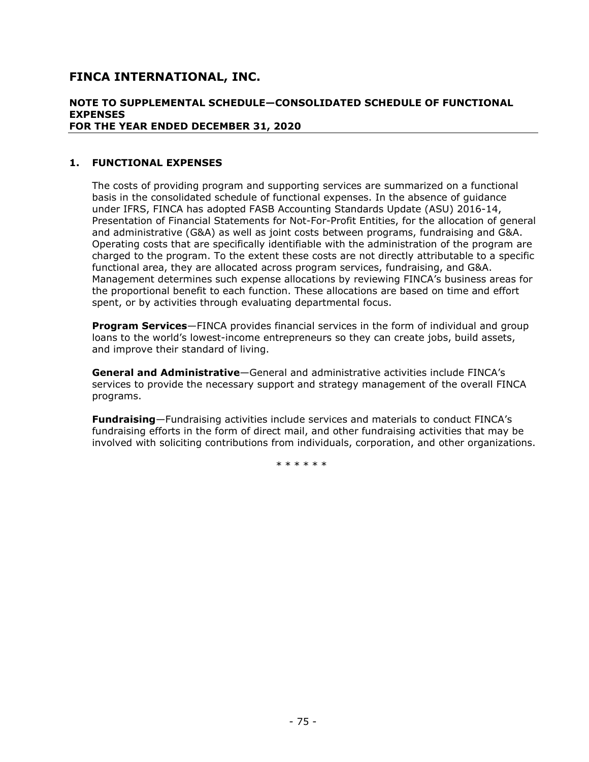# FINCA INTERNATIONAL, INC.

## NOTE TO SUPPLEMENTAL SCHEDULE—CONSOLIDATED SCHEDULE OF FUNCTIONAL EXPENSES
## FOR THE YEAR ENDED DECEMBER 31, 2020

### 1. FUNCTIONAL EXPENSES

The costs of providing program and supporting services are summarized on a functional basis in the consolidated schedule of functional expenses. In the absence of guidance under IFRS, FINCA has adopted FASB Accounting Standards Update (ASU) 2016-14, Presentation of Financial Statements for Not-For-Profit Entities, for the allocation of general and administrative (G&A) as well as joint costs between programs, fundraising and G&A. Operating costs that are specifically identifiable with the administration of the program are charged to the program. To the extent these costs are not directly attributable to a specific functional area, they are allocated across program services, fundraising, and G&A. Management determines such expense allocations by reviewing FINCA's business areas for the proportional benefit to each function. These allocations are based on time and effort spent, or by activities through evaluating departmental focus.

**Program Services**—FINCA provides financial services in the form of individual and group loans to the world's lowest-income entrepreneurs so they can create jobs, build assets, and improve their standard of living.

**General and Administrative**—General and administrative activities include FINCA's services to provide the necessary support and strategy management of the overall FINCA programs.

**Fundraising**—Fundraising activities include services and materials to conduct FINCA's fundraising efforts in the form of direct mail, and other fundraising activities that may be involved with soliciting contributions from individuals, corporation, and other organizations.

* * * * * *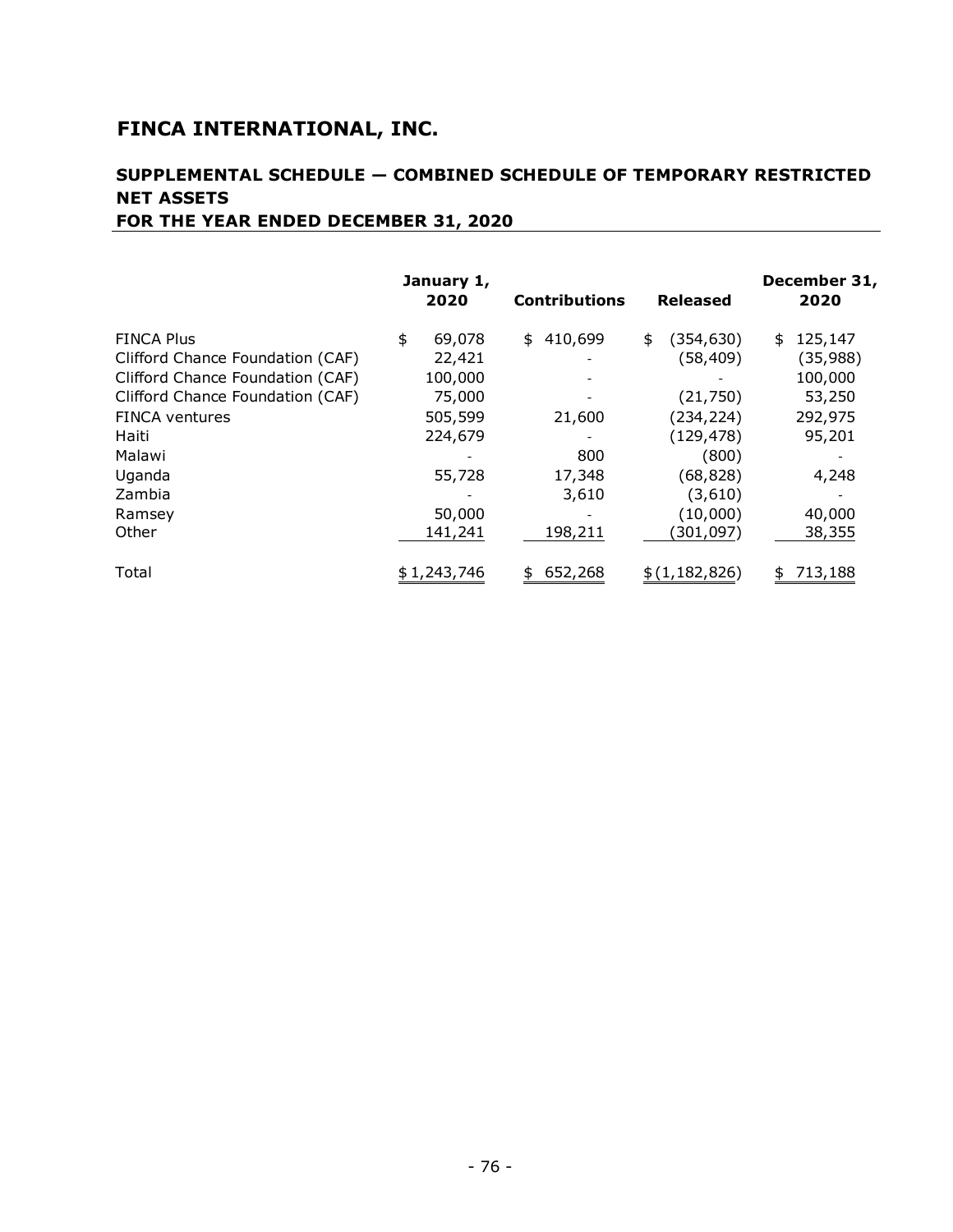# FINCA INTERNATIONAL, INC.

## SUPPLEMENTAL SCHEDULE — COMBINED SCHEDULE OF TEMPORARY RESTRICTED NET ASSETS
## FOR THE YEAR ENDED DECEMBER 31, 2020

| | January 1, 2020 | Contributions | Released | December 31, 2020 |
|---|---|---|---|---|
| FINCA Plus | $ 69,078 | $ 410,699 | $ (354,630) | $ 125,147 |
| Clifford Chance Foundation (CAF) | 22,421 | - | (58,409) | (35,988) |
| Clifford Chance Foundation (CAF) | 100,000 | - | - | 100,000 |
| Clifford Chance Foundation (CAF) | 75,000 | - | (21,750) | 53,250 |
| FINCA ventures | 505,599 | 21,600 | (234,224) | 292,975 |
| Haiti | 224,679 | - | (129,478) | 95,201 |
| Malawi | - | 800 | (800) | - |
| Uganda | 55,728 | 17,348 | (68,828) | 4,248 |
| Zambia | - | 3,610 | (3,610) | - |
| Ramsey | 50,000 | - | (10,000) | 40,000 |
| Other | 141,241 | 198,211 | (301,097) | 38,355 |
| Total | $ 1,243,746 | $ 652,268 | $ (1,182,826) | $ 713,188 |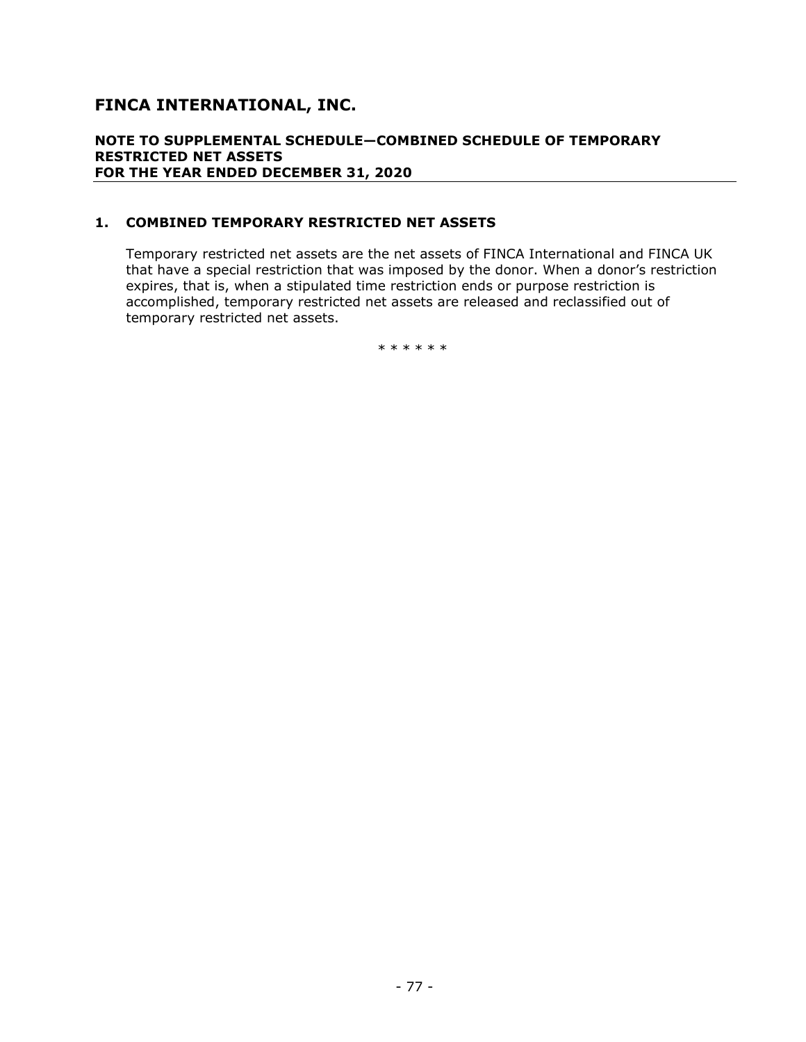# FINCA INTERNATIONAL, INC.

## NOTE TO SUPPLEMENTAL SCHEDULE—COMBINED SCHEDULE OF TEMPORARY RESTRICTED NET ASSETS
## FOR THE YEAR ENDED DECEMBER 31, 2020

### 1. COMBINED TEMPORARY RESTRICTED NET ASSETS

Temporary restricted net assets are the net assets of FINCA International and FINCA UK that have a special restriction that was imposed by the donor. When a donor's restriction expires, that is, when a stipulated time restriction ends or purpose restriction is accomplished, temporary restricted net assets are released and reclassified out of temporary restricted net assets.

* * * * * *